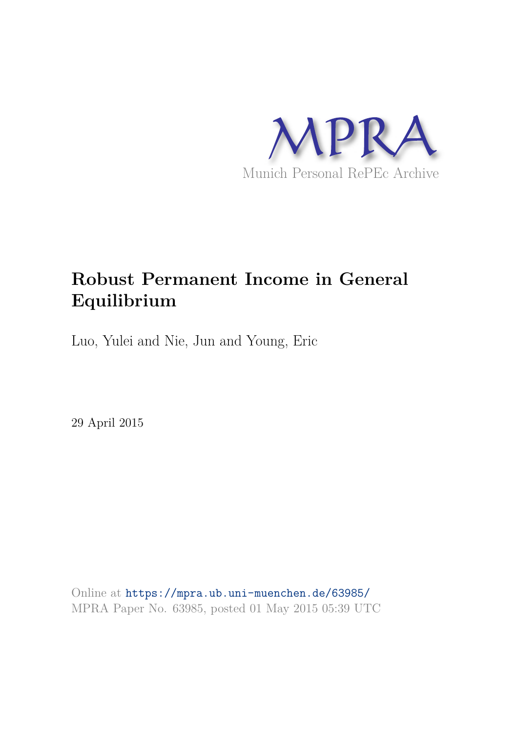MPRA

Munich Personal RePEc Archive

# Robust Permanent Income in General Equilibrium

Luo, Yulei and Nie, Jun and Young, Eric

29 April 2015

Online at https://mpra.ub.uni-muenchen.de/63985/
MPRA Paper No. 63985, posted 01 May 2015 05:39 UTC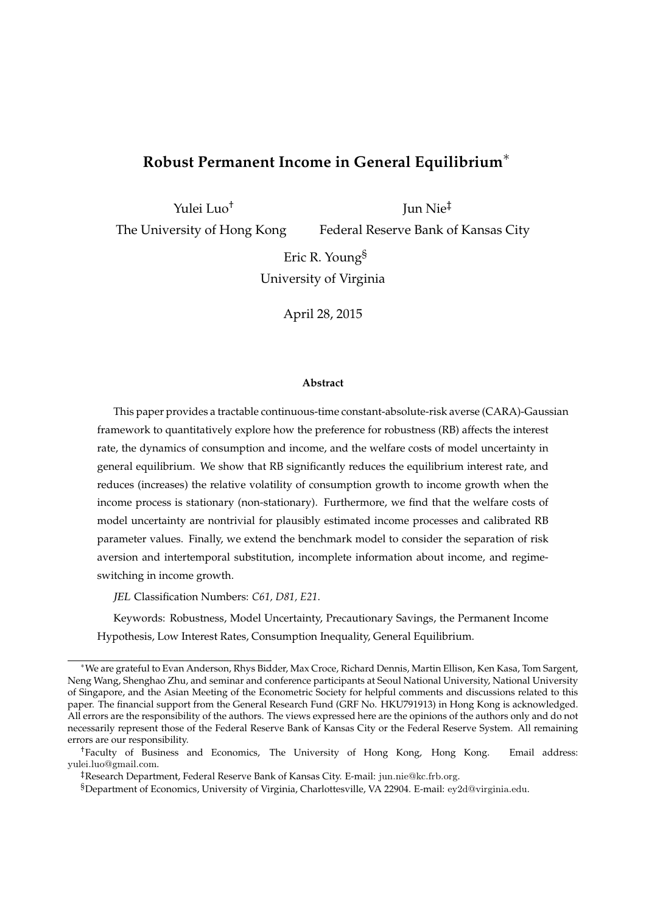# Robust Permanent Income in General Equilibrium*

Yulei Luo[†]
The University of Hong Kong

Jun Nie[‡]
Federal Reserve Bank of Kansas City

Eric R. Young[§]
University of Virginia

April 28, 2015

**Abstract**

This paper provides a tractable continuous-time constant-absolute-risk averse (CARA)-Gaussian framework to quantitatively explore how the preference for robustness (RB) affects the interest rate, the dynamics of consumption and income, and the welfare costs of model uncertainty in general equilibrium. We show that RB significantly reduces the equilibrium interest rate, and reduces (increases) the relative volatility of consumption growth to income growth when the income process is stationary (non-stationary). Furthermore, we find that the welfare costs of model uncertainty are nontrivial for plausibly estimated income processes and calibrated RB parameter values. Finally, we extend the benchmark model to consider the separation of risk aversion and intertemporal substitution, incomplete information about income, and regime-switching in income growth.

*JEL* Classification Numbers: *C61, D81, E21.*

Keywords: Robustness, Model Uncertainty, Precautionary Savings, the Permanent Income Hypothesis, Low Interest Rates, Consumption Inequality, General Equilibrium.

---

*We are grateful to Evan Anderson, Rhys Bidder, Max Croce, Richard Dennis, Martin Ellison, Ken Kasa, Tom Sargent, Neng Wang, Shenghao Zhu, and seminar and conference participants at Seoul National University, National University of Singapore, and the Asian Meeting of the Econometric Society for helpful comments and discussions related to this paper. The financial support from the General Research Fund (GRF No. HKU791913) in Hong Kong is acknowledged. All errors are the responsibility of the authors. The views expressed here are the opinions of the authors only and do not necessarily represent those of the Federal Reserve Bank of Kansas City or the Federal Reserve System. All remaining errors are our responsibility.

[†]Faculty of Business and Economics, The University of Hong Kong, Hong Kong. Email address: yulei.luo@gmail.com.

[‡]Research Department, Federal Reserve Bank of Kansas City. E-mail: jun.nie@kc.frb.org.

[§]Department of Economics, University of Virginia, Charlottesville, VA 22904. E-mail: ey2d@virginia.edu.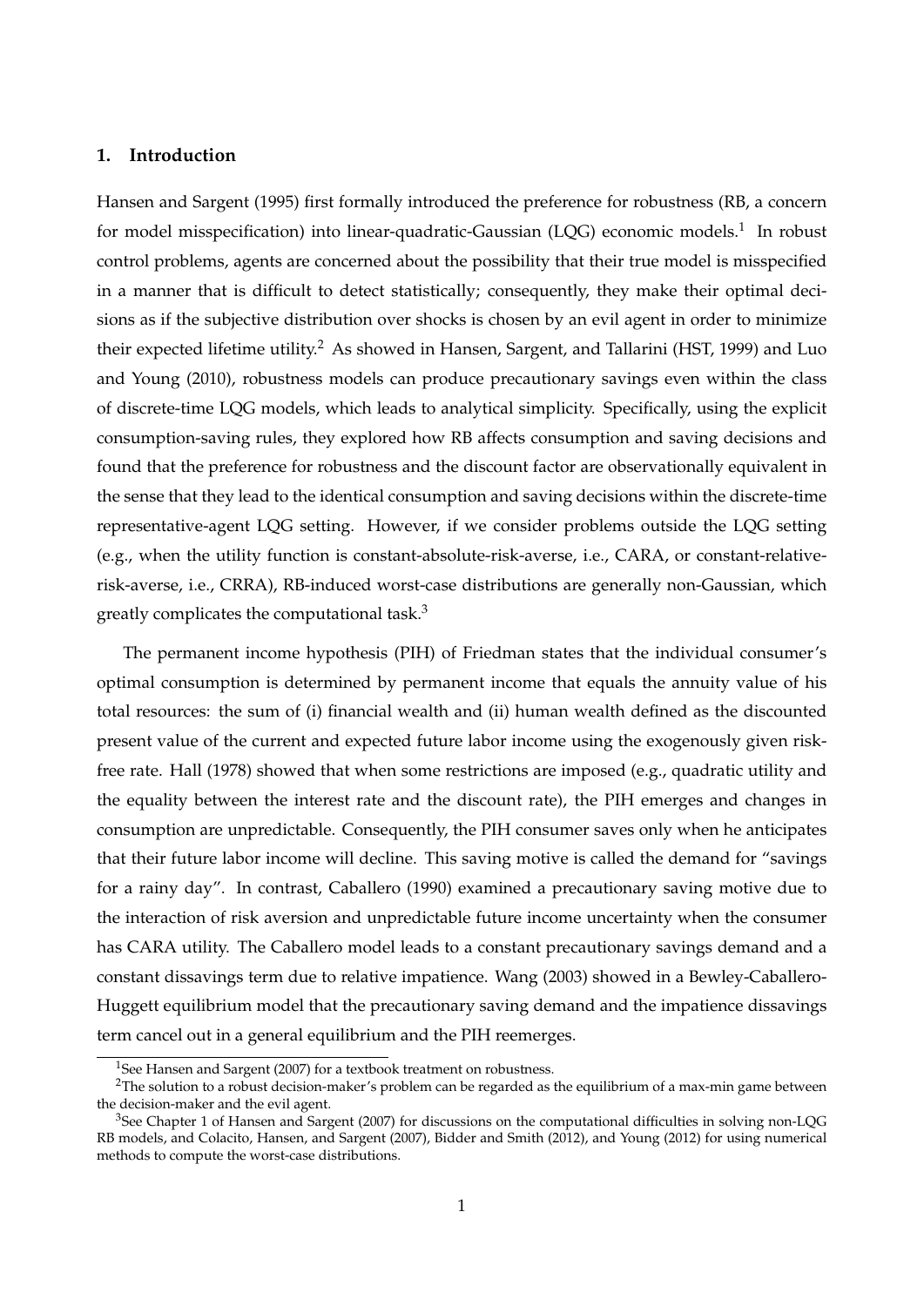## 1. Introduction

Hansen and Sargent (1995) first formally introduced the preference for robustness (RB, a concern for model misspecification) into linear-quadratic-Gaussian (LQG) economic models.[1] In robust control problems, agents are concerned about the possibility that their true model is misspecified in a manner that is difficult to detect statistically; consequently, they make their optimal decisions as if the subjective distribution over shocks is chosen by an evil agent in order to minimize their expected lifetime utility.[2] As showed in Hansen, Sargent, and Tallarini (HST, 1999) and Luo and Young (2010), robustness models can produce precautionary savings even within the class of discrete-time LQG models, which leads to analytical simplicity. Specifically, using the explicit consumption-saving rules, they explored how RB affects consumption and saving decisions and found that the preference for robustness and the discount factor are observationally equivalent in the sense that they lead to the identical consumption and saving decisions within the discrete-time representative-agent LQG setting. However, if we consider problems outside the LQG setting (e.g., when the utility function is constant-absolute-risk-averse, i.e., CARA, or constant-relative-risk-averse, i.e., CRRA), RB-induced worst-case distributions are generally non-Gaussian, which greatly complicates the computational task.[3]

The permanent income hypothesis (PIH) of Friedman states that the individual consumer's optimal consumption is determined by permanent income that equals the annuity value of his total resources: the sum of (i) financial wealth and (ii) human wealth defined as the discounted present value of the current and expected future labor income using the exogenously given risk-free rate. Hall (1978) showed that when some restrictions are imposed (e.g., quadratic utility and the equality between the interest rate and the discount rate), the PIH emerges and changes in consumption are unpredictable. Consequently, the PIH consumer saves only when he anticipates that their future labor income will decline. This saving motive is called the demand for "savings for a rainy day". In contrast, Caballero (1990) examined a precautionary saving motive due to the interaction of risk aversion and unpredictable future income uncertainty when the consumer has CARA utility. The Caballero model leads to a constant precautionary savings demand and a constant dissavings term due to relative impatience. Wang (2003) showed in a Bewley-Caballero-Huggett equilibrium model that the precautionary saving demand and the impatience dissavings term cancel out in a general equilibrium and the PIH reemerges.

---

[1] See Hansen and Sargent (2007) for a textbook treatment on robustness.

[2] The solution to a robust decision-maker's problem can be regarded as the equilibrium of a max-min game between the decision-maker and the evil agent.

[3] See Chapter 1 of Hansen and Sargent (2007) for discussions on the computational difficulties in solving non-LQG RB models, and Colacito, Hansen, and Sargent (2007), Bidder and Smith (2012), and Young (2012) for using numerical methods to compute the worst-case distributions.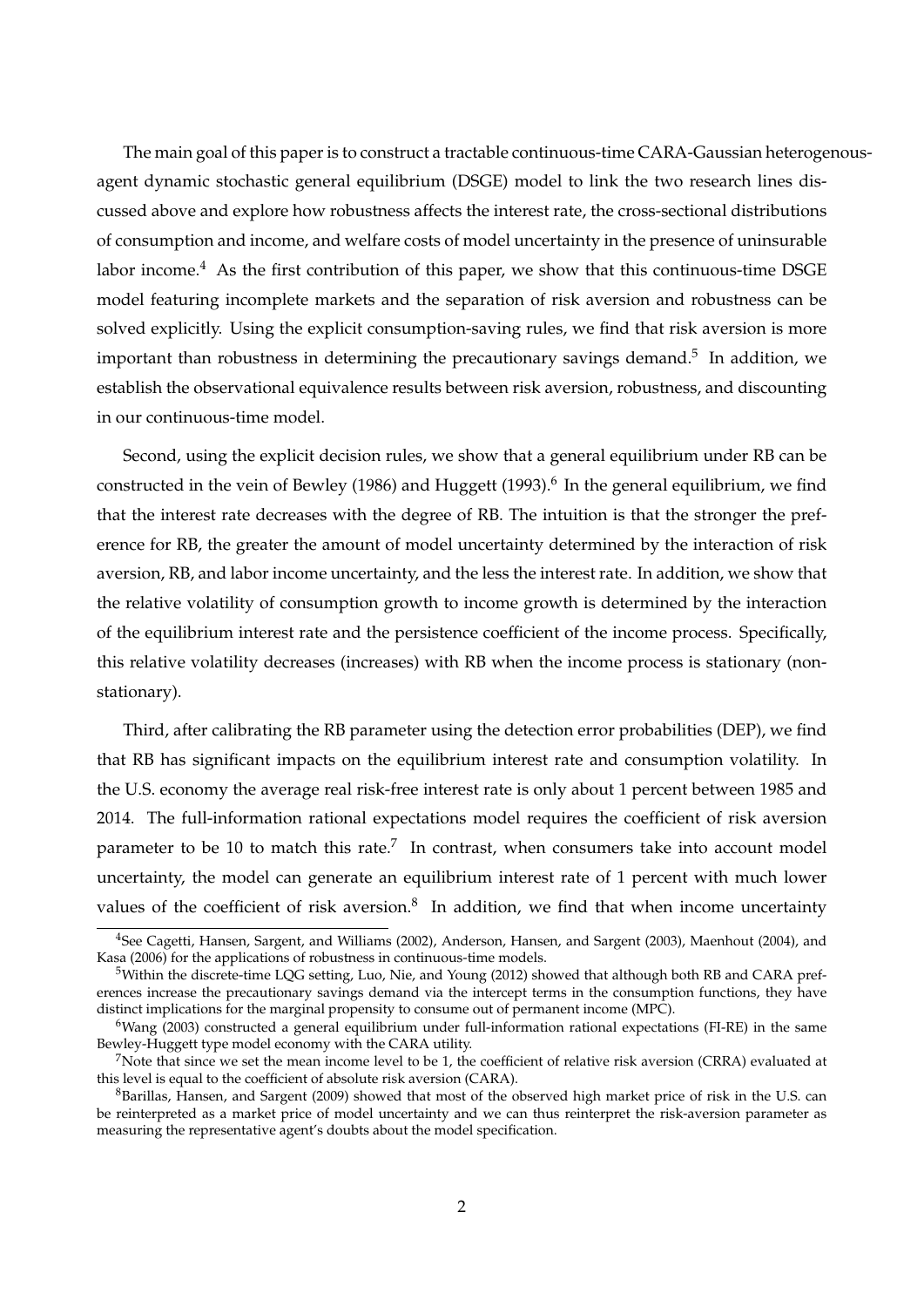The main goal of this paper is to construct a tractable continuous-time CARA-Gaussian heterogenous-agent dynamic stochastic general equilibrium (DSGE) model to link the two research lines discussed above and explore how robustness affects the interest rate, the cross-sectional distributions of consumption and income, and welfare costs of model uncertainty in the presence of uninsurable labor income.[4] As the first contribution of this paper, we show that this continuous-time DSGE model featuring incomplete markets and the separation of risk aversion and robustness can be solved explicitly. Using the explicit consumption-saving rules, we find that risk aversion is more important than robustness in determining the precautionary savings demand.[5] In addition, we establish the observational equivalence results between risk aversion, robustness, and discounting in our continuous-time model.

Second, using the explicit decision rules, we show that a general equilibrium under RB can be constructed in the vein of Bewley (1986) and Huggett (1993).[6] In the general equilibrium, we find that the interest rate decreases with the degree of RB. The intuition is that the stronger the preference for RB, the greater the amount of model uncertainty determined by the interaction of risk aversion, RB, and labor income uncertainty, and the less the interest rate. In addition, we show that the relative volatility of consumption growth to income growth is determined by the interaction of the equilibrium interest rate and the persistence coefficient of the income process. Specifically, this relative volatility decreases (increases) with RB when the income process is stationary (nonstationary).

Third, after calibrating the RB parameter using the detection error probabilities (DEP), we find that RB has significant impacts on the equilibrium interest rate and consumption volatility. In the U.S. economy the average real risk-free interest rate is only about 1 percent between 1985 and 2014. The full-information rational expectations model requires the coefficient of risk aversion parameter to be 10 to match this rate.[7] In contrast, when consumers take into account model uncertainty, the model can generate an equilibrium interest rate of 1 percent with much lower values of the coefficient of risk aversion.[8] In addition, we find that when income uncertainty

---

[4] See Cagetti, Hansen, Sargent, and Williams (2002), Anderson, Hansen, and Sargent (2003), Maenhout (2004), and Kasa (2006) for the applications of robustness in continuous-time models.

[5] Within the discrete-time LQG setting, Luo, Nie, and Young (2012) showed that although both RB and CARA preferences increase the precautionary savings demand via the intercept terms in the consumption functions, they have distinct implications for the marginal propensity to consume out of permanent income (MPC).

[6] Wang (2003) constructed a general equilibrium under full-information rational expectations (FI-RE) in the same Bewley-Huggett type model economy with the CARA utility.

[7] Note that since we set the mean income level to be 1, the coefficient of relative risk aversion (CRRA) evaluated at this level is equal to the coefficient of absolute risk aversion (CARA).

[8] Barillas, Hansen, and Sargent (2009) showed that most of the observed high market price of risk in the U.S. can be reinterpreted as a market price of model uncertainty and we can thus reinterpret the risk-aversion parameter as measuring the representative agent's doubts about the model specification.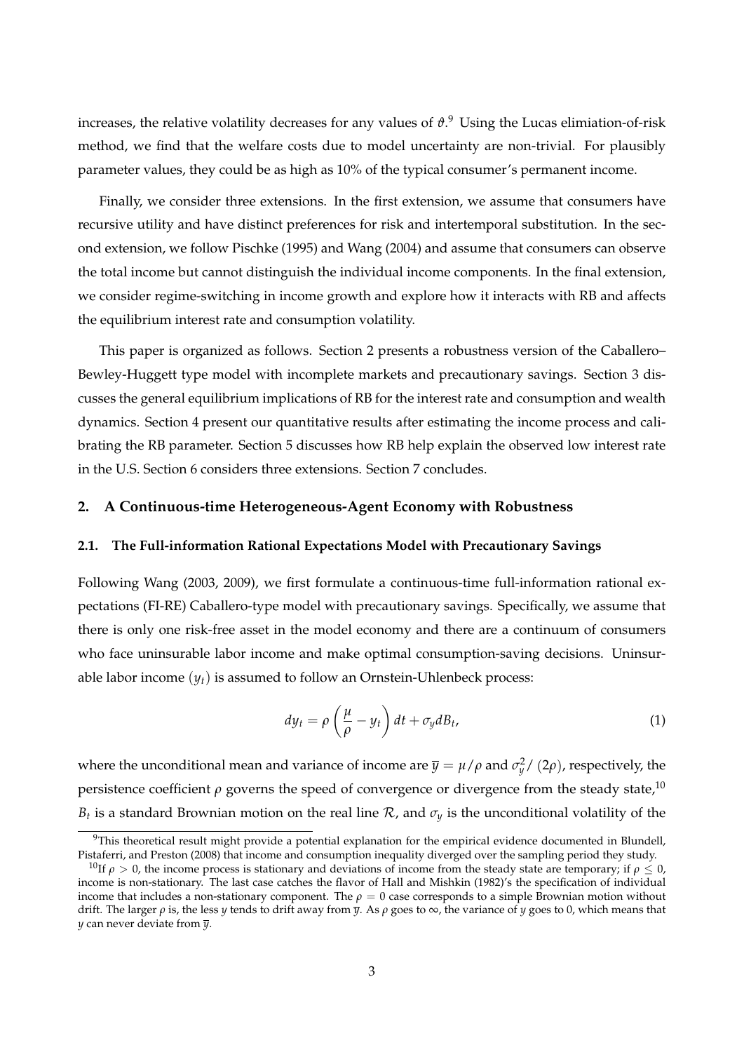increases, the relative volatility decreases for any values of $\vartheta$.[9] Using the Lucas elimiation-of-risk method, we find that the welfare costs due to model uncertainty are non-trivial. For plausibly parameter values, they could be as high as 10% of the typical consumer's permanent income.

Finally, we consider three extensions. In the first extension, we assume that consumers have recursive utility and have distinct preferences for risk and intertemporal substitution. In the second extension, we follow Pischke (1995) and Wang (2004) and assume that consumers can observe the total income but cannot distinguish the individual income components. In the final extension, we consider regime-switching in income growth and explore how it interacts with RB and affects the equilibrium interest rate and consumption volatility.

This paper is organized as follows. Section 2 presents a robustness version of the Caballero–Bewley-Huggett type model with incomplete markets and precautionary savings. Section 3 discusses the general equilibrium implications of RB for the interest rate and consumption and wealth dynamics. Section 4 present our quantitative results after estimating the income process and calibrating the RB parameter. Section 5 discusses how RB help explain the observed low interest rate in the U.S. Section 6 considers three extensions. Section 7 concludes.

## 2. A Continuous-time Heterogeneous-Agent Economy with Robustness

### 2.1. The Full-information Rational Expectations Model with Precautionary Savings

Following Wang (2003, 2009), we first formulate a continuous-time full-information rational expectations (FI-RE) Caballero-type model with precautionary savings. Specifically, we assume that there is only one risk-free asset in the model economy and there are a continuum of consumers who face uninsurable labor income and make optimal consumption-saving decisions. Uninsurable labor income $(y_t)$ is assumed to follow an Ornstein-Uhlenbeck process:

$$dy_t = \rho \left( \frac{\mu}{\rho} - y_t \right) dt + \sigma_y dB_t, \tag{1}$$

where the unconditional mean and variance of income are $\overline{y} = \mu/\rho$ and $\sigma_y^2 / (2\rho)$, respectively, the persistence coefficient $\rho$ governs the speed of convergence or divergence from the steady state,[10] $B_t$ is a standard Brownian motion on the real line $\mathcal{R}$, and $\sigma_y$ is the unconditional volatility of the

[9] This theoretical result might provide a potential explanation for the empirical evidence documented in Blundell, Pistaferri, and Preston (2008) that income and consumption inequality diverged over the sampling period they study.

[10] If $\rho > 0$, the income process is stationary and deviations of income from the steady state are temporary; if $\rho \leq 0$, income is non-stationary. The last case catches the flavor of Hall and Mishkin (1982)'s the specification of individual income that includes a non-stationary component. The $\rho = 0$ case corresponds to a simple Brownian motion without drift. The larger $\rho$ is, the less $y$ tends to drift away from $\overline{y}$. As $\rho$ goes to $\infty$, the variance of $y$ goes to 0, which means that $y$ can never deviate from $\overline{y}$.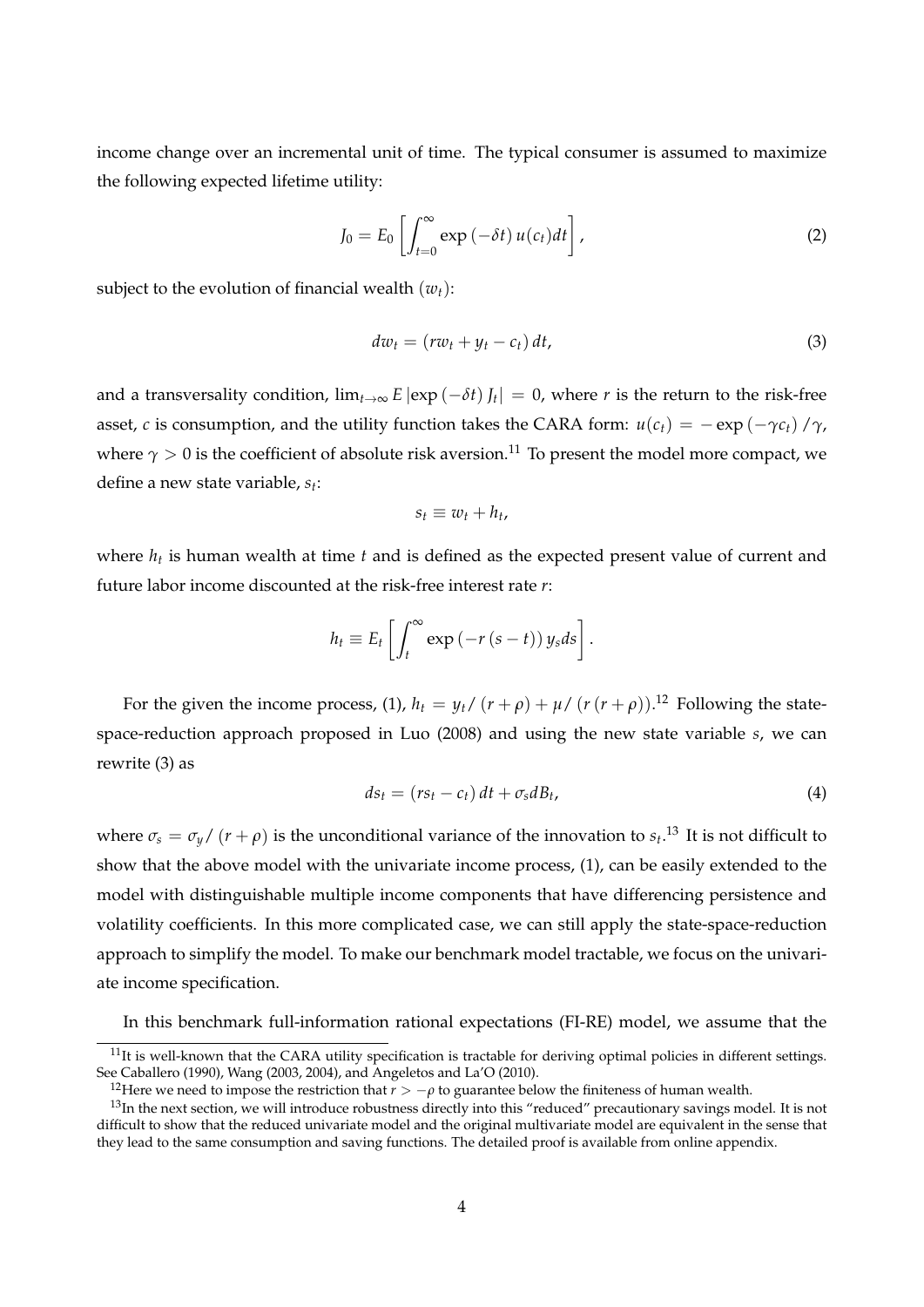income change over an incremental unit of time. The typical consumer is assumed to maximize the following expected lifetime utility:

$$J_0 = E_0 \left[ \int_{t=0}^{\infty} \exp\left(-\delta t\right) u(c_t) dt \right], \tag{2}$$

subject to the evolution of financial wealth $(w_t)$:

$$dw_t = \left(r w_t + y_t - c_t\right) dt, \tag{3}$$

and a transversality condition, $\lim_{t \to \infty} E \left| \exp\left(-\delta t\right) J_t \right| = 0$, where $r$ is the return to the risk-free asset, $c$ is consumption, and the utility function takes the CARA form: $u(c_t) = -\exp\left(-\gamma c_t\right)/\gamma$, where $\gamma > 0$ is the coefficient of absolute risk aversion.[11] To present the model more compact, we define a new state variable, $s_t$:

$$s_t \equiv w_t + h_t,$$

where $h_t$ is human wealth at time $t$ and is defined as the expected present value of current and future labor income discounted at the risk-free interest rate $r$:

$$h_t \equiv E_t \left[ \int_t^{\infty} \exp\left(-r\left(s-t\right)\right) y_s ds \right].$$

For the given the income process, (1), $h_t = y_t / \left(r + \rho\right) + \mu / \left(r\left(r+\rho\right)\right)$.[12] Following the state-space-reduction approach proposed in Luo (2008) and using the new state variable $s$, we can rewrite (3) as

$$ds_t = \left(r s_t - c_t\right) dt + \sigma_s dB_t, \tag{4}$$

where $\sigma_s = \sigma_y / \left(r + \rho\right)$ is the unconditional variance of the innovation to $s_t$.[13] It is not difficult to show that the above model with the univariate income process, (1), can be easily extended to the model with distinguishable multiple income components that have differencing persistence and volatility coefficients. In this more complicated case, we can still apply the state-space-reduction approach to simplify the model. To make our benchmark model tractable, we focus on the univariate income specification.

In this benchmark full-information rational expectations (FI-RE) model, we assume that the

[11] It is well-known that the CARA utility specification is tractable for deriving optimal policies in different settings. See Caballero (1990), Wang (2003, 2004), and Angeletos and La'O (2010).

[12] Here we need to impose the restriction that $r > -\rho$ to guarantee below the finiteness of human wealth.

[13] In the next section, we will introduce robustness directly into this "reduced" precautionary savings model. It is not difficult to show that the reduced univariate model and the original multivariate model are equivalent in the sense that they lead to the same consumption and saving functions. The detailed proof is available from online appendix.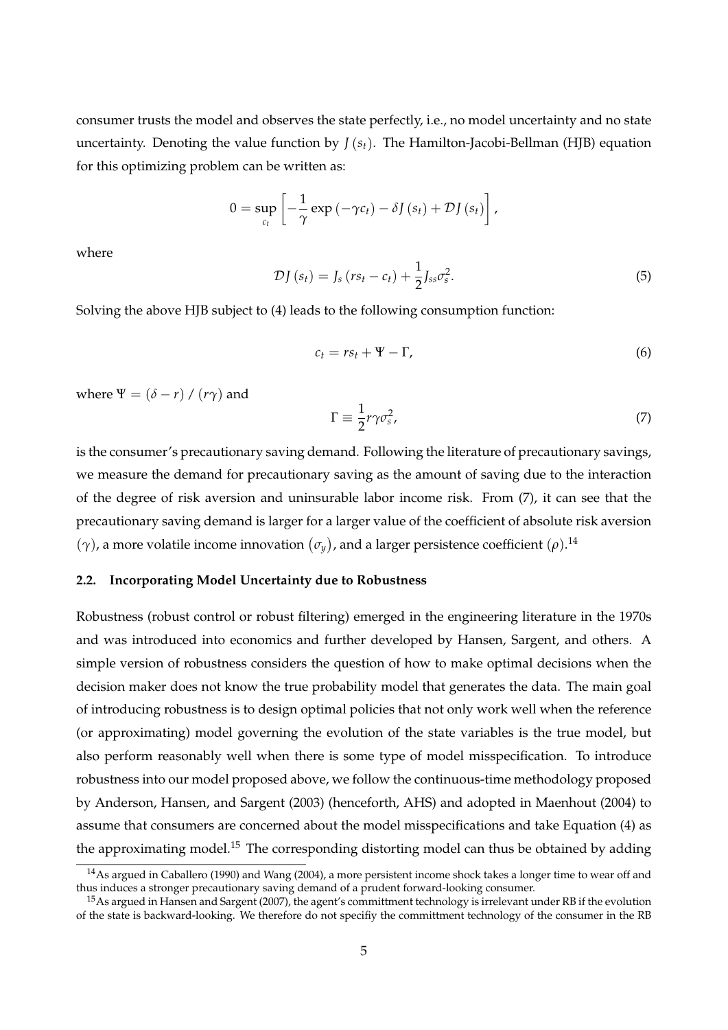consumer trusts the model and observes the state perfectly, i.e., no model uncertainty and no state uncertainty. Denoting the value function by $J(s_t)$. The Hamilton-Jacobi-Bellman (HJB) equation for this optimizing problem can be written as:

$$0 = \sup_{c_t} \left[ -\frac{1}{\gamma} \exp(-\gamma c_t) - \delta J(s_t) + \mathcal{D}J(s_t) \right],$$

where

$$\mathcal{D}J(s_t) = J_s(rs_t - c_t) + \frac{1}{2} J_{ss} \sigma_s^2. \tag{5}$$

Solving the above HJB subject to (4) leads to the following consumption function:

$$c_t = rs_t + \Psi - \Gamma, \tag{6}$$

where $\Psi = (\delta - r) / (r\gamma)$ and

$$\Gamma \equiv \frac{1}{2} r\gamma \sigma_s^2, \tag{7}$$

is the consumer's precautionary saving demand. Following the literature of precautionary savings, we measure the demand for precautionary saving as the amount of saving due to the interaction of the degree of risk aversion and uninsurable labor income risk. From (7), it can see that the precautionary saving demand is larger for a larger value of the coefficient of absolute risk aversion $(\gamma)$, a more volatile income innovation $(\sigma_y)$, and a larger persistence coefficient $(\rho)$.[14]

### 2.2. Incorporating Model Uncertainty due to Robustness

Robustness (robust control or robust filtering) emerged in the engineering literature in the 1970s and was introduced into economics and further developed by Hansen, Sargent, and others. A simple version of robustness considers the question of how to make optimal decisions when the decision maker does not know the true probability model that generates the data. The main goal of introducing robustness is to design optimal policies that not only work well when the reference (or approximating) model governing the evolution of the state variables is the true model, but also perform reasonably well when there is some type of model misspecification. To introduce robustness into our model proposed above, we follow the continuous-time methodology proposed by Anderson, Hansen, and Sargent (2003) (henceforth, AHS) and adopted in Maenhout (2004) to assume that consumers are concerned about the model misspecifications and take Equation (4) as the approximating model.[15] The corresponding distorting model can thus be obtained by adding

[14] As argued in Caballero (1990) and Wang (2004), a more persistent income shock takes a longer time to wear off and thus induces a stronger precautionary saving demand of a prudent forward-looking consumer.

[15] As argued in Hansen and Sargent (2007), the agent's committment technology is irrelevant under RB if the evolution of the state is backward-looking. We therefore do not specifiy the committment technology of the consumer in the RB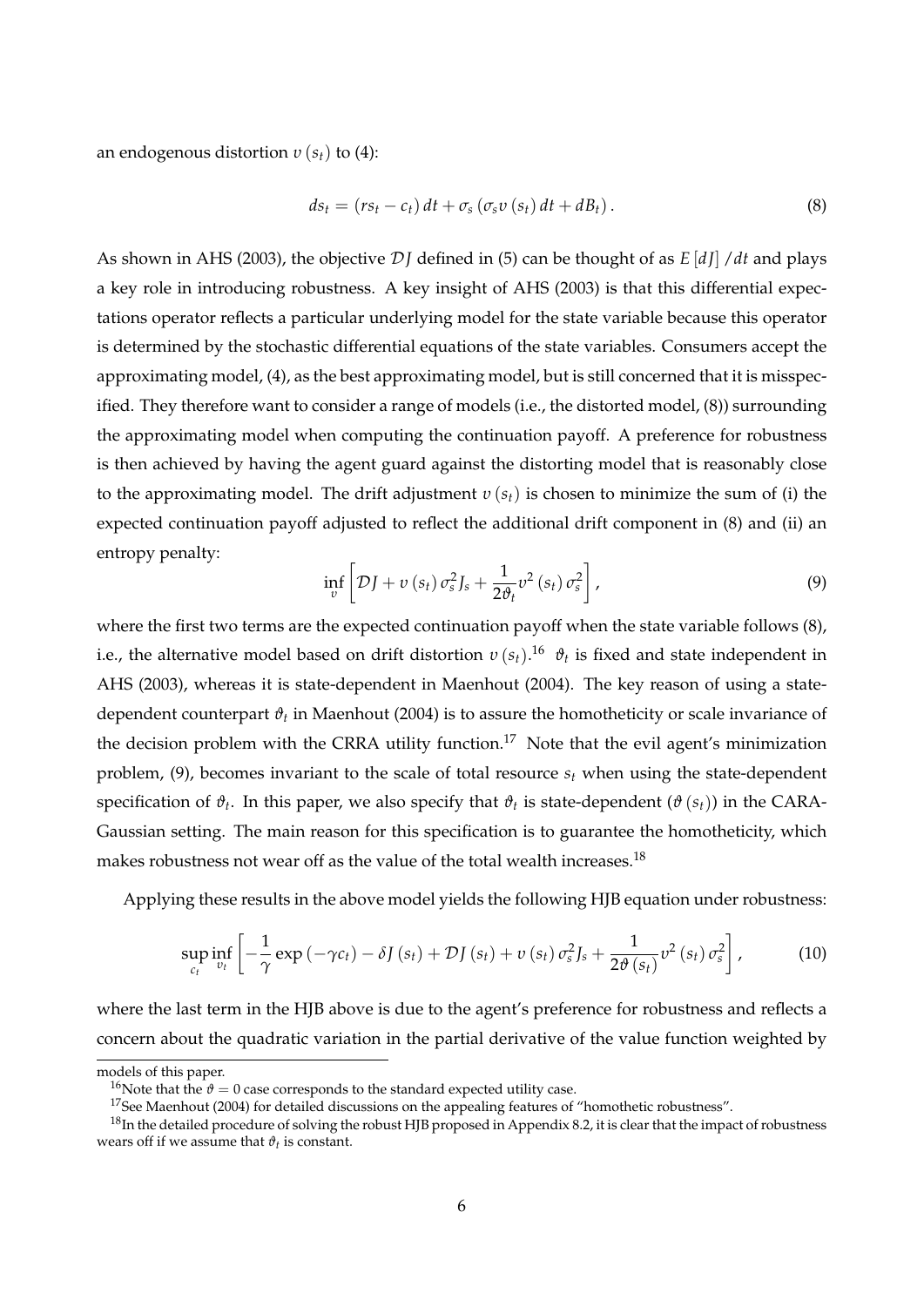an endogenous distortion $v(s_t)$ to (4):

$$ds_t = (rs_t - c_t)\,dt + \sigma_s\left(\sigma_s v(s_t)\,dt + dB_t\right). \tag{8}$$

As shown in AHS (2003), the objective $\mathcal{D}J$ defined in (5) can be thought of as $E[dJ]/dt$ and plays a key role in introducing robustness. A key insight of AHS (2003) is that this differential expectations operator reflects a particular underlying model for the state variable because this operator is determined by the stochastic differential equations of the state variables. Consumers accept the approximating model, (4), as the best approximating model, but is still concerned that it is misspecified. They therefore want to consider a range of models (i.e., the distorted model, (8)) surrounding the approximating model when computing the continuation payoff. A preference for robustness is then achieved by having the agent guard against the distorting model that is reasonably close to the approximating model. The drift adjustment $v(s_t)$ is chosen to minimize the sum of (i) the expected continuation payoff adjusted to reflect the additional drift component in (8) and (ii) an entropy penalty:

$$\inf_{v}\left[\mathcal{D}J + v(s_t)\,\sigma_s^2 J_s + \frac{1}{2\vartheta_t}v^2(s_t)\,\sigma_s^2\right], \tag{9}$$

where the first two terms are the expected continuation payoff when the state variable follows (8), i.e., the alternative model based on drift distortion $v(s_t)$.[16] $\vartheta_t$ is fixed and state independent in AHS (2003), whereas it is state-dependent in Maenhout (2004). The key reason of using a state-dependent counterpart $\vartheta_t$ in Maenhout (2004) is to assure the homotheticity or scale invariance of the decision problem with the CRRA utility function.[17] Note that the evil agent's minimization problem, (9), becomes invariant to the scale of total resource $s_t$ when using the state-dependent specification of $\vartheta_t$. In this paper, we also specify that $\vartheta_t$ is state-dependent ($\vartheta(s_t)$) in the CARA-Gaussian setting. The main reason for this specification is to guarantee the homotheticity, which makes robustness not wear off as the value of the total wealth increases.[18]

Applying these results in the above model yields the following HJB equation under robustness:

$$\sup_{c_t}\inf_{v_t}\left[-\frac{1}{\gamma}\exp(-\gamma c_t) - \delta J(s_t) + \mathcal{D}J(s_t) + v(s_t)\,\sigma_s^2 J_s + \frac{1}{2\vartheta(s_t)}v^2(s_t)\,\sigma_s^2\right], \tag{10}$$

where the last term in the HJB above is due to the agent's preference for robustness and reflects a concern about the quadratic variation in the partial derivative of the value function weighted by

---

models of this paper.

[16] Note that the $\vartheta = 0$ case corresponds to the standard expected utility case.

[17] See Maenhout (2004) for detailed discussions on the appealing features of "homothetic robustness".

[18] In the detailed procedure of solving the robust HJB proposed in Appendix 8.2, it is clear that the impact of robustness wears off if we assume that $\vartheta_t$ is constant.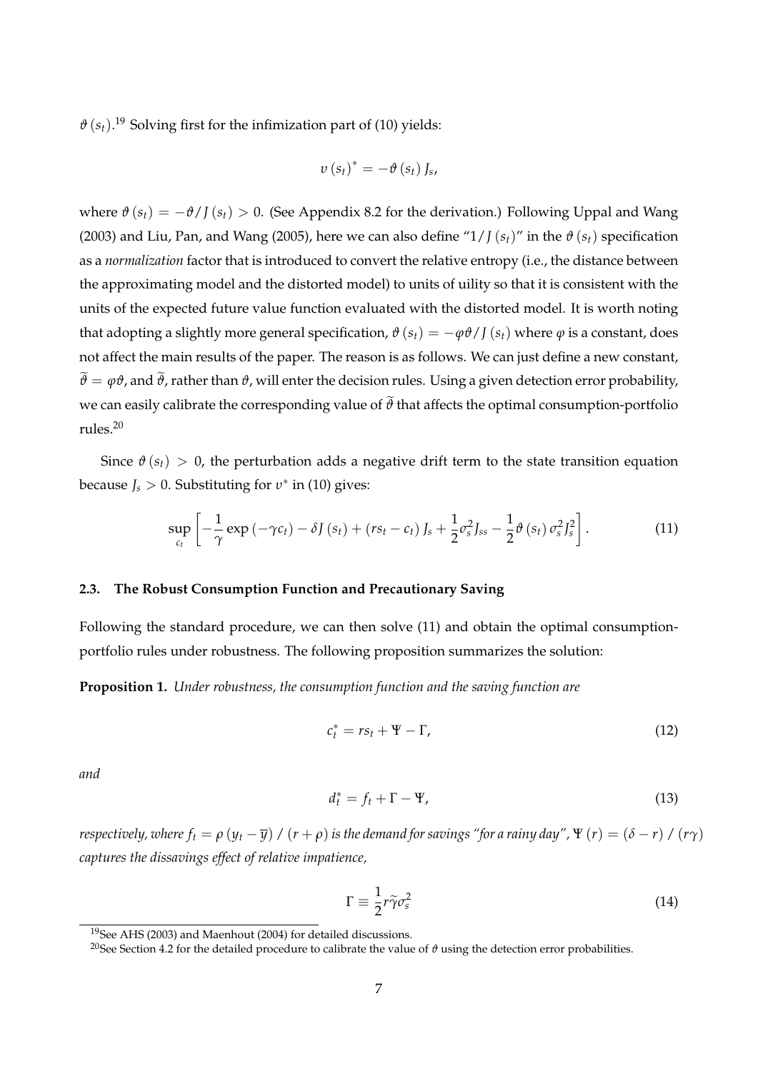$\vartheta(s_t)$.[19] Solving first for the infimization part of (10) yields:

$$v(s_t)^* = -\vartheta(s_t) J_s,$$

where $\vartheta(s_t) = -\vartheta / J(s_t) > 0$. (See Appendix 8.2 for the derivation.) Following Uppal and Wang (2003) and Liu, Pan, and Wang (2005), here we can also define "$1/J(s_t)$" in the $\vartheta(s_t)$ specification as a *normalization* factor that is introduced to convert the relative entropy (i.e., the distance between the approximating model and the distorted model) to units of uility so that it is consistent with the units of the expected future value function evaluated with the distorted model. It is worth noting that adopting a slightly more general specification, $\vartheta(s_t) = -\varphi\vartheta / J(s_t)$ where $\varphi$ is a constant, does not affect the main results of the paper. The reason is as follows. We can just define a new constant, $\widetilde{\vartheta} = \varphi\vartheta$, and $\widetilde{\vartheta}$, rather than $\vartheta$, will enter the decision rules. Using a given detection error probability, we can easily calibrate the corresponding value of $\widetilde{\vartheta}$ that affects the optimal consumption-portfolio rules.[20]

Since $\vartheta(s_t) > 0$, the perturbation adds a negative drift term to the state transition equation because $J_s > 0$. Substituting for $v^*$ in (10) gives:

$$\sup_{c_t} \left[ -\frac{1}{\gamma} \exp(-\gamma c_t) - \delta J(s_t) + (r s_t - c_t) J_s + \frac{1}{2} \sigma_s^2 J_{ss} - \frac{1}{2} \vartheta(s_t) \sigma_s^2 J_s^2 \right]. \tag{11}$$

### 2.3. The Robust Consumption Function and Precautionary Saving

Following the standard procedure, we can then solve (11) and obtain the optimal consumption-portfolio rules under robustness. The following proposition summarizes the solution:

**Proposition 1.** *Under robustness, the consumption function and the saving function are*

$$c_t^* = r s_t + \Psi - \Gamma, \tag{12}$$

*and*

$$d_t^* = f_t + \Gamma - \Psi, \tag{13}$$

*respectively, where $f_t = \rho(y_t - \overline{y}) / (r + \rho)$ is the demand for savings "for a rainy day", $\Psi(r) = (\delta - r) / (r\gamma)$ captures the dissavings effect of relative impatience,*

$$\Gamma \equiv \frac{1}{2} r \widetilde{\gamma} \sigma_s^2 \tag{14}$$

[19] See AHS (2003) and Maenhout (2004) for detailed discussions.

[20] See Section 4.2 for the detailed procedure to calibrate the value of $\vartheta$ using the detection error probabilities.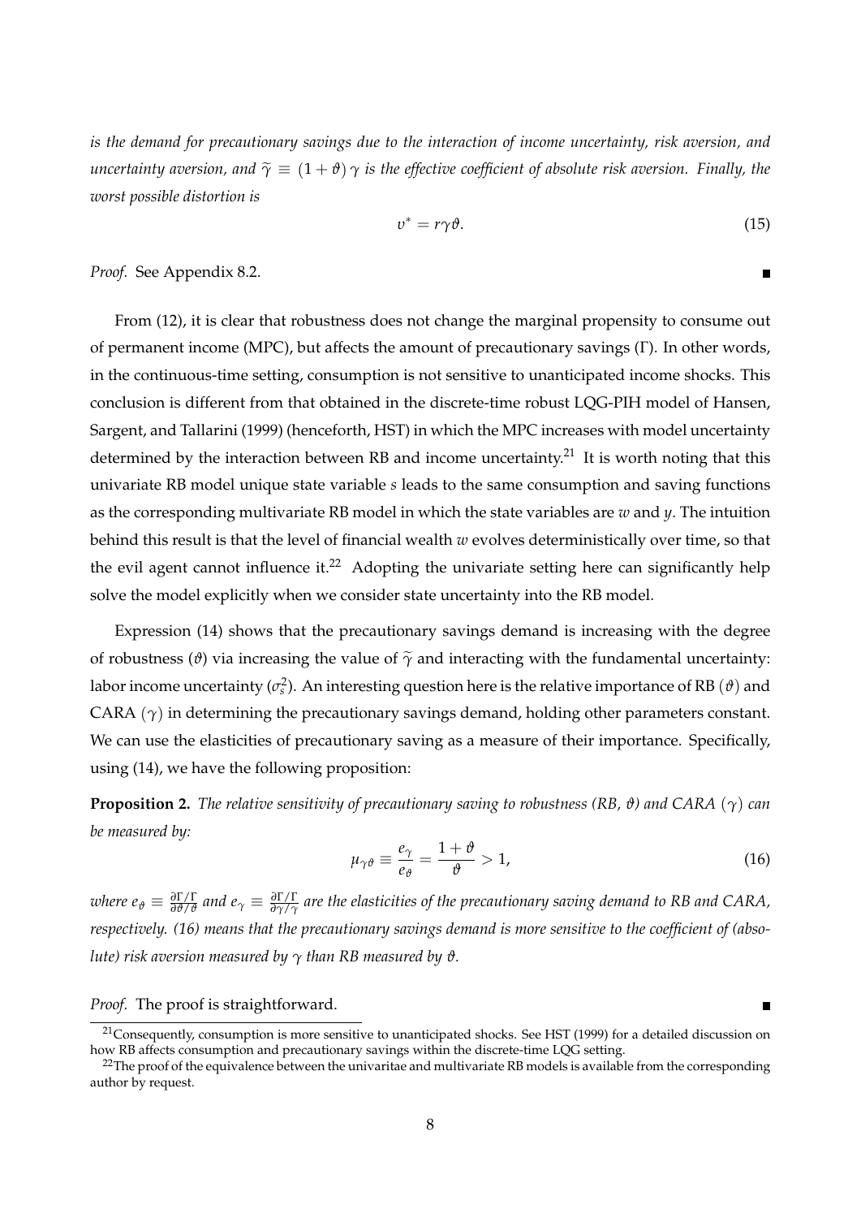*is the demand for precautionary savings due to the interaction of income uncertainty, risk aversion, and uncertainty aversion, and* $\widetilde{\gamma} \equiv (1+\vartheta)\gamma$ *is the effective coefficient of absolute risk aversion. Finally, the worst possible distortion is*

$$v^* = r\gamma\vartheta. \tag{15}$$

*Proof.* See Appendix 8.2. ∎

From (12), it is clear that robustness does not change the marginal propensity to consume out of permanent income (MPC), but affects the amount of precautionary savings ($\Gamma$). In other words, in the continuous-time setting, consumption is not sensitive to unanticipated income shocks. This conclusion is different from that obtained in the discrete-time robust LQG-PIH model of Hansen, Sargent, and Tallarini (1999) (henceforth, HST) in which the MPC increases with model uncertainty determined by the interaction between RB and income uncertainty.[21] It is worth noting that this univariate RB model unique state variable $s$ leads to the same consumption and saving functions as the corresponding multivariate RB model in which the state variables are $w$ and $y$. The intuition behind this result is that the level of financial wealth $w$ evolves deterministically over time, so that the evil agent cannot influence it.[22] Adopting the univariate setting here can significantly help solve the model explicitly when we consider state uncertainty into the RB model.

Expression (14) shows that the precautionary savings demand is increasing with the degree of robustness ($\vartheta$) via increasing the value of $\widetilde{\gamma}$ and interacting with the fundamental uncertainty: labor income uncertainty ($\sigma_s^2$). An interesting question here is the relative importance of RB ($\vartheta$) and CARA ($\gamma$) in determining the precautionary savings demand, holding other parameters constant. We can use the elasticities of precautionary saving as a measure of their importance. Specifically, using (14), we have the following proposition:

**Proposition 2.** *The relative sensitivity of precautionary saving to robustness (RB, $\vartheta$) and CARA ($\gamma$) can be measured by:*

$$\mu_{\gamma\vartheta} \equiv \frac{e_\gamma}{e_\vartheta} = \frac{1+\vartheta}{\vartheta} > 1, \tag{16}$$

*where* $e_\vartheta \equiv \frac{\partial\Gamma/\Gamma}{\partial\vartheta/\vartheta}$ *and* $e_\gamma \equiv \frac{\partial\Gamma/\Gamma}{\partial\gamma/\gamma}$ *are the elasticities of the precautionary saving demand to RB and CARA, respectively. (16) means that the precautionary savings demand is more sensitive to the coefficient of (absolute) risk aversion measured by $\gamma$ than RB measured by $\vartheta$.*

*Proof.* The proof is straightforward. ∎

---

[21] Consequently, consumption is more sensitive to unanticipated shocks. See HST (1999) for a detailed discussion on how RB affects consumption and precautionary savings within the discrete-time LQG setting.

[22] The proof of the equivalence between the univaritae and multivariate RB models is available from the corresponding author by request.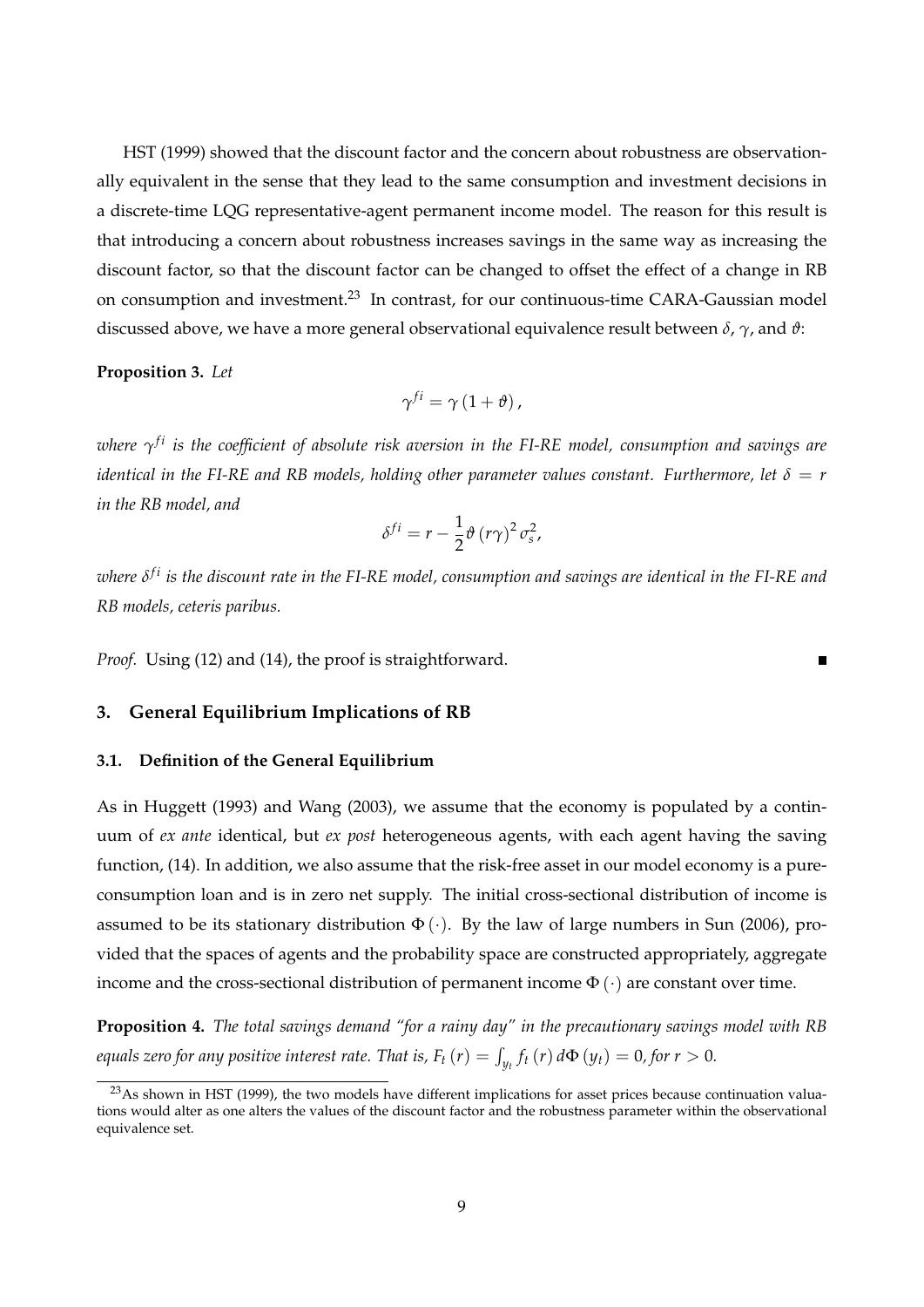HST (1999) showed that the discount factor and the concern about robustness are observationally equivalent in the sense that they lead to the same consumption and investment decisions in a discrete-time LQG representative-agent permanent income model. The reason for this result is that introducing a concern about robustness increases savings in the same way as increasing the discount factor, so that the discount factor can be changed to offset the effect of a change in RB on consumption and investment.[23] In contrast, for our continuous-time CARA-Gaussian model discussed above, we have a more general observational equivalence result between $\delta$, $\gamma$, and $\vartheta$:

**Proposition 3.** *Let*

$$\gamma^{fi} = \gamma(1+\vartheta),$$

*where $\gamma^{fi}$ is the coefficient of absolute risk aversion in the FI-RE model, consumption and savings are identical in the FI-RE and RB models, holding other parameter values constant. Furthermore, let $\delta = r$ in the RB model, and*

$$\delta^{fi} = r - \frac{1}{2}\vartheta(r\gamma)^2\sigma_s^2,$$

*where $\delta^{fi}$ is the discount rate in the FI-RE model, consumption and savings are identical in the FI-RE and RB models, ceteris paribus.*

*Proof.* Using (12) and (14), the proof is straightforward. ∎

## 3. General Equilibrium Implications of RB

### 3.1. Definition of the General Equilibrium

As in Huggett (1993) and Wang (2003), we assume that the economy is populated by a continuum of *ex ante* identical, but *ex post* heterogeneous agents, with each agent having the saving function, (14). In addition, we also assume that the risk-free asset in our model economy is a pure-consumption loan and is in zero net supply. The initial cross-sectional distribution of income is assumed to be its stationary distribution $\Phi(\cdot)$. By the law of large numbers in Sun (2006), provided that the spaces of agents and the probability space are constructed appropriately, aggregate income and the cross-sectional distribution of permanent income $\Phi(\cdot)$ are constant over time.

**Proposition 4.** *The total savings demand "for a rainy day" in the precautionary savings model with RB equals zero for any positive interest rate. That is, $F_t(r) = \int_{y_t} f_t(r)\,d\Phi(y_t) = 0$, for $r > 0$.*

[23] As shown in HST (1999), the two models have different implications for asset prices because continuation valuations would alter as one alters the values of the discount factor and the robustness parameter within the observational equivalence set.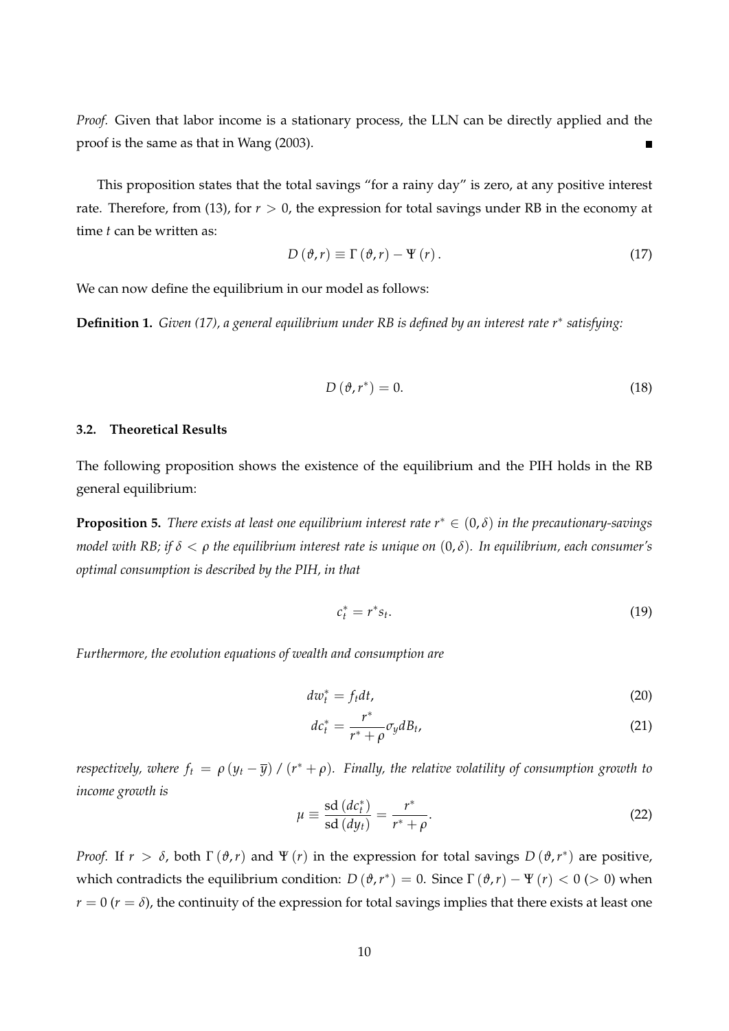*Proof.* Given that labor income is a stationary process, the LLN can be directly applied and the proof is the same as that in Wang (2003). ∎

This proposition states that the total savings "for a rainy day" is zero, at any positive interest rate. Therefore, from (13), for $r > 0$, the expression for total savings under RB in the economy at time $t$ can be written as:

$$D(\vartheta, r) \equiv \Gamma(\vartheta, r) - \Psi(r). \tag{17}$$

We can now define the equilibrium in our model as follows:

**Definition 1.** *Given (17), a general equilibrium under RB is defined by an interest rate $r^*$ satisfying:*

$$D(\vartheta, r^*) = 0. \tag{18}$$

### 3.2. Theoretical Results

The following proposition shows the existence of the equilibrium and the PIH holds in the RB general equilibrium:

**Proposition 5.** *There exists at least one equilibrium interest rate $r^* \in (0, \delta)$ in the precautionary-savings model with RB; if $\delta < \rho$ the equilibrium interest rate is unique on $(0, \delta)$. In equilibrium, each consumer's optimal consumption is described by the PIH, in that*

$$c_t^* = r^* s_t. \tag{19}$$

*Furthermore, the evolution equations of wealth and consumption are*

$$dw_t^* = f_t dt, \tag{20}$$

$$dc_t^* = \frac{r^*}{r^* + \rho} \sigma_y dB_t, \tag{21}$$

*respectively, where $f_t = \rho(y_t - \overline{y}) / (r^* + \rho)$. Finally, the relative volatility of consumption growth to income growth is*

$$\mu \equiv \frac{\mathrm{sd}(dc_t^*)}{\mathrm{sd}(dy_t)} = \frac{r^*}{r^* + \rho}. \tag{22}$$

*Proof.* If $r > \delta$, both $\Gamma(\vartheta, r)$ and $\Psi(r)$ in the expression for total savings $D(\vartheta, r^*)$ are positive, which contradicts the equilibrium condition: $D(\vartheta, r^*) = 0$. Since $\Gamma(\vartheta, r) - \Psi(r) < 0$ $(> 0)$ when $r = 0$ $(r = \delta)$, the continuity of the expression for total savings implies that there exists at least one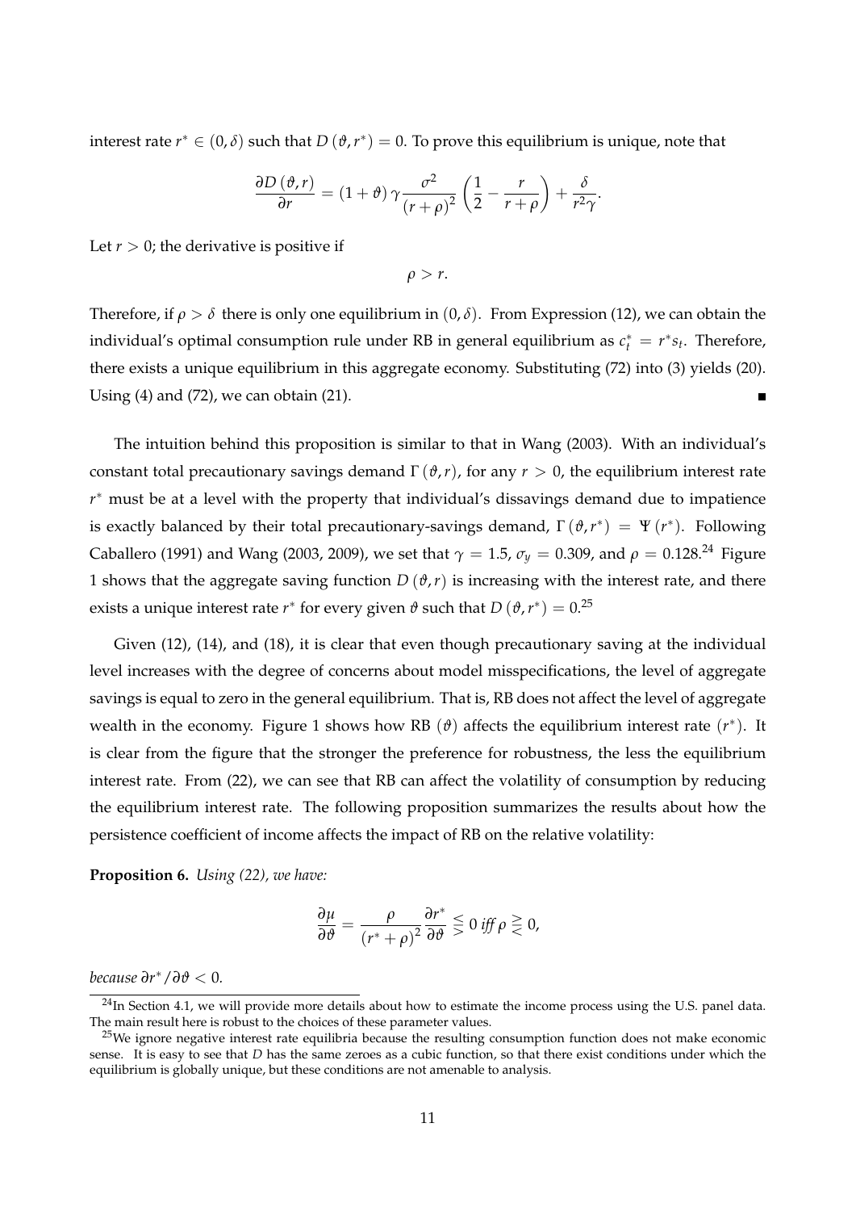interest rate $r^* \in (0, \delta)$ such that $D(\vartheta, r^*) = 0$. To prove this equilibrium is unique, note that

$$\frac{\partial D(\vartheta, r)}{\partial r} = (1+\vartheta)\gamma \frac{\sigma^2}{(r+\rho)^2}\left(\frac{1}{2} - \frac{r}{r+\rho}\right) + \frac{\delta}{r^2\gamma}.$$

Let $r > 0$; the derivative is positive if

$$\rho > r.$$

Therefore, if $\rho > \delta$ there is only one equilibrium in $(0, \delta)$. From Expression (12), we can obtain the individual's optimal consumption rule under RB in general equilibrium as $c_t^* = r^* s_t$. Therefore, there exists a unique equilibrium in this aggregate economy. Substituting (72) into (3) yields (20). Using (4) and (72), we can obtain (21). ∎

The intuition behind this proposition is similar to that in Wang (2003). With an individual's constant total precautionary savings demand $\Gamma(\vartheta, r)$, for any $r > 0$, the equilibrium interest rate $r^*$ must be at a level with the property that individual's dissavings demand due to impatience is exactly balanced by their total precautionary-savings demand, $\Gamma(\vartheta, r^*) = \Psi(r^*)$. Following Caballero (1991) and Wang (2003, 2009), we set that $\gamma = 1.5$, $\sigma_y = 0.309$, and $\rho = 0.128$.[24] Figure 1 shows that the aggregate saving function $D(\vartheta, r)$ is increasing with the interest rate, and there exists a unique interest rate $r^*$ for every given $\vartheta$ such that $D(\vartheta, r^*) = 0$.[25]

Given (12), (14), and (18), it is clear that even though precautionary saving at the individual level increases with the degree of concerns about model misspecifications, the level of aggregate savings is equal to zero in the general equilibrium. That is, RB does not affect the level of aggregate wealth in the economy. Figure 1 shows how RB ($\vartheta$) affects the equilibrium interest rate ($r^*$). It is clear from the figure that the stronger the preference for robustness, the less the equilibrium interest rate. From (22), we can see that RB can affect the volatility of consumption by reducing the equilibrium interest rate. The following proposition summarizes the results about how the persistence coefficient of income affects the impact of RB on the relative volatility:

**Proposition 6.** *Using (22), we have:*

$$\frac{\partial \mu}{\partial \vartheta} = \frac{\rho}{(r^* + \rho)^2}\frac{\partial r^*}{\partial \vartheta} \lesseqgtr 0 \text{ iff } \rho \gtreqless 0,$$

*because $\partial r^*/\partial \vartheta < 0$.*

---

[24] In Section 4.1, we will provide more details about how to estimate the income process using the U.S. panel data. The main result here is robust to the choices of these parameter values.

[25] We ignore negative interest rate equilibria because the resulting consumption function does not make economic sense. It is easy to see that $D$ has the same zeroes as a cubic function, so that there exist conditions under which the equilibrium is globally unique, but these conditions are not amenable to analysis.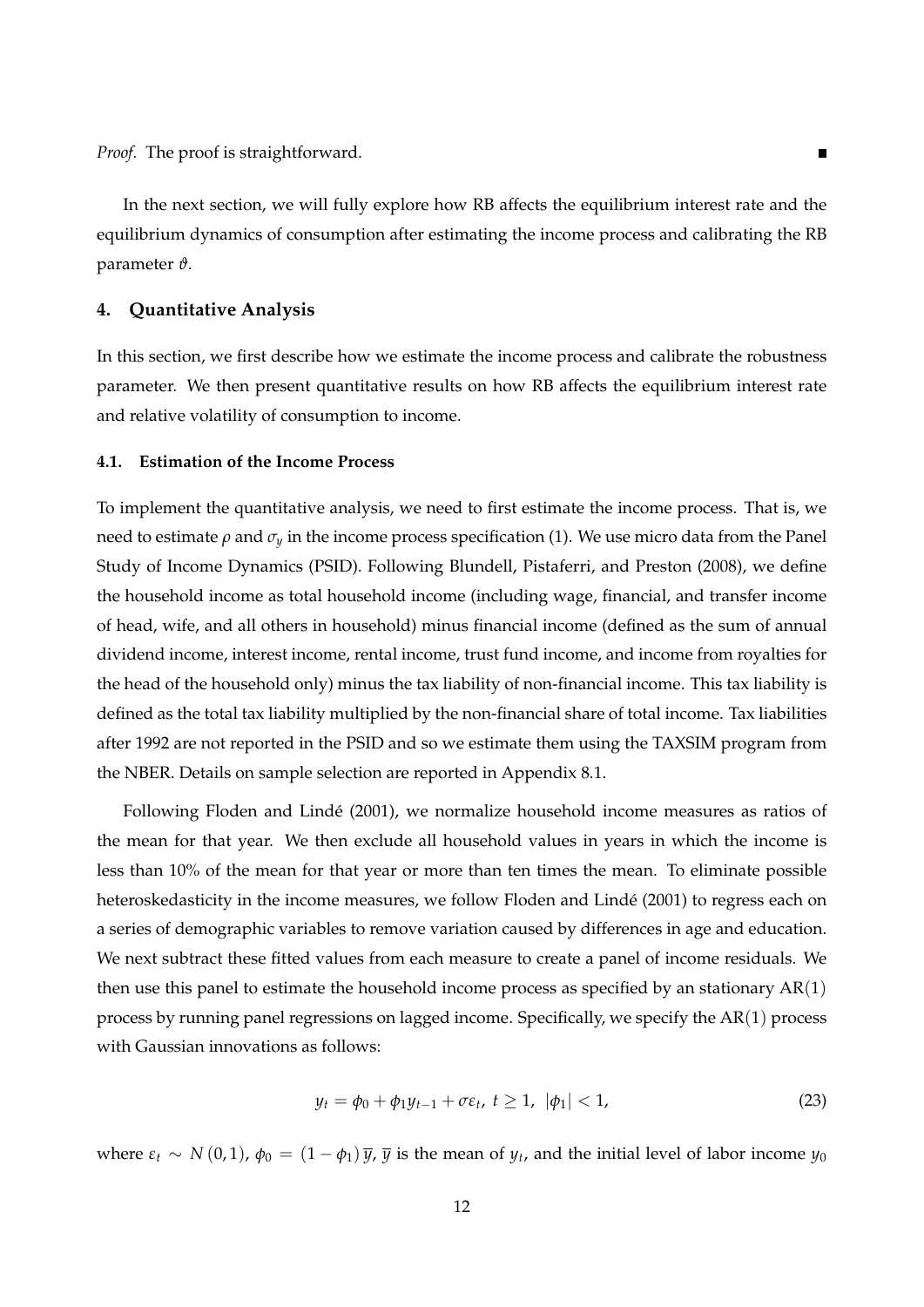*Proof*. The proof is straightforward. ∎

In the next section, we will fully explore how RB affects the equilibrium interest rate and the equilibrium dynamics of consumption after estimating the income process and calibrating the RB parameter $\vartheta$.

## 4. Quantitative Analysis

In this section, we first describe how we estimate the income process and calibrate the robustness parameter. We then present quantitative results on how RB affects the equilibrium interest rate and relative volatility of consumption to income.

### 4.1. Estimation of the Income Process

To implement the quantitative analysis, we need to first estimate the income process. That is, we need to estimate $\rho$ and $\sigma_y$ in the income process specification (1). We use micro data from the Panel Study of Income Dynamics (PSID). Following Blundell, Pistaferri, and Preston (2008), we define the household income as total household income (including wage, financial, and transfer income of head, wife, and all others in household) minus financial income (defined as the sum of annual dividend income, interest income, rental income, trust fund income, and income from royalties for the head of the household only) minus the tax liability of non-financial income. This tax liability is defined as the total tax liability multiplied by the non-financial share of total income. Tax liabilities after 1992 are not reported in the PSID and so we estimate them using the TAXSIM program from the NBER. Details on sample selection are reported in Appendix 8.1.

Following Floden and Lindé (2001), we normalize household income measures as ratios of the mean for that year. We then exclude all household values in years in which the income is less than 10% of the mean for that year or more than ten times the mean. To eliminate possible heteroskedasticity in the income measures, we follow Floden and Lindé (2001) to regress each on a series of demographic variables to remove variation caused by differences in age and education. We next subtract these fitted values from each measure to create a panel of income residuals. We then use this panel to estimate the household income process as specified by an stationary AR$(1)$ process by running panel regressions on lagged income. Specifically, we specify the AR$(1)$ process with Gaussian innovations as follows:

$$y_t = \phi_0 + \phi_1 y_{t-1} + \sigma \varepsilon_t,\ t \geq 1,\ |\phi_1| < 1, \tag{23}$$

where $\varepsilon_t \sim N(0,1)$, $\phi_0 = (1-\phi_1)\,\overline{y}$, $\overline{y}$ is the mean of $y_t$, and the initial level of labor income $y_0$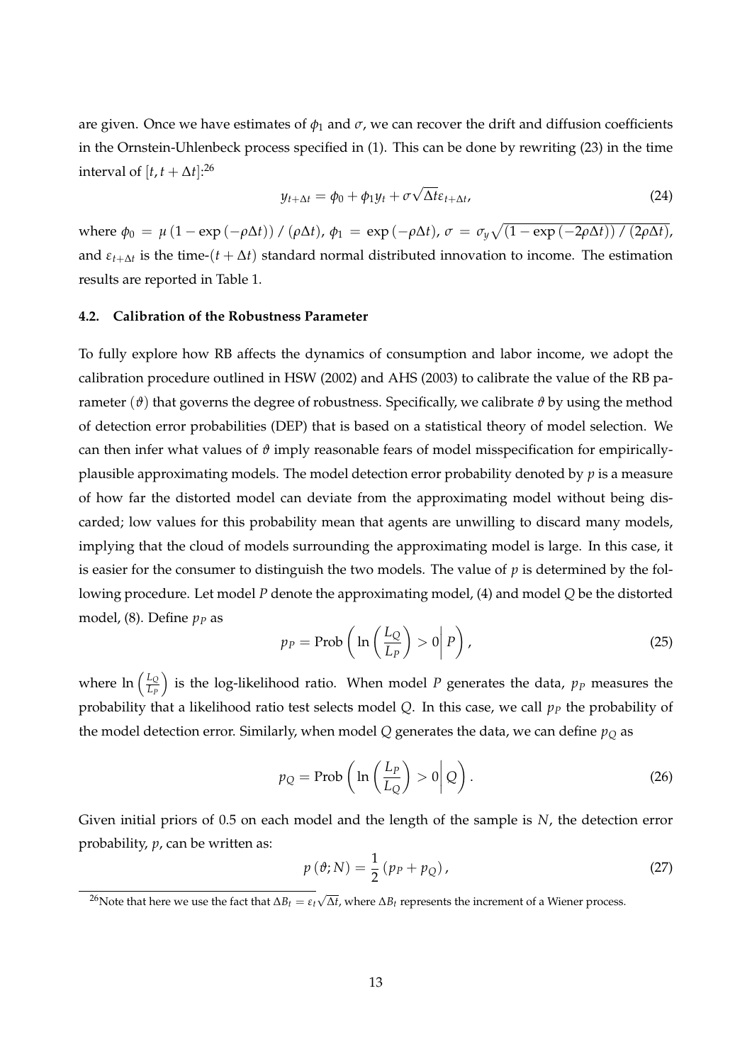are given. Once we have estimates of $\phi_1$ and $\sigma$, we can recover the drift and diffusion coefficients in the Ornstein-Uhlenbeck process specified in (1). This can be done by rewriting (23) in the time interval of $[t, t+\Delta t]$:[26]

$$y_{t+\Delta t} = \phi_0 + \phi_1 y_t + \sigma\sqrt{\Delta t}\varepsilon_{t+\Delta t}, \tag{24}$$

where $\phi_0 = \mu\left(1-\exp\left(-\rho\Delta t\right)\right)/\left(\rho\Delta t\right)$, $\phi_1 = \exp\left(-\rho\Delta t\right)$, $\sigma = \sigma_y\sqrt{\left(1-\exp\left(-2\rho\Delta t\right)\right)/\left(2\rho\Delta t\right)}$, and $\varepsilon_{t+\Delta t}$ is the time-$(t+\Delta t)$ standard normal distributed innovation to income. The estimation results are reported in Table 1.

### 4.2. Calibration of the Robustness Parameter

To fully explore how RB affects the dynamics of consumption and labor income, we adopt the calibration procedure outlined in HSW (2002) and AHS (2003) to calibrate the value of the RB parameter ($\vartheta$) that governs the degree of robustness. Specifically, we calibrate $\vartheta$ by using the method of detection error probabilities (DEP) that is based on a statistical theory of model selection. We can then infer what values of $\vartheta$ imply reasonable fears of model misspecification for empirically-plausible approximating models. The model detection error probability denoted by $p$ is a measure of how far the distorted model can deviate from the approximating model without being discarded; low values for this probability mean that agents are unwilling to discard many models, implying that the cloud of models surrounding the approximating model is large. In this case, it is easier for the consumer to distinguish the two models. The value of $p$ is determined by the following procedure. Let model $P$ denote the approximating model, (4) and model $Q$ be the distorted model, (8). Define $p_P$ as

$$p_P = \text{Prob}\left(\ln\left(\frac{L_Q}{L_P}\right) > 0 \middle| P\right), \tag{25}$$

where $\ln\left(\frac{L_Q}{L_P}\right)$ is the log-likelihood ratio. When model $P$ generates the data, $p_P$ measures the probability that a likelihood ratio test selects model $Q$. In this case, we call $p_P$ the probability of the model detection error. Similarly, when model $Q$ generates the data, we can define $p_Q$ as

$$p_Q = \text{Prob}\left(\ln\left(\frac{L_P}{L_Q}\right) > 0 \middle| Q\right). \tag{26}$$

Given initial priors of 0.5 on each model and the length of the sample is $N$, the detection error probability, $p$, can be written as:

$$p\left(\vartheta; N\right) = \frac{1}{2}\left(p_P + p_Q\right), \tag{27}$$

[26]Note that here we use the fact that $\Delta B_t = \varepsilon_t\sqrt{\Delta t}$, where $\Delta B_t$ represents the increment of a Wiener process.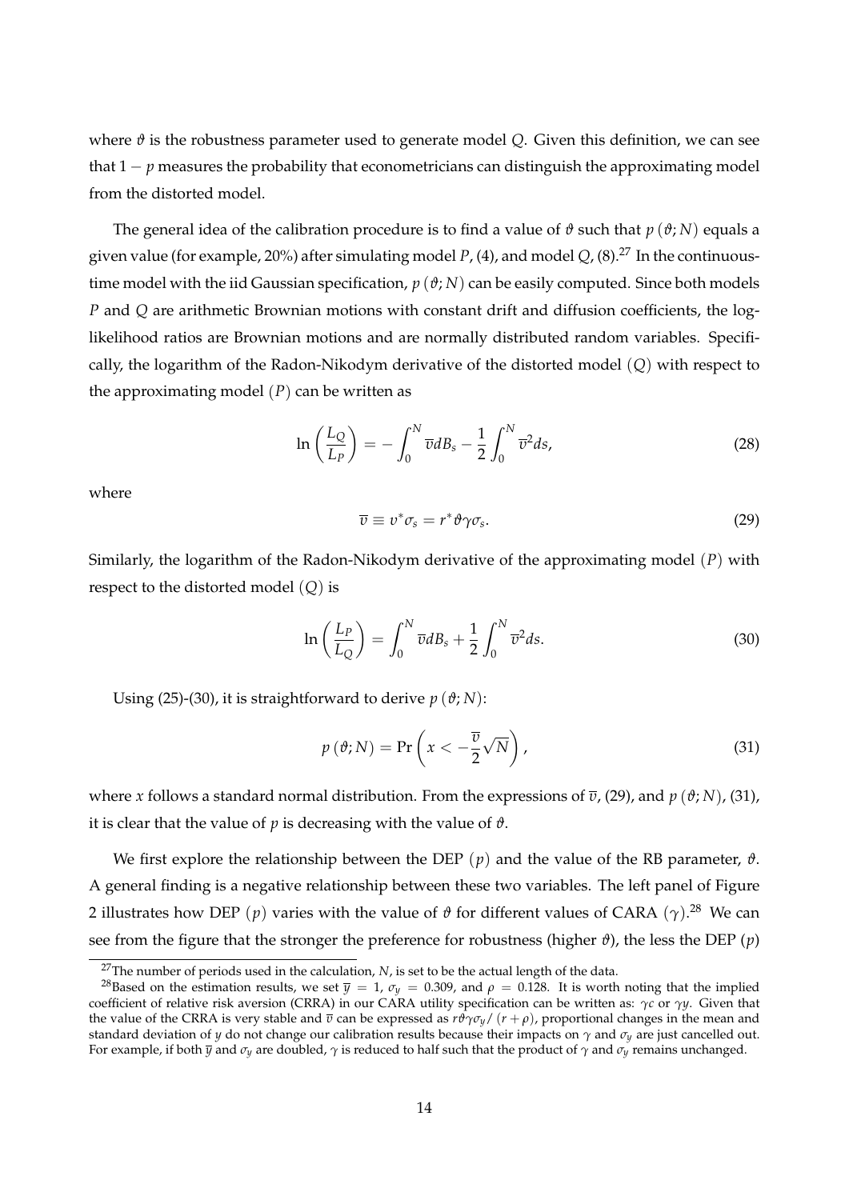where $\vartheta$ is the robustness parameter used to generate model $Q$. Given this definition, we can see that $1 - p$ measures the probability that econometricians can distinguish the approximating model from the distorted model.

The general idea of the calibration procedure is to find a value of $\vartheta$ such that $p(\vartheta; N)$ equals a given value (for example, 20%) after simulating model $P$, (4), and model $Q$, (8).[27] In the continuous-time model with the iid Gaussian specification, $p(\vartheta; N)$ can be easily computed. Since both models $P$ and $Q$ are arithmetic Brownian motions with constant drift and diffusion coefficients, the log-likelihood ratios are Brownian motions and are normally distributed random variables. Specifically, the logarithm of the Radon-Nikodym derivative of the distorted model $(Q)$ with respect to the approximating model $(P)$ can be written as

$$\ln\left(\frac{L_Q}{L_P}\right) = -\int_0^N \overline{v} dB_s - \frac{1}{2}\int_0^N \overline{v}^2 ds, \tag{28}$$

where

$$\overline{v} \equiv v^* \sigma_s = r^* \vartheta \gamma \sigma_s. \tag{29}$$

Similarly, the logarithm of the Radon-Nikodym derivative of the approximating model $(P)$ with respect to the distorted model $(Q)$ is

$$\ln\left(\frac{L_P}{L_Q}\right) = \int_0^N \overline{v} dB_s + \frac{1}{2}\int_0^N \overline{v}^2 ds. \tag{30}$$

Using (25)-(30), it is straightforward to derive $p(\vartheta; N)$:

$$p(\vartheta; N) = \Pr\left(x < -\frac{\overline{v}}{2}\sqrt{N}\right), \tag{31}$$

where $x$ follows a standard normal distribution. From the expressions of $\overline{v}$, (29), and $p(\vartheta; N)$, (31), it is clear that the value of $p$ is decreasing with the value of $\vartheta$.

We first explore the relationship between the DEP $(p)$ and the value of the RB parameter, $\vartheta$. A general finding is a negative relationship between these two variables. The left panel of Figure 2 illustrates how DEP $(p)$ varies with the value of $\vartheta$ for different values of CARA $(\gamma)$.[28] We can see from the figure that the stronger the preference for robustness (higher $\vartheta$), the less the DEP $(p)$

[27] The number of periods used in the calculation, $N$, is set to be the actual length of the data.

[28] Based on the estimation results, we set $\overline{y} = 1$, $\sigma_y = 0.309$, and $\rho = 0.128$. It is worth noting that the implied coefficient of relative risk aversion (CRRA) in our CARA utility specification can be written as: $\gamma c$ or $\gamma y$. Given that the value of the CRRA is very stable and $\overline{v}$ can be expressed as $r\vartheta\gamma\sigma_y/(r+\rho)$, proportional changes in the mean and standard deviation of $y$ do not change our calibration results because their impacts on $\gamma$ and $\sigma_y$ are just cancelled out. For example, if both $\overline{y}$ and $\sigma_y$ are doubled, $\gamma$ is reduced to half such that the product of $\gamma$ and $\sigma_y$ remains unchanged.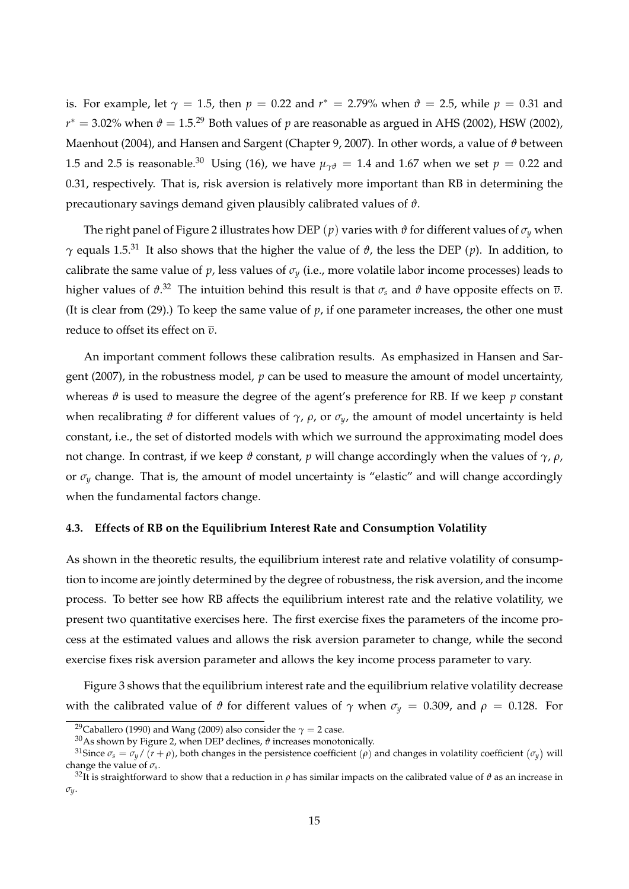is. For example, let $\gamma = 1.5$, then $p = 0.22$ and $r^* = 2.79\%$ when $\vartheta = 2.5$, while $p = 0.31$ and $r^* = 3.02\%$ when $\vartheta = 1.5$.[29] Both values of $p$ are reasonable as argued in AHS (2002), HSW (2002), Maenhout (2004), and Hansen and Sargent (Chapter 9, 2007). In other words, a value of $\vartheta$ between 1.5 and 2.5 is reasonable.[30] Using (16), we have $\mu_{\gamma\vartheta} = 1.4$ and 1.67 when we set $p = 0.22$ and 0.31, respectively. That is, risk aversion is relatively more important than RB in determining the precautionary savings demand given plausibly calibrated values of $\vartheta$.

The right panel of Figure 2 illustrates how DEP $(p)$ varies with $\vartheta$ for different values of $\sigma_y$ when $\gamma$ equals 1.5.[31] It also shows that the higher the value of $\vartheta$, the less the DEP $(p)$. In addition, to calibrate the same value of $p$, less values of $\sigma_y$ (i.e., more volatile labor income processes) leads to higher values of $\vartheta$.[32] The intuition behind this result is that $\sigma_s$ and $\vartheta$ have opposite effects on $\overline{v}$. (It is clear from (29).) To keep the same value of $p$, if one parameter increases, the other one must reduce to offset its effect on $\overline{v}$.

An important comment follows these calibration results. As emphasized in Hansen and Sargent (2007), in the robustness model, $p$ can be used to measure the amount of model uncertainty, whereas $\vartheta$ is used to measure the degree of the agent's preference for RB. If we keep $p$ constant when recalibrating $\vartheta$ for different values of $\gamma$, $\rho$, or $\sigma_y$, the amount of model uncertainty is held constant, i.e., the set of distorted models with which we surround the approximating model does not change. In contrast, if we keep $\vartheta$ constant, $p$ will change accordingly when the values of $\gamma$, $\rho$, or $\sigma_y$ change. That is, the amount of model uncertainty is "elastic" and will change accordingly when the fundamental factors change.

#### 4.3. Effects of RB on the Equilibrium Interest Rate and Consumption Volatility

As shown in the theoretic results, the equilibrium interest rate and relative volatility of consumption to income are jointly determined by the degree of robustness, the risk aversion, and the income process. To better see how RB affects the equilibrium interest rate and the relative volatility, we present two quantitative exercises here. The first exercise fixes the parameters of the income process at the estimated values and allows the risk aversion parameter to change, while the second exercise fixes risk aversion parameter and allows the key income process parameter to vary.

Figure 3 shows that the equilibrium interest rate and the equilibrium relative volatility decrease with the calibrated value of $\vartheta$ for different values of $\gamma$ when $\sigma_y = 0.309$, and $\rho = 0.128$. For

[29] Caballero (1990) and Wang (2009) also consider the $\gamma = 2$ case.

[30] As shown by Figure 2, when DEP declines, $\vartheta$ increases monotonically.

[31] Since $\sigma_s = \sigma_y / (r + \rho)$, both changes in the persistence coefficient $(\rho)$ and changes in volatility coefficient $(\sigma_y)$ will change the value of $\sigma_s$.

[32] It is straightforward to show that a reduction in $\rho$ has similar impacts on the calibrated value of $\vartheta$ as an increase in $\sigma_y$.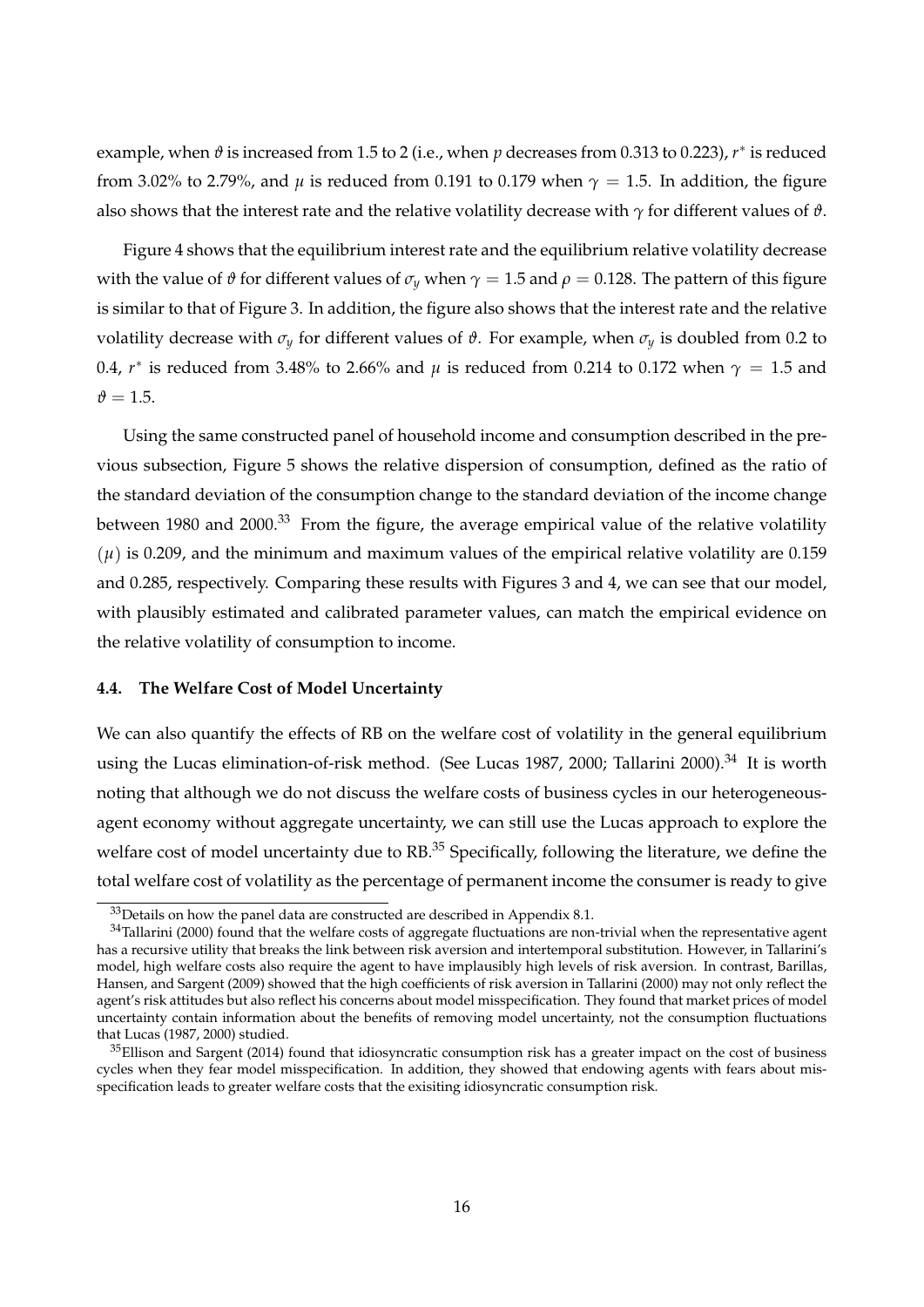example, when $\vartheta$ is increased from 1.5 to 2 (i.e., when $p$ decreases from 0.313 to 0.223), $r^*$ is reduced from 3.02% to 2.79%, and $\mu$ is reduced from 0.191 to 0.179 when $\gamma = 1.5$. In addition, the figure also shows that the interest rate and the relative volatility decrease with $\gamma$ for different values of $\vartheta$.

Figure 4 shows that the equilibrium interest rate and the equilibrium relative volatility decrease with the value of $\vartheta$ for different values of $\sigma_y$ when $\gamma = 1.5$ and $\rho = 0.128$. The pattern of this figure is similar to that of Figure 3. In addition, the figure also shows that the interest rate and the relative volatility decrease with $\sigma_y$ for different values of $\vartheta$. For example, when $\sigma_y$ is doubled from 0.2 to 0.4, $r^*$ is reduced from 3.48% to 2.66% and $\mu$ is reduced from 0.214 to 0.172 when $\gamma = 1.5$ and $\vartheta = 1.5$.

Using the same constructed panel of household income and consumption described in the previous subsection, Figure 5 shows the relative dispersion of consumption, defined as the ratio of the standard deviation of the consumption change to the standard deviation of the income change between 1980 and 2000.[33] From the figure, the average empirical value of the relative volatility $(\mu)$ is 0.209, and the minimum and maximum values of the empirical relative volatility are 0.159 and 0.285, respectively. Comparing these results with Figures 3 and 4, we can see that our model, with plausibly estimated and calibrated parameter values, can match the empirical evidence on the relative volatility of consumption to income.

### 4.4. The Welfare Cost of Model Uncertainty

We can also quantify the effects of RB on the welfare cost of volatility in the general equilibrium using the Lucas elimination-of-risk method. (See Lucas 1987, 2000; Tallarini 2000).[34] It is worth noting that although we do not discuss the welfare costs of business cycles in our heterogeneous-agent economy without aggregate uncertainty, we can still use the Lucas approach to explore the welfare cost of model uncertainty due to RB.[35] Specifically, following the literature, we define the total welfare cost of volatility as the percentage of permanent income the consumer is ready to give

---

[33] Details on how the panel data are constructed are described in Appendix 8.1.

[34] Tallarini (2000) found that the welfare costs of aggregate fluctuations are non-trivial when the representative agent has a recursive utility that breaks the link between risk aversion and intertemporal substitution. However, in Tallarini's model, high welfare costs also require the agent to have implausibly high levels of risk aversion. In contrast, Barillas, Hansen, and Sargent (2009) showed that the high coefficients of risk aversion in Tallarini (2000) may not only reflect the agent's risk attitudes but also reflect his concerns about model misspecification. They found that market prices of model uncertainty contain information about the benefits of removing model uncertainty, not the consumption fluctuations that Lucas (1987, 2000) studied.

[35] Ellison and Sargent (2014) found that idiosyncratic consumption risk has a greater impact on the cost of business cycles when they fear model misspecification. In addition, they showed that endowing agents with fears about misspecification leads to greater welfare costs that the exisiting idiosyncratic consumption risk.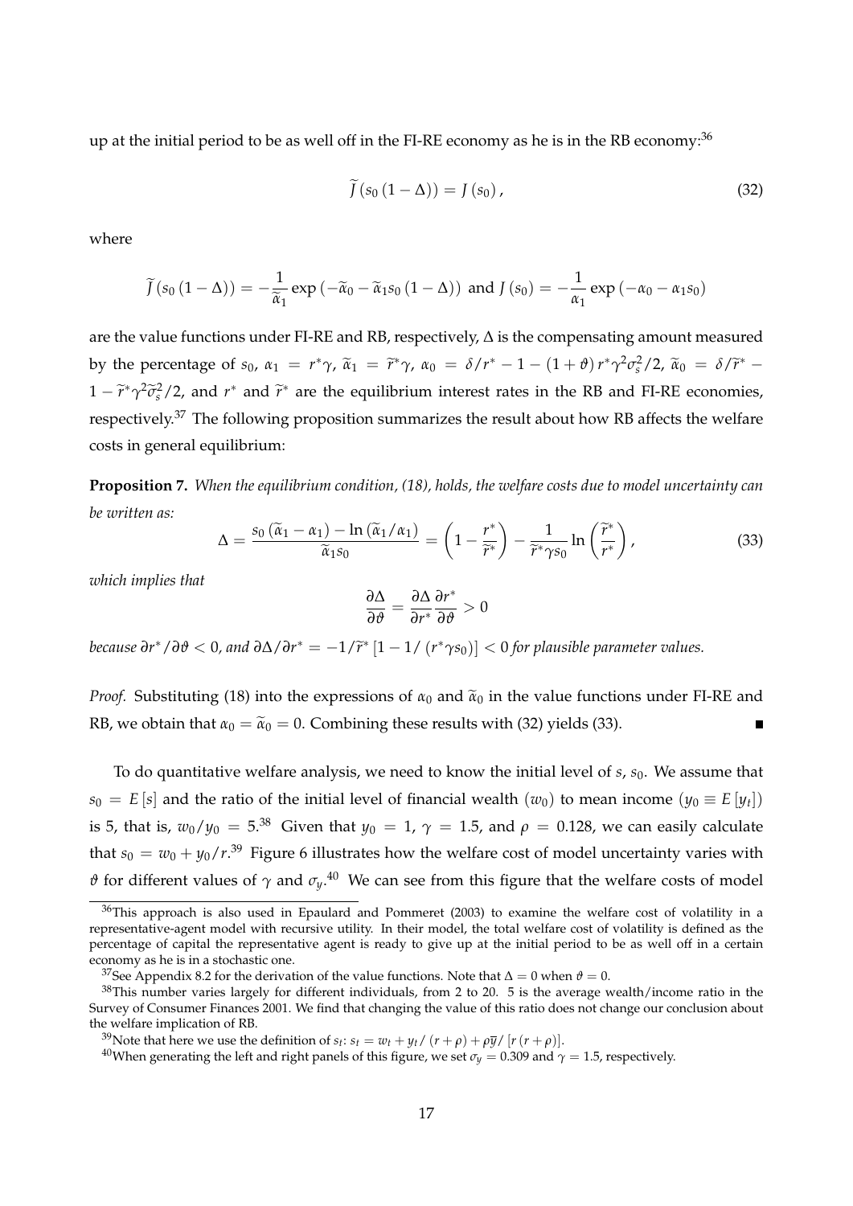up at the initial period to be as well off in the FI-RE economy as he is in the RB economy:[36]

$$\widetilde{J}\left(s_0\left(1-\Delta\right)\right) = J\left(s_0\right), \tag{32}$$

where

$$\widetilde{J}\left(s_0\left(1-\Delta\right)\right) = -\frac{1}{\widetilde{\alpha}_1}\exp\left(-\widetilde{\alpha}_0 - \widetilde{\alpha}_1 s_0\left(1-\Delta\right)\right) \text{ and } J\left(s_0\right) = -\frac{1}{\alpha_1}\exp\left(-\alpha_0 - \alpha_1 s_0\right)$$

are the value functions under FI-RE and RB, respectively, $\Delta$ is the compensating amount measured by the percentage of $s_0$, $\alpha_1 = r^*\gamma$, $\widetilde{\alpha}_1 = \widetilde{r}^*\gamma$, $\alpha_0 = \delta/r^* - 1 - (1+\vartheta)\, r^*\gamma^2\sigma_s^2/2$, $\widetilde{\alpha}_0 = \delta/\widetilde{r}^* - 1 - \widetilde{r}^*\gamma^2\widetilde{\sigma}_s^2/2$, and $r^*$ and $\widetilde{r}^*$ are the equilibrium interest rates in the RB and FI-RE economies, respectively.[37] The following proposition summarizes the result about how RB affects the welfare costs in general equilibrium:

**Proposition 7.** *When the equilibrium condition, (18), holds, the welfare costs due to model uncertainty can be written as:*

$$\Delta = \frac{s_0\left(\widetilde{\alpha}_1 - \alpha_1\right) - \ln\left(\widetilde{\alpha}_1/\alpha_1\right)}{\widetilde{\alpha}_1 s_0} = \left(1 - \frac{r^*}{\widetilde{r}^*}\right) - \frac{1}{\widetilde{r}^*\gamma s_0}\ln\left(\frac{\widetilde{r}^*}{r^*}\right), \tag{33}$$

*which implies that*

$$\frac{\partial\Delta}{\partial\vartheta} = \frac{\partial\Delta}{\partial r^*}\frac{\partial r^*}{\partial\vartheta} > 0$$

*because* $\partial r^*/\partial\vartheta < 0$, *and* $\partial\Delta/\partial r^* = -1/\widetilde{r}^*\left[1 - 1/\left(r^*\gamma s_0\right)\right] < 0$ *for plausible parameter values.*

*Proof.* Substituting (18) into the expressions of $\alpha_0$ and $\widetilde{\alpha}_0$ in the value functions under FI-RE and RB, we obtain that $\alpha_0 = \widetilde{\alpha}_0 = 0$. Combining these results with (32) yields (33). ∎

To do quantitative welfare analysis, we need to know the initial level of $s$, $s_0$. We assume that $s_0 = E[s]$ and the ratio of the initial level of financial wealth $(w_0)$ to mean income $(y_0 \equiv E[y_t])$ is 5, that is, $w_0/y_0 = 5$.[38] Given that $y_0 = 1$, $\gamma = 1.5$, and $\rho = 0.128$, we can easily calculate that $s_0 = w_0 + y_0/r$.[39] Figure 6 illustrates how the welfare cost of model uncertainty varies with $\vartheta$ for different values of $\gamma$ and $\sigma_y$.[40] We can see from this figure that the welfare costs of model

---

[36] This approach is also used in Epaulard and Pommeret (2003) to examine the welfare cost of volatility in a representative-agent model with recursive utility. In their model, the total welfare cost of volatility is defined as the percentage of capital the representative agent is ready to give up at the initial period to be as well off in a certain economy as he is in a stochastic one.

[37] See Appendix 8.2 for the derivation of the value functions. Note that $\Delta = 0$ when $\vartheta = 0$.

[38] This number varies largely for different individuals, from 2 to 20. 5 is the average wealth/income ratio in the Survey of Consumer Finances 2001. We find that changing the value of this ratio does not change our conclusion about the welfare implication of RB.

[39] Note that here we use the definition of $s_t$: $s_t = w_t + y_t/\left(r+\rho\right) + \rho\overline{y}/\left[r\left(r+\rho\right)\right]$.

[40] When generating the left and right panels of this figure, we set $\sigma_y = 0.309$ and $\gamma = 1.5$, respectively.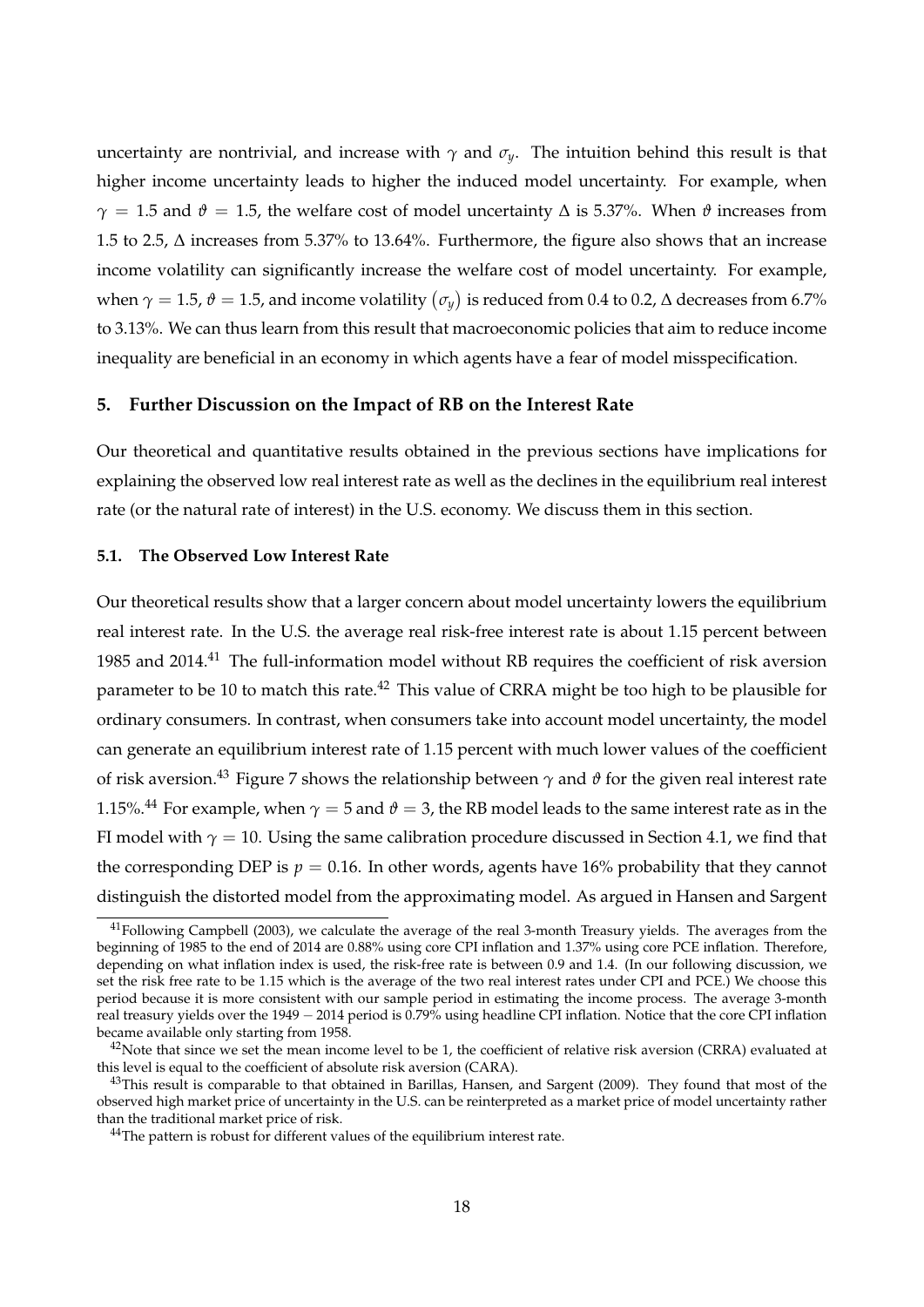uncertainty are nontrivial, and increase with $\gamma$ and $\sigma_y$. The intuition behind this result is that higher income uncertainty leads to higher the induced model uncertainty. For example, when $\gamma = 1.5$ and $\vartheta = 1.5$, the welfare cost of model uncertainty $\Delta$ is 5.37%. When $\vartheta$ increases from 1.5 to 2.5, $\Delta$ increases from 5.37% to 13.64%. Furthermore, the figure also shows that an increase income volatility can significantly increase the welfare cost of model uncertainty. For example, when $\gamma = 1.5$, $\vartheta = 1.5$, and income volatility $(\sigma_y)$ is reduced from 0.4 to 0.2, $\Delta$ decreases from 6.7% to 3.13%. We can thus learn from this result that macroeconomic policies that aim to reduce income inequality are beneficial in an economy in which agents have a fear of model misspecification.

## 5. Further Discussion on the Impact of RB on the Interest Rate

Our theoretical and quantitative results obtained in the previous sections have implications for explaining the observed low real interest rate as well as the declines in the equilibrium real interest rate (or the natural rate of interest) in the U.S. economy. We discuss them in this section.

### 5.1. The Observed Low Interest Rate

Our theoretical results show that a larger concern about model uncertainty lowers the equilibrium real interest rate. In the U.S. the average real risk-free interest rate is about 1.15 percent between 1985 and 2014.[41] The full-information model without RB requires the coefficient of risk aversion parameter to be 10 to match this rate.[42] This value of CRRA might be too high to be plausible for ordinary consumers. In contrast, when consumers take into account model uncertainty, the model can generate an equilibrium interest rate of 1.15 percent with much lower values of the coefficient of risk aversion.[43] Figure 7 shows the relationship between $\gamma$ and $\vartheta$ for the given real interest rate 1.15%.[44] For example, when $\gamma = 5$ and $\vartheta = 3$, the RB model leads to the same interest rate as in the FI model with $\gamma = 10$. Using the same calibration procedure discussed in Section 4.1, we find that the corresponding DEP is $p = 0.16$. In other words, agents have 16% probability that they cannot distinguish the distorted model from the approximating model. As argued in Hansen and Sargent

[41] Following Campbell (2003), we calculate the average of the real 3-month Treasury yields. The averages from the beginning of 1985 to the end of 2014 are 0.88% using core CPI inflation and 1.37% using core PCE inflation. Therefore, depending on what inflation index is used, the risk-free rate is between 0.9 and 1.4. (In our following discussion, we set the risk free rate to be 1.15 which is the average of the two real interest rates under CPI and PCE.) We choose this period because it is more consistent with our sample period in estimating the income process. The average 3-month real treasury yields over the 1949 − 2014 period is 0.79% using headline CPI inflation. Notice that the core CPI inflation became available only starting from 1958.

[42] Note that since we set the mean income level to be 1, the coefficient of relative risk aversion (CRRA) evaluated at this level is equal to the coefficient of absolute risk aversion (CARA).

[43] This result is comparable to that obtained in Barillas, Hansen, and Sargent (2009). They found that most of the observed high market price of uncertainty in the U.S. can be reinterpreted as a market price of model uncertainty rather than the traditional market price of risk.

[44] The pattern is robust for different values of the equilibrium interest rate.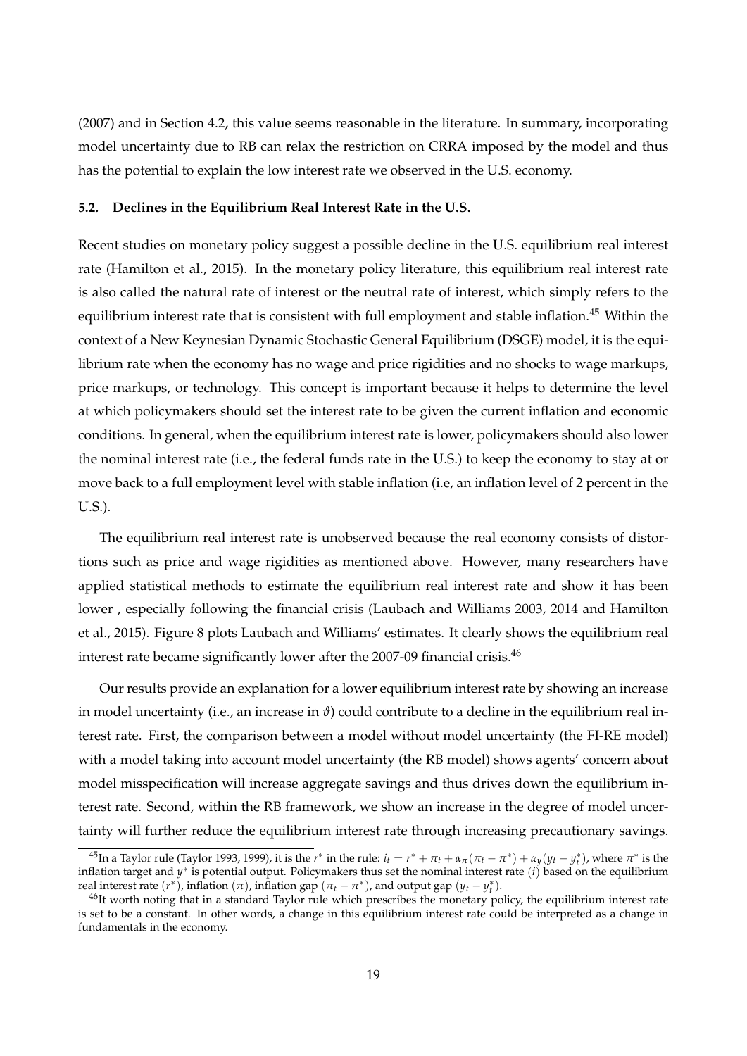(2007) and in Section 4.2, this value seems reasonable in the literature. In summary, incorporating model uncertainty due to RB can relax the restriction on CRRA imposed by the model and thus has the potential to explain the low interest rate we observed in the U.S. economy.

### 5.2. Declines in the Equilibrium Real Interest Rate in the U.S.

Recent studies on monetary policy suggest a possible decline in the U.S. equilibrium real interest rate (Hamilton et al., 2015). In the monetary policy literature, this equilibrium real interest rate is also called the natural rate of interest or the neutral rate of interest, which simply refers to the equilibrium interest rate that is consistent with full employment and stable inflation.[45] Within the context of a New Keynesian Dynamic Stochastic General Equilibrium (DSGE) model, it is the equilibrium rate when the economy has no wage and price rigidities and no shocks to wage markups, price markups, or technology. This concept is important because it helps to determine the level at which policymakers should set the interest rate to be given the current inflation and economic conditions. In general, when the equilibrium interest rate is lower, policymakers should also lower the nominal interest rate (i.e., the federal funds rate in the U.S.) to keep the economy to stay at or move back to a full employment level with stable inflation (i.e, an inflation level of 2 percent in the U.S.).

The equilibrium real interest rate is unobserved because the real economy consists of distortions such as price and wage rigidities as mentioned above. However, many researchers have applied statistical methods to estimate the equilibrium real interest rate and show it has been lower , especially following the financial crisis (Laubach and Williams 2003, 2014 and Hamilton et al., 2015). Figure 8 plots Laubach and Williams' estimates. It clearly shows the equilibrium real interest rate became significantly lower after the 2007-09 financial crisis.[46]

Our results provide an explanation for a lower equilibrium interest rate by showing an increase in model uncertainty (i.e., an increase in $\vartheta$) could contribute to a decline in the equilibrium real interest rate. First, the comparison between a model without model uncertainty (the FI-RE model) with a model taking into account model uncertainty (the RB model) shows agents' concern about model misspecification will increase aggregate savings and thus drives down the equilibrium interest rate. Second, within the RB framework, we show an increase in the degree of model uncertainty will further reduce the equilibrium interest rate through increasing precautionary savings.

[45] In a Taylor rule (Taylor 1993, 1999), it is the $r^*$ in the rule: $i_t = r^* + \pi_t + \alpha_\pi(\pi_t - \pi^*) + \alpha_y(y_t - y_t^*)$, where $\pi^*$ is the inflation target and $y^*$ is potential output. Policymakers thus set the nominal interest rate ($i$) based on the equilibrium real interest rate ($r^*$), inflation ($\pi$), inflation gap ($\pi_t - \pi^*$), and output gap ($y_t - y_t^*$).

[46] It worth noting that in a standard Taylor rule which prescribes the monetary policy, the equilibrium interest rate is set to be a constant. In other words, a change in this equilibrium interest rate could be interpreted as a change in fundamentals in the economy.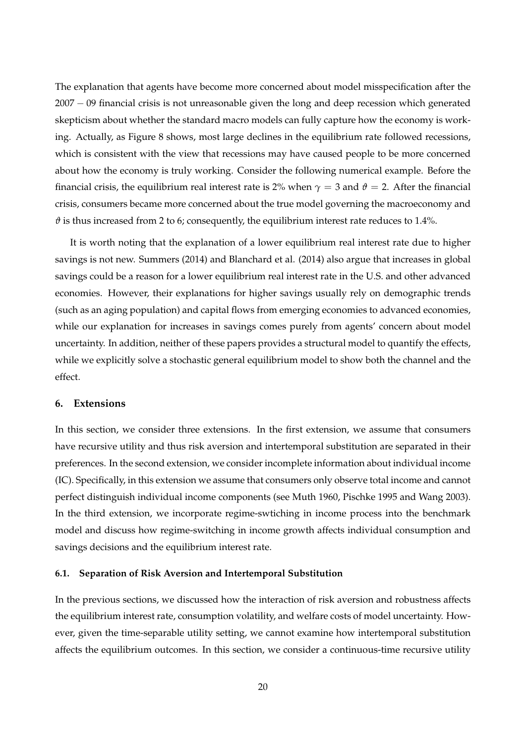The explanation that agents have become more concerned about model misspecification after the $2007-09$ financial crisis is not unreasonable given the long and deep recession which generated skepticism about whether the standard macro models can fully capture how the economy is working. Actually, as Figure 8 shows, most large declines in the equilibrium rate followed recessions, which is consistent with the view that recessions may have caused people to be more concerned about how the economy is truly working. Consider the following numerical example. Before the financial crisis, the equilibrium real interest rate is 2% when $\gamma = 3$ and $\vartheta = 2$. After the financial crisis, consumers became more concerned about the true model governing the macroeconomy and $\vartheta$ is thus increased from 2 to 6; consequently, the equilibrium interest rate reduces to 1.4%.

It is worth noting that the explanation of a lower equilibrium real interest rate due to higher savings is not new. Summers (2014) and Blanchard et al. (2014) also argue that increases in global savings could be a reason for a lower equilibrium real interest rate in the U.S. and other advanced economies. However, their explanations for higher savings usually rely on demographic trends (such as an aging population) and capital flows from emerging economies to advanced economies, while our explanation for increases in savings comes purely from agents' concern about model uncertainty. In addition, neither of these papers provides a structural model to quantify the effects, while we explicitly solve a stochastic general equilibrium model to show both the channel and the effect.

## 6. Extensions

In this section, we consider three extensions. In the first extension, we assume that consumers have recursive utility and thus risk aversion and intertemporal substitution are separated in their preferences. In the second extension, we consider incomplete information about individual income (IC). Specifically, in this extension we assume that consumers only observe total income and cannot perfect distinguish individual income components (see Muth 1960, Pischke 1995 and Wang 2003). In the third extension, we incorporate regime-swtiching in income process into the benchmark model and discuss how regime-switching in income growth affects individual consumption and savings decisions and the equilibrium interest rate.

### 6.1. Separation of Risk Aversion and Intertemporal Substitution

In the previous sections, we discussed how the interaction of risk aversion and robustness affects the equilibrium interest rate, consumption volatility, and welfare costs of model uncertainty. However, given the time-separable utility setting, we cannot examine how intertemporal substitution affects the equilibrium outcomes. In this section, we consider a continuous-time recursive utility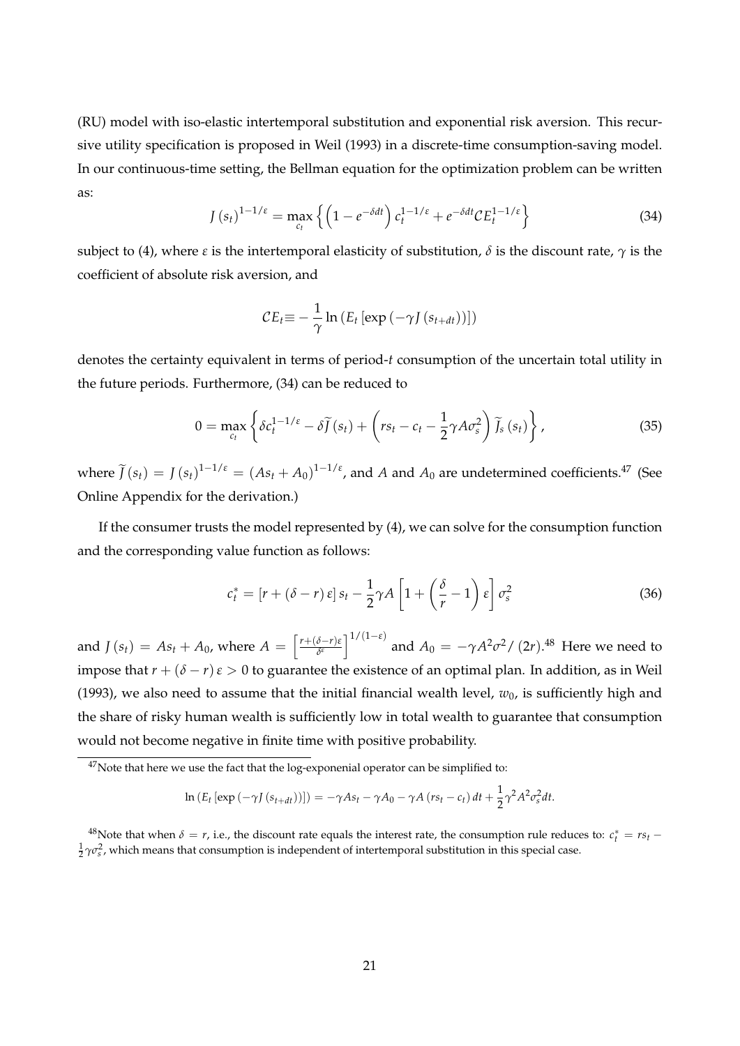(RU) model with iso-elastic intertemporal substitution and exponential risk aversion. This recursive utility specification is proposed in Weil (1993) in a discrete-time consumption-saving model. In our continuous-time setting, the Bellman equation for the optimization problem can be written as:

$$J\left(s_t\right)^{1-1/\varepsilon} = \max_{c_t} \left\{ \left(1 - e^{-\delta dt}\right) c_t^{1-1/\varepsilon} + e^{-\delta dt} \mathcal{C}E_t^{1-1/\varepsilon} \right\} \tag{34}$$

subject to (4), where $\varepsilon$ is the intertemporal elasticity of substitution, $\delta$ is the discount rate, $\gamma$ is the coefficient of absolute risk aversion, and

$$\mathcal{C}E_t \equiv -\frac{1}{\gamma} \ln \left(E_t \left[\exp\left(-\gamma J\left(s_{t+dt}\right)\right)\right]\right)$$

denotes the certainty equivalent in terms of period-$t$ consumption of the uncertain total utility in the future periods. Furthermore, (34) can be reduced to

$$0 = \max_{c_t} \left\{ \delta c_t^{1-1/\varepsilon} - \delta \widetilde{J}\left(s_t\right) + \left(r s_t - c_t - \frac{1}{2}\gamma A \sigma_s^2\right) \widetilde{J}_s\left(s_t\right) \right\}, \tag{35}$$

where $\widetilde{J}\left(s_t\right) = J\left(s_t\right)^{1-1/\varepsilon} = \left(A s_t + A_0\right)^{1-1/\varepsilon}$, and $A$ and $A_0$ are undetermined coefficients.[47] (See Online Appendix for the derivation.)

If the consumer trusts the model represented by (4), we can solve for the consumption function and the corresponding value function as follows:

$$c_t^* = \left[r + \left(\delta - r\right)\varepsilon\right] s_t - \frac{1}{2}\gamma A \left[1 + \left(\frac{\delta}{r} - 1\right)\varepsilon\right] \sigma_s^2 \tag{36}$$

and $J\left(s_t\right) = A s_t + A_0$, where $A = \left[\frac{r + (\delta - r)\varepsilon}{\delta^{\varepsilon}}\right]^{1/(1-\varepsilon)}$ and $A_0 = -\gamma A^2 \sigma^2 / \left(2r\right)$.[48] Here we need to impose that $r + \left(\delta - r\right)\varepsilon > 0$ to guarantee the existence of an optimal plan. In addition, as in Weil (1993), we also need to assume that the initial financial wealth level, $w_0$, is sufficiently high and the share of risky human wealth is sufficiently low in total wealth to guarantee that consumption would not become negative in finite time with positive probability.

---

[47] Note that here we use the fact that the log-exponenial operator can be simplified to:

$$\ln\left(E_t\left[\exp\left(-\gamma J\left(s_{t+dt}\right)\right)\right]\right) = -\gamma A s_t - \gamma A_0 - \gamma A \left(r s_t - c_t\right) dt + \frac{1}{2}\gamma^2 A^2 \sigma_s^2 dt.$$

[48] Note that when $\delta = r$, i.e., the discount rate equals the interest rate, the consumption rule reduces to: $c_t^* = r s_t - \frac{1}{2}\gamma \sigma_s^2$, which means that consumption is independent of intertemporal substitution in this special case.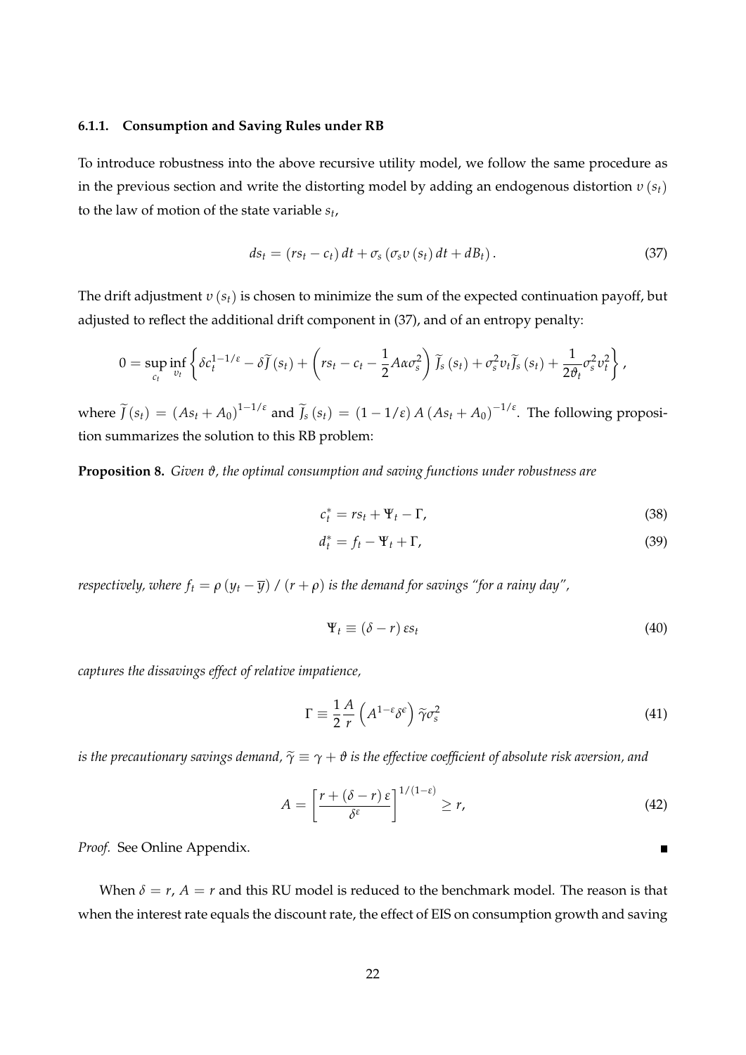#### 6.1.1. Consumption and Saving Rules under RB

To introduce robustness into the above recursive utility model, we follow the same procedure as in the previous section and write the distorting model by adding an endogenous distortion $v(s_t)$ to the law of motion of the state variable $s_t$,

$$ds_t = (rs_t - c_t)\,dt + \sigma_s\left(\sigma_s v(s_t)\,dt + dB_t\right). \tag{37}$$

The drift adjustment $v(s_t)$ is chosen to minimize the sum of the expected continuation payoff, but adjusted to reflect the additional drift component in (37), and of an entropy penalty:

$$0 = \sup_{c_t}\inf_{v_t}\left\{\delta c_t^{1-1/\varepsilon} - \delta\widetilde{J}(s_t) + \left(rs_t - c_t - \frac{1}{2}A\alpha\sigma_s^2\right)\widetilde{J}_s(s_t) + \sigma_s^2 v_t \widetilde{J}_s(s_t) + \frac{1}{2\vartheta_t}\sigma_s^2 v_t^2\right\},$$

where $\widetilde{J}(s_t) = (As_t + A_0)^{1-1/\varepsilon}$ and $\widetilde{J}_s(s_t) = (1-1/\varepsilon)\,A\,(As_t + A_0)^{-1/\varepsilon}$. The following proposition summarizes the solution to this RB problem:

**Proposition 8.** *Given $\vartheta$, the optimal consumption and saving functions under robustness are*

$$c_t^* = rs_t + \Psi_t - \Gamma, \tag{38}$$

$$d_t^* = f_t - \Psi_t + \Gamma, \tag{39}$$

*respectively, where $f_t = \rho\left(y_t - \overline{y}\right)/\left(r+\rho\right)$ is the demand for savings "for a rainy day",*

$$\Psi_t \equiv (\delta - r)\,\varepsilon s_t \tag{40}$$

*captures the dissavings effect of relative impatience,*

$$\Gamma \equiv \frac{1}{2}\frac{A}{r}\left(A^{1-\varepsilon}\delta^{\varepsilon}\right)\widetilde{\gamma}\sigma_s^2 \tag{41}$$

*is the precautionary savings demand, $\widetilde{\gamma} \equiv \gamma + \vartheta$ is the effective coefficient of absolute risk aversion, and*

$$A = \left[\frac{r + (\delta - r)\,\varepsilon}{\delta^{\varepsilon}}\right]^{1/(1-\varepsilon)} \geq r, \tag{42}$$

*Proof.* See Online Appendix. ∎

When $\delta = r$, $A = r$ and this RU model is reduced to the benchmark model. The reason is that when the interest rate equals the discount rate, the effect of EIS on consumption growth and saving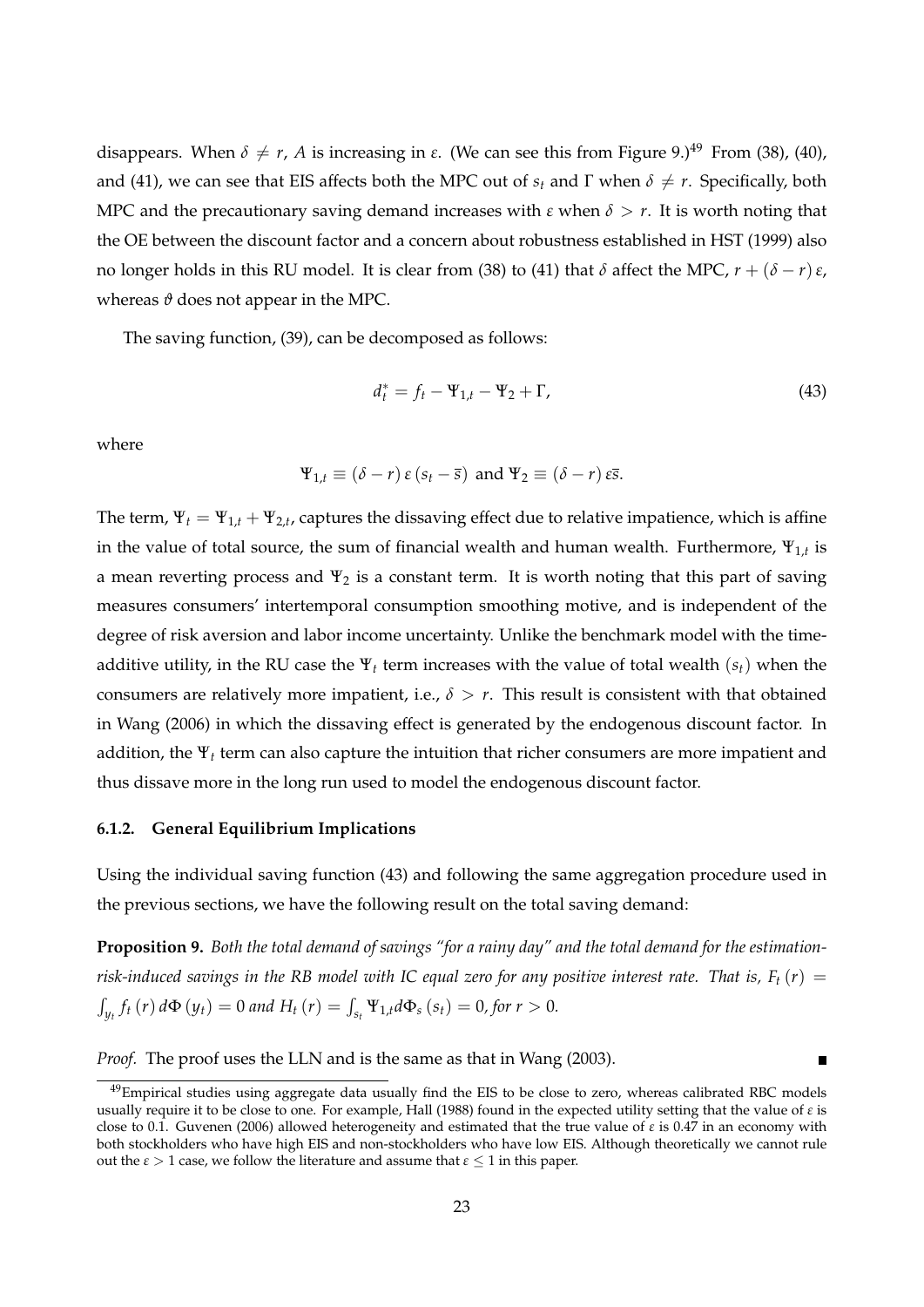disappears. When $\delta \neq r$, $A$ is increasing in $\varepsilon$. (We can see this from Figure 9.)[49] From (38), (40), and (41), we can see that EIS affects both the MPC out of $s_t$ and $\Gamma$ when $\delta \neq r$. Specifically, both MPC and the precautionary saving demand increases with $\varepsilon$ when $\delta > r$. It is worth noting that the OE between the discount factor and a concern about robustness established in HST (1999) also no longer holds in this RU model. It is clear from (38) to (41) that $\delta$ affect the MPC, $r + (\delta - r)\varepsilon$, whereas $\vartheta$ does not appear in the MPC.

The saving function, (39), can be decomposed as follows:

$$d_t^* = f_t - \Psi_{1,t} - \Psi_2 + \Gamma, \tag{43}$$

where

$$\Psi_{1,t} \equiv (\delta - r)\,\varepsilon\,(s_t - \overline{s}) \text{ and } \Psi_2 \equiv (\delta - r)\,\varepsilon\overline{s}.$$

The term, $\Psi_t = \Psi_{1,t} + \Psi_{2,t}$, captures the dissaving effect due to relative impatience, which is affine in the value of total source, the sum of financial wealth and human wealth. Furthermore, $\Psi_{1,t}$ is a mean reverting process and $\Psi_2$ is a constant term. It is worth noting that this part of saving measures consumers' intertemporal consumption smoothing motive, and is independent of the degree of risk aversion and labor income uncertainty. Unlike the benchmark model with the time-additive utility, in the RU case the $\Psi_t$ term increases with the value of total wealth $(s_t)$ when the consumers are relatively more impatient, i.e., $\delta > r$. This result is consistent with that obtained in Wang (2006) in which the dissaving effect is generated by the endogenous discount factor. In addition, the $\Psi_t$ term can also capture the intuition that richer consumers are more impatient and thus dissave more in the long run used to model the endogenous discount factor.

#### 6.1.2. General Equilibrium Implications

Using the individual saving function (43) and following the same aggregation procedure used in the previous sections, we have the following result on the total saving demand:

**Proposition 9.** *Both the total demand of savings "for a rainy day" and the total demand for the estimation-risk-induced savings in the RB model with IC equal zero for any positive interest rate. That is,* $F_t(r) = \int_{y_t} f_t(r)\, d\Phi(y_t) = 0$ *and* $H_t(r) = \int_{s_t} \Psi_{1,t} d\Phi_s(s_t) = 0$*, for* $r > 0$.

*Proof.* The proof uses the LLN and is the same as that in Wang (2003). ∎

[49] Empirical studies using aggregate data usually find the EIS to be close to zero, whereas calibrated RBC models usually require it to be close to one. For example, Hall (1988) found in the expected utility setting that the value of $\varepsilon$ is close to 0.1. Guvenen (2006) allowed heterogeneity and estimated that the true value of $\varepsilon$ is 0.47 in an economy with both stockholders who have high EIS and non-stockholders who have low EIS. Although theoretically we cannot rule out the $\varepsilon > 1$ case, we follow the literature and assume that $\varepsilon \leq 1$ in this paper.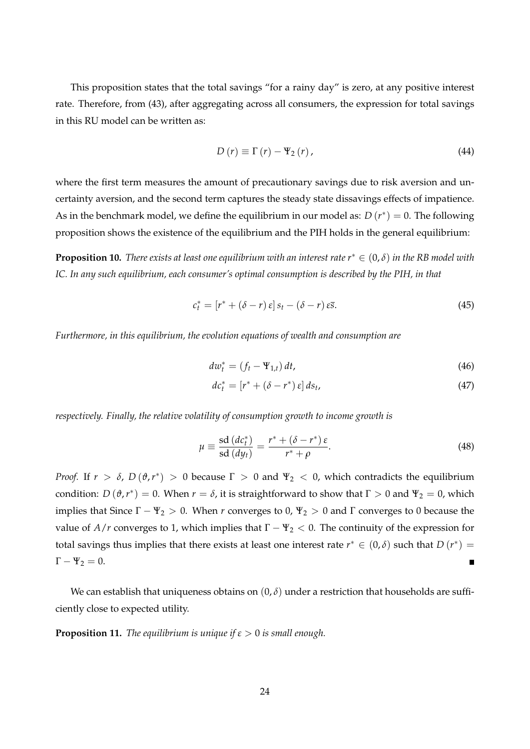This proposition states that the total savings "for a rainy day" is zero, at any positive interest rate. Therefore, from (43), after aggregating across all consumers, the expression for total savings in this RU model can be written as:

$$D(r) \equiv \Gamma(r) - \Psi_2(r), \tag{44}$$

where the first term measures the amount of precautionary savings due to risk aversion and uncertainty aversion, and the second term captures the steady state dissavings effects of impatience. As in the benchmark model, we define the equilibrium in our model as: $D(r^*) = 0$. The following proposition shows the existence of the equilibrium and the PIH holds in the general equilibrium:

**Proposition 10.** *There exists at least one equilibrium with an interest rate $r^* \in (0, \delta)$ in the RB model with IC. In any such equilibrium, each consumer's optimal consumption is described by the PIH, in that*

$$c_t^* = [r^* + (\delta - r)\varepsilon] s_t - (\delta - r)\varepsilon\bar{s}. \tag{45}$$

*Furthermore, in this equilibrium, the evolution equations of wealth and consumption are*

$$dw_t^* = (f_t - \Psi_{1,t})\, dt, \tag{46}$$

$$dc_t^* = [r^* + (\delta - r^*)\varepsilon]\, ds_t, \tag{47}$$

*respectively. Finally, the relative volatility of consumption growth to income growth is*

$$\mu \equiv \frac{\text{sd}(dc_t^*)}{\text{sd}(dy_t)} = \frac{r^* + (\delta - r^*)\varepsilon}{r^* + \rho}. \tag{48}$$

*Proof.* If $r > \delta$, $D(\vartheta, r^*) > 0$ because $\Gamma > 0$ and $\Psi_2 < 0$, which contradicts the equilibrium condition: $D(\vartheta, r^*) = 0$. When $r = \delta$, it is straightforward to show that $\Gamma > 0$ and $\Psi_2 = 0$, which implies that Since $\Gamma - \Psi_2 > 0$. When $r$ converges to 0, $\Psi_2 > 0$ and $\Gamma$ converges to 0 because the value of $A/r$ converges to 1, which implies that $\Gamma - \Psi_2 < 0$. The continuity of the expression for total savings thus implies that there exists at least one interest rate $r^* \in (0, \delta)$ such that $D(r^*) = \Gamma - \Psi_2 = 0$. ∎

We can establish that uniqueness obtains on $(0, \delta)$ under a restriction that households are sufficiently close to expected utility.

**Proposition 11.** *The equilibrium is unique if $\varepsilon > 0$ is small enough.*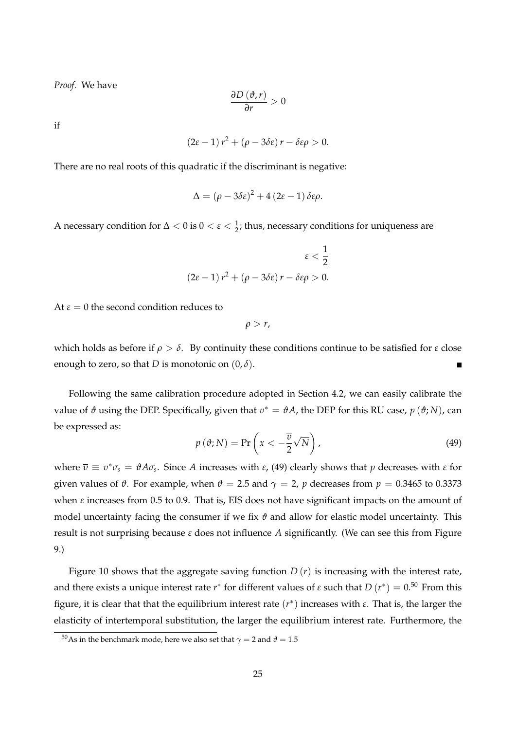*Proof.* We have

$$\frac{\partial D(\vartheta, r)}{\partial r} > 0$$

if

$$(2\varepsilon - 1) r^2 + (\rho - 3\delta\varepsilon) r - \delta\varepsilon\rho > 0.$$

There are no real roots of this quadratic if the discriminant is negative:

$$\Delta = (\rho - 3\delta\varepsilon)^2 + 4(2\varepsilon - 1)\delta\varepsilon\rho.$$

A necessary condition for $\Delta < 0$ is $0 < \varepsilon < \frac{1}{2}$; thus, necessary conditions for uniqueness are

$$\varepsilon < \frac{1}{2}$$

$$(2\varepsilon - 1) r^2 + (\rho - 3\delta\varepsilon) r - \delta\varepsilon\rho > 0.$$

At $\varepsilon = 0$ the second condition reduces to

$$\rho > r,$$

which holds as before if $\rho > \delta$. By continuity these conditions continue to be satisfied for $\varepsilon$ close enough to zero, so that $D$ is monotonic on $(0, \delta)$. ■

Following the same calibration procedure adopted in Section 4.2, we can easily calibrate the value of $\vartheta$ using the DEP. Specifically, given that $v^* = \vartheta A$, the DEP for this RU case, $p(\vartheta; N)$, can be expressed as:

$$p(\vartheta; N) = \Pr\left(x < -\frac{\overline{v}}{2}\sqrt{N}\right), \tag{49}$$

where $\overline{v} \equiv v^* \sigma_s = \vartheta A \sigma_s$. Since $A$ increases with $\varepsilon$, (49) clearly shows that $p$ decreases with $\varepsilon$ for given values of $\vartheta$. For example, when $\vartheta = 2.5$ and $\gamma = 2$, $p$ decreases from $p = 0.3465$ to 0.3373 when $\varepsilon$ increases from 0.5 to 0.9. That is, EIS does not have significant impacts on the amount of model uncertainty facing the consumer if we fix $\vartheta$ and allow for elastic model uncertainty. This result is not surprising because $\varepsilon$ does not influence $A$ significantly. (We can see this from Figure 9.)

Figure 10 shows that the aggregate saving function $D(r)$ is increasing with the interest rate, and there exists a unique interest rate $r^*$ for different values of $\varepsilon$ such that $D(r^*) = 0$.[50] From this figure, it is clear that that the equilibrium interest rate $(r^*)$ increases with $\varepsilon$. That is, the larger the elasticity of intertemporal substitution, the larger the equilibrium interest rate. Furthermore, the

[50] As in the benchmark mode, here we also set that $\gamma = 2$ and $\vartheta = 1.5$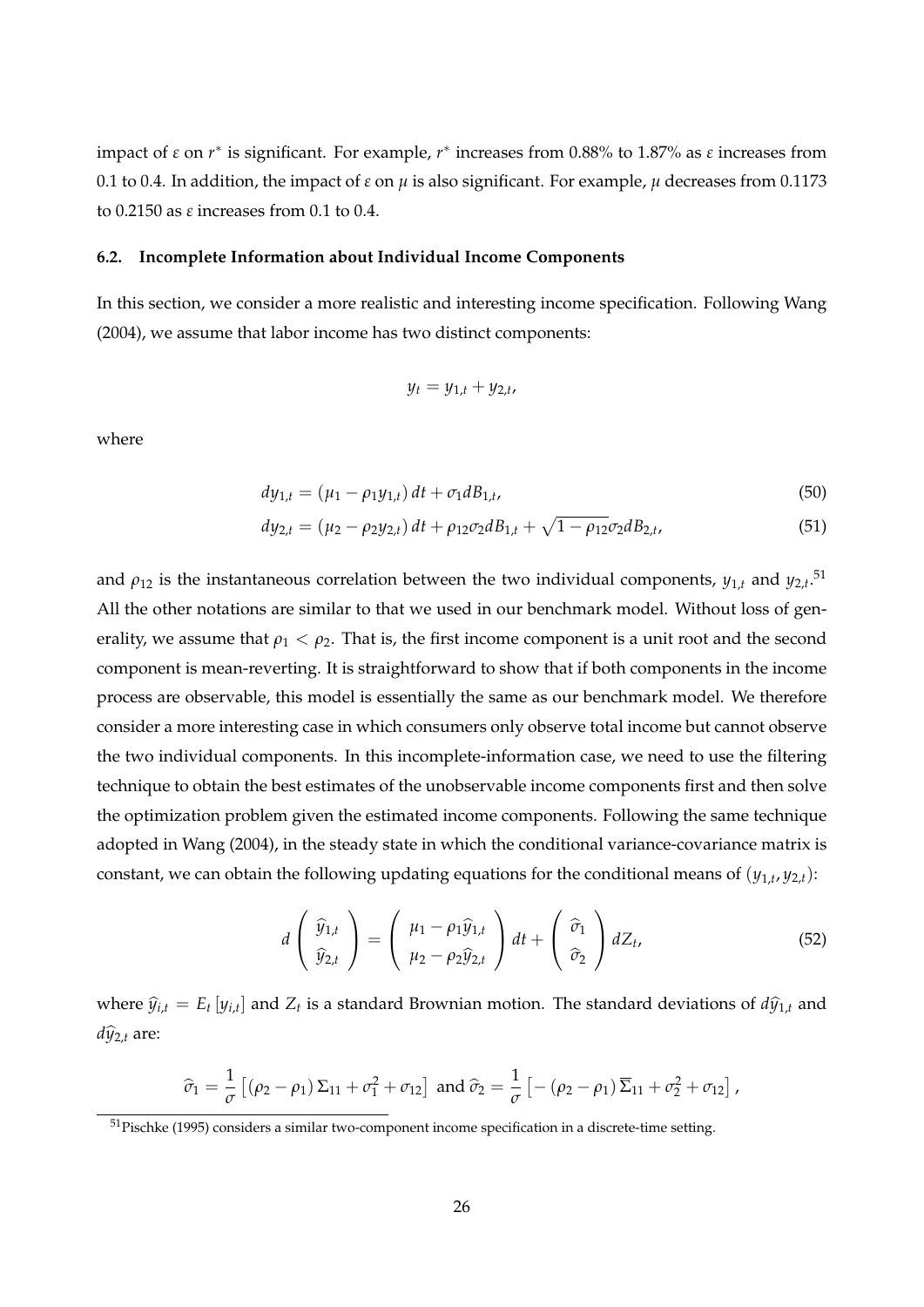impact of $\varepsilon$ on $r^*$ is significant. For example, $r^*$ increases from 0.88% to 1.87% as $\varepsilon$ increases from 0.1 to 0.4. In addition, the impact of $\varepsilon$ on $\mu$ is also significant. For example, $\mu$ decreases from 0.1173 to 0.2150 as $\varepsilon$ increases from 0.1 to 0.4.

### 6.2. Incomplete Information about Individual Income Components

In this section, we consider a more realistic and interesting income specification. Following Wang (2004), we assume that labor income has two distinct components:

$$y_t = y_{1,t} + y_{2,t},$$

where

$$dy_{1,t} = (\mu_1 - \rho_1 y_{1,t})\, dt + \sigma_1 dB_{1,t}, \tag{50}$$

$$dy_{2,t} = (\mu_2 - \rho_2 y_{2,t})\, dt + \rho_{12}\sigma_2 dB_{1,t} + \sqrt{1-\rho_{12}}\sigma_2 dB_{2,t}, \tag{51}$$

and $\rho_{12}$ is the instantaneous correlation between the two individual components, $y_{1,t}$ and $y_{2,t}$.[51] All the other notations are similar to that we used in our benchmark model. Without loss of generality, we assume that $\rho_1 < \rho_2$. That is, the first income component is a unit root and the second component is mean-reverting. It is straightforward to show that if both components in the income process are observable, this model is essentially the same as our benchmark model. We therefore consider a more interesting case in which consumers only observe total income but cannot observe the two individual components. In this incomplete-information case, we need to use the filtering technique to obtain the best estimates of the unobservable income components first and then solve the optimization problem given the estimated income components. Following the same technique adopted in Wang (2004), in the steady state in which the conditional variance-covariance matrix is constant, we can obtain the following updating equations for the conditional means of $(y_{1,t}, y_{2,t})$:

$$d\begin{pmatrix} \widehat{y}_{1,t} \\ \widehat{y}_{2,t} \end{pmatrix} = \begin{pmatrix} \mu_1 - \rho_1 \widehat{y}_{1,t} \\ \mu_2 - \rho_2 \widehat{y}_{2,t} \end{pmatrix} dt + \begin{pmatrix} \widehat{\sigma}_1 \\ \widehat{\sigma}_2 \end{pmatrix} dZ_t, \tag{52}$$

where $\widehat{y}_{i,t} = E_t[y_{i,t}]$ and $Z_t$ is a standard Brownian motion. The standard deviations of $d\widehat{y}_{1,t}$ and $d\widehat{y}_{2,t}$ are:

$$\widehat{\sigma}_1 = \frac{1}{\sigma}\left[(\rho_2 - \rho_1)\Sigma_{11} + \sigma_1^2 + \sigma_{12}\right] \text{ and } \widehat{\sigma}_2 = \frac{1}{\sigma}\left[-(\rho_2 - \rho_1)\overline{\Sigma}_{11} + \sigma_2^2 + \sigma_{12}\right],$$

[51] Pischke (1995) considers a similar two-component income specification in a discrete-time setting.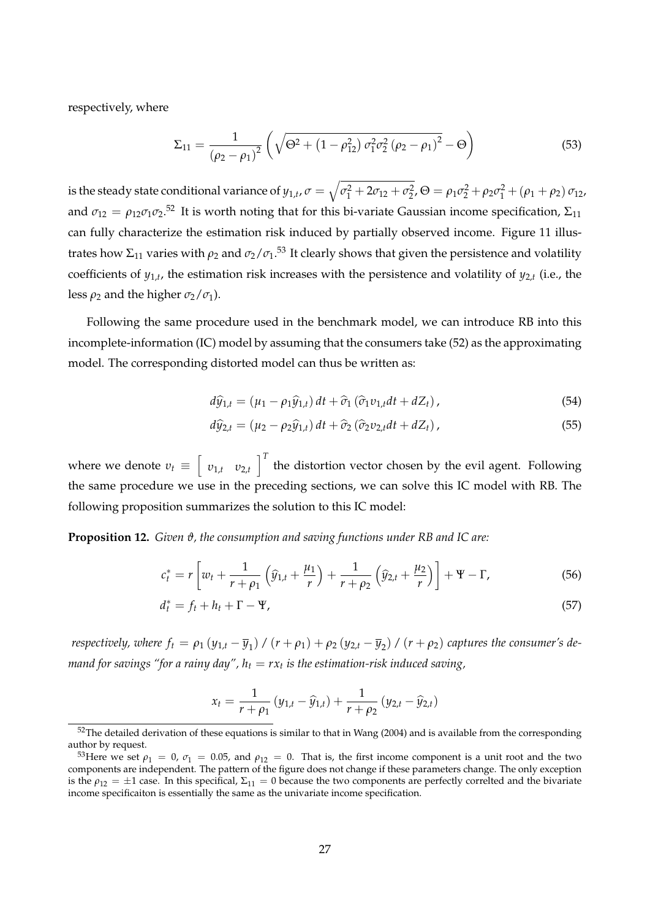respectively, where

$$\Sigma_{11} = \frac{1}{(\rho_2 - \rho_1)^2} \left( \sqrt{\Theta^2 + (1 - \rho_{12}^2) \sigma_1^2 \sigma_2^2 (\rho_2 - \rho_1)^2} - \Theta \right) \tag{53}$$

is the steady state conditional variance of $y_{1,t}$, $\sigma = \sqrt{\sigma_1^2 + 2\sigma_{12} + \sigma_2^2}$, $\Theta = \rho_1 \sigma_2^2 + \rho_2 \sigma_1^2 + (\rho_1 + \rho_2) \sigma_{12}$, and $\sigma_{12} = \rho_{12} \sigma_1 \sigma_2$.[52] It is worth noting that for this bi-variate Gaussian income specification, $\Sigma_{11}$ can fully characterize the estimation risk induced by partially observed income. Figure 11 illustrates how $\Sigma_{11}$ varies with $\rho_2$ and $\sigma_2/\sigma_1$.[53] It clearly shows that given the persistence and volatility coefficients of $y_{1,t}$, the estimation risk increases with the persistence and volatility of $y_{2,t}$ (i.e., the less $\rho_2$ and the higher $\sigma_2/\sigma_1$).

Following the same procedure used in the benchmark model, we can introduce RB into this incomplete-information (IC) model by assuming that the consumers take (52) as the approximating model. The corresponding distorted model can thus be written as:

$$d\widehat{y}_{1,t} = (\mu_1 - \rho_1 \widehat{y}_{1,t})\, dt + \widehat{\sigma}_1 (\widehat{\sigma}_1 v_{1,t} dt + dZ_t), \tag{54}$$

$$d\widehat{y}_{2,t} = (\mu_2 - \rho_2 \widehat{y}_{1,t})\, dt + \widehat{\sigma}_2 (\widehat{\sigma}_2 v_{2,t} dt + dZ_t), \tag{55}$$

where we denote $v_t \equiv \begin{bmatrix} v_{1,t} & v_{2,t} \end{bmatrix}^T$ the distortion vector chosen by the evil agent. Following the same procedure we use in the preceding sections, we can solve this IC model with RB. The following proposition summarizes the solution to this IC model:

**Proposition 12.** *Given $\vartheta$, the consumption and saving functions under RB and IC are:*

$$c_t^* = r \left[ w_t + \frac{1}{r + \rho_1} \left( \widehat{y}_{1,t} + \frac{\mu_1}{r} \right) + \frac{1}{r + \rho_2} \left( \widehat{y}_{2,t} + \frac{\mu_2}{r} \right) \right] + \Psi - \Gamma, \tag{56}$$

$$d_t^* = f_t + h_t + \Gamma - \Psi, \tag{57}$$

*respectively, where $f_t = \rho_1 (y_{1,t} - \overline{y}_1) / (r + \rho_1) + \rho_2 (y_{2,t} - \overline{y}_2) / (r + \rho_2)$ captures the consumer's demand for savings "for a rainy day", $h_t = r x_t$ is the estimation-risk induced saving,*

$$x_t = \frac{1}{r + \rho_1} (y_{1,t} - \widehat{y}_{1,t}) + \frac{1}{r + \rho_2} (y_{2,t} - \widehat{y}_{2,t})$$

[52] The detailed derivation of these equations is similar to that in Wang (2004) and is available from the corresponding author by request.

[53] Here we set $\rho_1 = 0$, $\sigma_1 = 0.05$, and $\rho_{12} = 0$. That is, the first income component is a unit root and the two components are independent. The pattern of the figure does not change if these parameters change. The only exception is the $\rho_{12} = \pm 1$ case. In this specifical, $\Sigma_{11} = 0$ because the two components are perfectly correlted and the bivariate income specificaiton is essentially the same as the univariate income specification.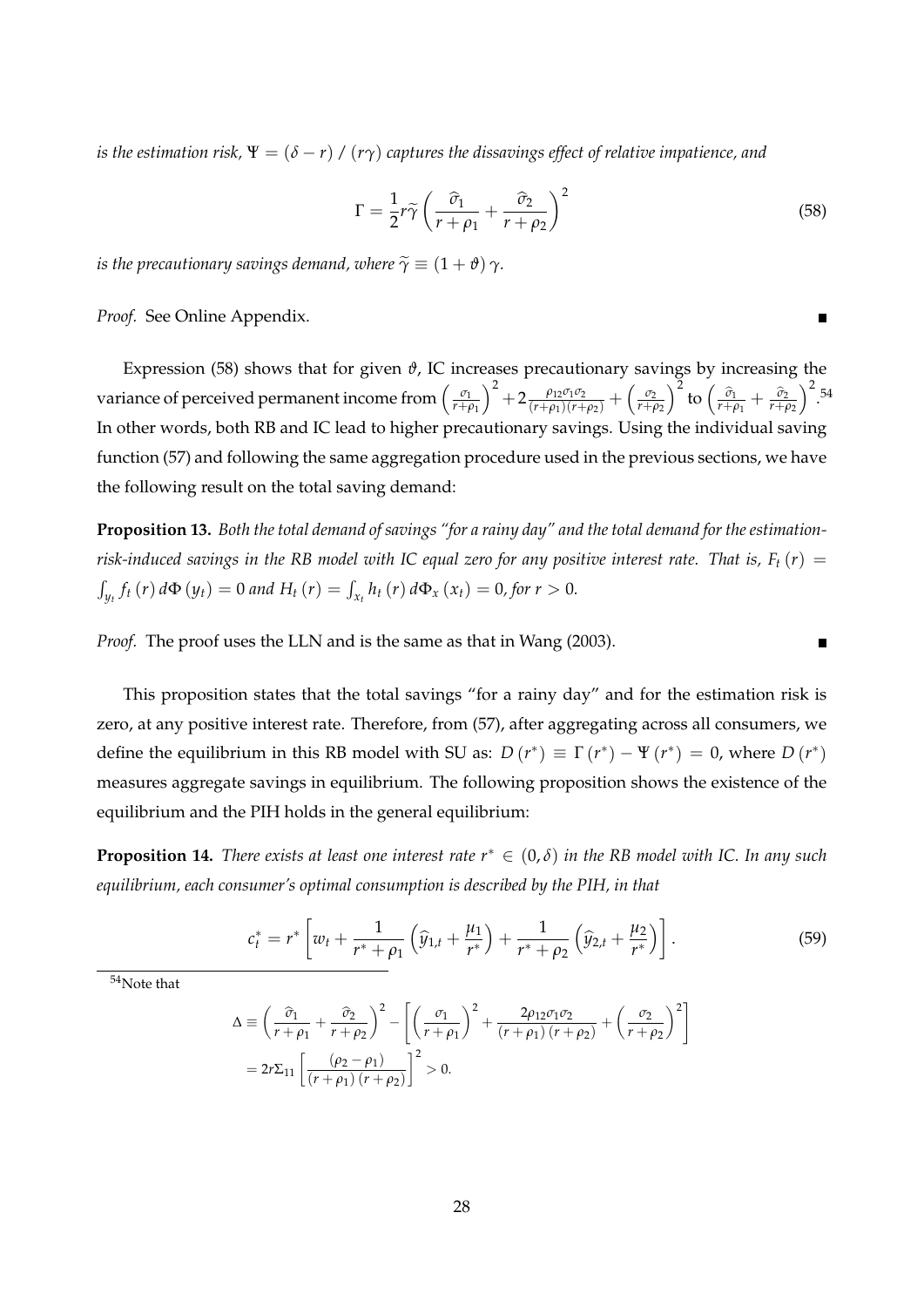*is the estimation risk,* $\Psi = (\delta - r) / (r\gamma)$ *captures the dissavings effect of relative impatience, and*

$$\Gamma = \frac{1}{2} r \widetilde{\gamma} \left( \frac{\widehat{\sigma}_1}{r + \rho_1} + \frac{\widehat{\sigma}_2}{r + \rho_2} \right)^2 \tag{58}$$

*is the precautionary savings demand, where* $\widetilde{\gamma} \equiv (1 + \vartheta) \gamma$.

*Proof.* See Online Appendix. ∎

Expression (58) shows that for given $\vartheta$, IC increases precautionary savings by increasing the variance of perceived permanent income from $\left(\frac{\sigma_1}{r+\rho_1}\right)^2 + 2\frac{\rho_{12}\sigma_1\sigma_2}{(r+\rho_1)(r+\rho_2)} + \left(\frac{\sigma_2}{r+\rho_2}\right)^2$ to $\left(\frac{\widehat{\sigma}_1}{r+\rho_1} + \frac{\widehat{\sigma}_2}{r+\rho_2}\right)^2$.[54] In other words, both RB and IC lead to higher precautionary savings. Using the individual saving function (57) and following the same aggregation procedure used in the previous sections, we have the following result on the total saving demand:

**Proposition 13.** *Both the total demand of savings "for a rainy day" and the total demand for the estimation-risk-induced savings in the RB model with IC equal zero for any positive interest rate. That is,* $F_t(r) = \int_{y_t} f_t(r) \, d\Phi(y_t) = 0$ *and* $H_t(r) = \int_{x_t} h_t(r) \, d\Phi_x(x_t) = 0$*, for* $r > 0$.

*Proof.* The proof uses the LLN and is the same as that in Wang (2003). ∎

This proposition states that the total savings "for a rainy day" and for the estimation risk is zero, at any positive interest rate. Therefore, from (57), after aggregating across all consumers, we define the equilibrium in this RB model with SU as: $D(r^*) \equiv \Gamma(r^*) - \Psi(r^*) = 0$, where $D(r^*)$ measures aggregate savings in equilibrium. The following proposition shows the existence of the equilibrium and the PIH holds in the general equilibrium:

**Proposition 14.** *There exists at least one interest rate* $r^* \in (0, \delta)$ *in the RB model with IC. In any such equilibrium, each consumer's optimal consumption is described by the PIH, in that*

$$c_t^* = r^* \left[ w_t + \frac{1}{r^* + \rho_1} \left( \widehat{y}_{1,t} + \frac{\mu_1}{r^*} \right) + \frac{1}{r^* + \rho_2} \left( \widehat{y}_{2,t} + \frac{\mu_2}{r^*} \right) \right]. \tag{59}$$

---

[54] Note that

$$\begin{aligned}
\Delta &\equiv \left( \frac{\widehat{\sigma}_1}{r + \rho_1} + \frac{\widehat{\sigma}_2}{r + \rho_2} \right)^2 - \left[ \left( \frac{\sigma_1}{r + \rho_1} \right)^2 + \frac{2\rho_{12}\sigma_1\sigma_2}{(r + \rho_1)(r + \rho_2)} + \left( \frac{\sigma_2}{r + \rho_2} \right)^2 \right] \\
&= 2r\Sigma_{11} \left[ \frac{(\rho_2 - \rho_1)}{(r + \rho_1)(r + \rho_2)} \right]^2 > 0.
\end{aligned}$$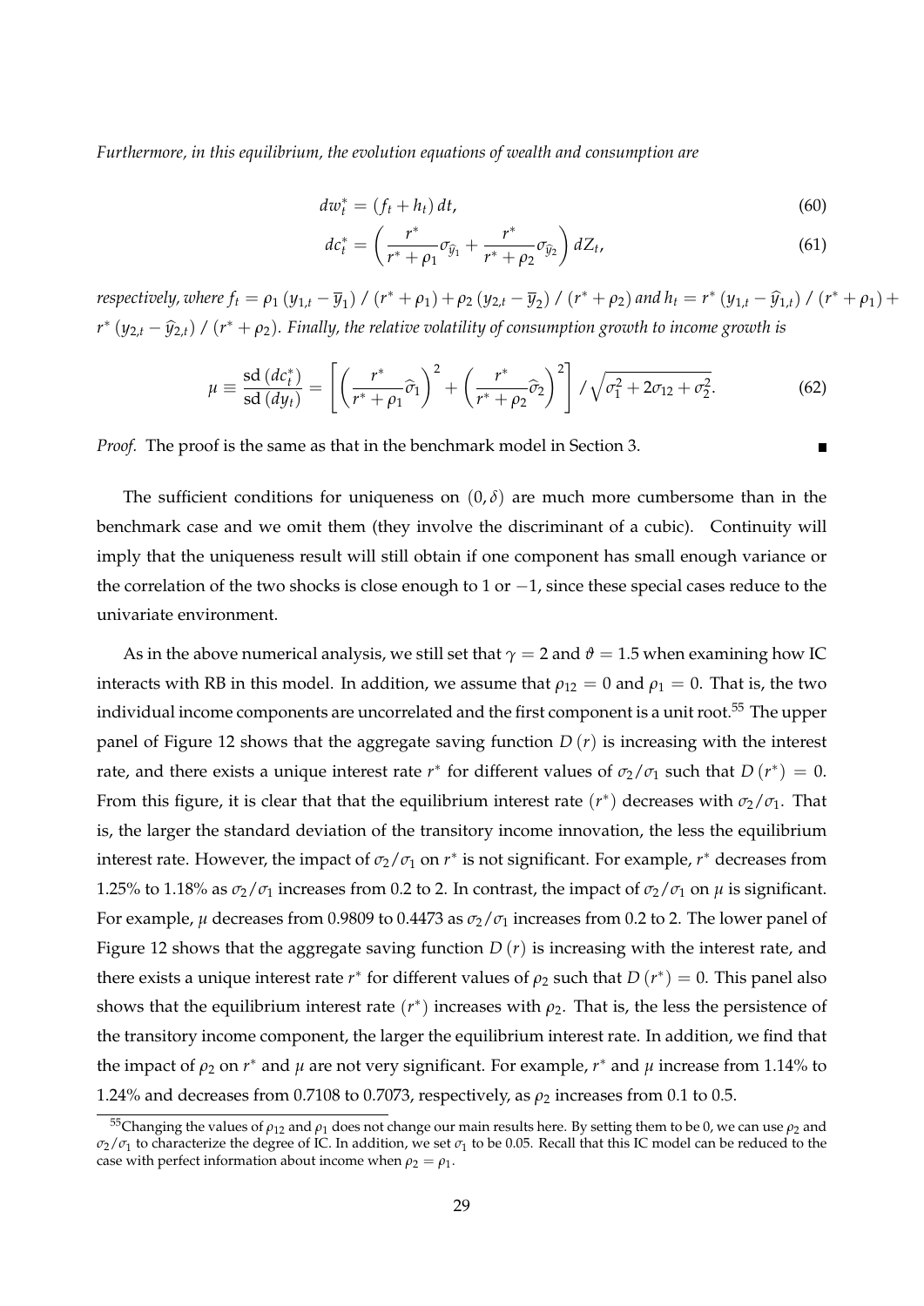*Furthermore, in this equilibrium, the evolution equations of wealth and consumption are*

$$dw_t^* = (f_t + h_t)\, dt, \tag{60}$$

$$dc_t^* = \left( \frac{r^*}{r^* + \rho_1} \sigma_{\widehat{y}_1} + \frac{r^*}{r^* + \rho_2} \sigma_{\widehat{y}_2} \right) dZ_t, \tag{61}$$

*respectively, where* $f_t = \rho_1 \left( y_{1,t} - \overline{y}_1 \right) / \left( r^* + \rho_1 \right) + \rho_2 \left( y_{2,t} - \overline{y}_2 \right) / \left( r^* + \rho_2 \right)$ *and* $h_t = r^* \left( y_{1,t} - \widehat{y}_{1,t} \right) / \left( r^* + \rho_1 \right) + r^* \left( y_{2,t} - \widehat{y}_{2,t} \right) / \left( r^* + \rho_2 \right)$*. Finally, the relative volatility of consumption growth to income growth is*

$$\mu \equiv \frac{\mathrm{sd}\left(dc_t^*\right)}{\mathrm{sd}\left(dy_t\right)} = \left[ \left( \frac{r^*}{r^* + \rho_1} \widehat{\sigma}_1 \right)^2 + \left( \frac{r^*}{r^* + \rho_2} \widehat{\sigma}_2 \right)^2 \right] / \sqrt{\sigma_1^2 + 2\sigma_{12} + \sigma_2^2}. \tag{62}$$

*Proof.* The proof is the same as that in the benchmark model in Section 3. ∎

The sufficient conditions for uniqueness on $(0, \delta)$ are much more cumbersome than in the benchmark case and we omit them (they involve the discriminant of a cubic). Continuity will imply that the uniqueness result will still obtain if one component has small enough variance or the correlation of the two shocks is close enough to 1 or $-1$, since these special cases reduce to the univariate environment.

As in the above numerical analysis, we still set that $\gamma = 2$ and $\vartheta = 1.5$ when examining how IC interacts with RB in this model. In addition, we assume that $\rho_{12} = 0$ and $\rho_1 = 0$. That is, the two individual income components are uncorrelated and the first component is a unit root.[55] The upper panel of Figure 12 shows that the aggregate saving function $D(r)$ is increasing with the interest rate, and there exists a unique interest rate $r^*$ for different values of $\sigma_2/\sigma_1$ such that $D(r^*) = 0$. From this figure, it is clear that that the equilibrium interest rate $(r^*)$ decreases with $\sigma_2/\sigma_1$. That is, the larger the standard deviation of the transitory income innovation, the less the equilibrium interest rate. However, the impact of $\sigma_2/\sigma_1$ on $r^*$ is not significant. For example, $r^*$ decreases from 1.25% to 1.18% as $\sigma_2/\sigma_1$ increases from 0.2 to 2. In contrast, the impact of $\sigma_2/\sigma_1$ on $\mu$ is significant. For example, $\mu$ decreases from 0.9809 to 0.4473 as $\sigma_2/\sigma_1$ increases from 0.2 to 2. The lower panel of Figure 12 shows that the aggregate saving function $D(r)$ is increasing with the interest rate, and there exists a unique interest rate $r^*$ for different values of $\rho_2$ such that $D(r^*) = 0$. This panel also shows that the equilibrium interest rate $(r^*)$ increases with $\rho_2$. That is, the less the persistence of the transitory income component, the larger the equilibrium interest rate. In addition, we find that the impact of $\rho_2$ on $r^*$ and $\mu$ are not very significant. For example, $r^*$ and $\mu$ increase from 1.14% to 1.24% and decreases from 0.7108 to 0.7073, respectively, as $\rho_2$ increases from 0.1 to 0.5.

[55] Changing the values of $\rho_{12}$ and $\rho_1$ does not change our main results here. By setting them to be 0, we can use $\rho_2$ and $\sigma_2/\sigma_1$ to characterize the degree of IC. In addition, we set $\sigma_1$ to be 0.05. Recall that this IC model can be reduced to the case with perfect information about income when $\rho_2 = \rho_1$.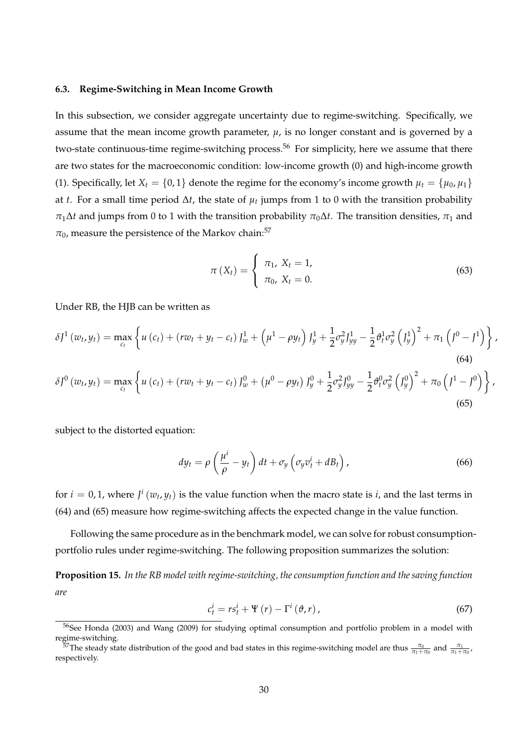### 6.3. Regime-Switching in Mean Income Growth

In this subsection, we consider aggregate uncertainty due to regime-switching. Specifically, we assume that the mean income growth parameter, $\mu$, is no longer constant and is governed by a two-state continuous-time regime-switching process.[56] For simplicity, here we assume that there are two states for the macroeconomic condition: low-income growth (0) and high-income growth (1). Specifically, let $X_t = \{0, 1\}$ denote the regime for the economy's income growth $\mu_t = \{\mu_0, \mu_1\}$ at $t$. For a small time period $\Delta t$, the state of $\mu_t$ jumps from 1 to 0 with the transition probability $\pi_1 \Delta t$ and jumps from 0 to 1 with the transition probability $\pi_0 \Delta t$. The transition densities, $\pi_1$ and $\pi_0$, measure the persistence of the Markov chain:[57]

$$\pi(X_t) = \begin{cases} \pi_1, \; X_t = 1, \\ \pi_0, \; X_t = 0. \end{cases} \tag{63}$$

Under RB, the HJB can be written as

$$\delta J^1(w_t, y_t) = \max_{c_t} \left\{ u(c_t) + (rw_t + y_t - c_t) J_w^1 + \left(\mu^1 - \rho y_t\right) J_y^1 + \frac{1}{2}\sigma_y^2 J_{yy}^1 - \frac{1}{2}\vartheta_t^1 \sigma_y^2 \left(J_y^1\right)^2 + \pi_1 \left(J^0 - J^1\right) \right\}, \tag{64}$$

$$\delta J^0(w_t, y_t) = \max_{c_t} \left\{ u(c_t) + (rw_t + y_t - c_t) J_w^0 + \left(\mu^0 - \rho y_t\right) J_y^0 + \frac{1}{2}\sigma_y^2 J_{yy}^0 - \frac{1}{2}\vartheta_t^0 \sigma_y^2 \left(J_y^0\right)^2 + \pi_0 \left(J^1 - J^0\right) \right\}, \tag{65}$$

subject to the distorted equation:

$$dy_t = \rho\left(\frac{\mu^i}{\rho} - y_t\right) dt + \sigma_y \left(\sigma_y v_t^i + dB_t\right), \tag{66}$$

for $i = 0, 1$, where $J^i(w_t, y_t)$ is the value function when the macro state is $i$, and the last terms in (64) and (65) measure how regime-switching affects the expected change in the value function.

Following the same procedure as in the benchmark model, we can solve for robust consumption-portfolio rules under regime-switching. The following proposition summarizes the solution:

**Proposition 15.** *In the RB model with regime-switching, the consumption function and the saving function are*

$$c_t^i = rs_t^i + \Psi(r) - \Gamma^i(\vartheta, r), \tag{67}$$

[56] See Honda (2003) and Wang (2009) for studying optimal consumption and portfolio problem in a model with regime-switching.

[57] The steady state distribution of the good and bad states in this regime-switching model are thus $\frac{\pi_0}{\pi_1 + \pi_0}$ and $\frac{\pi_1}{\pi_1 + \pi_0}$, respectively.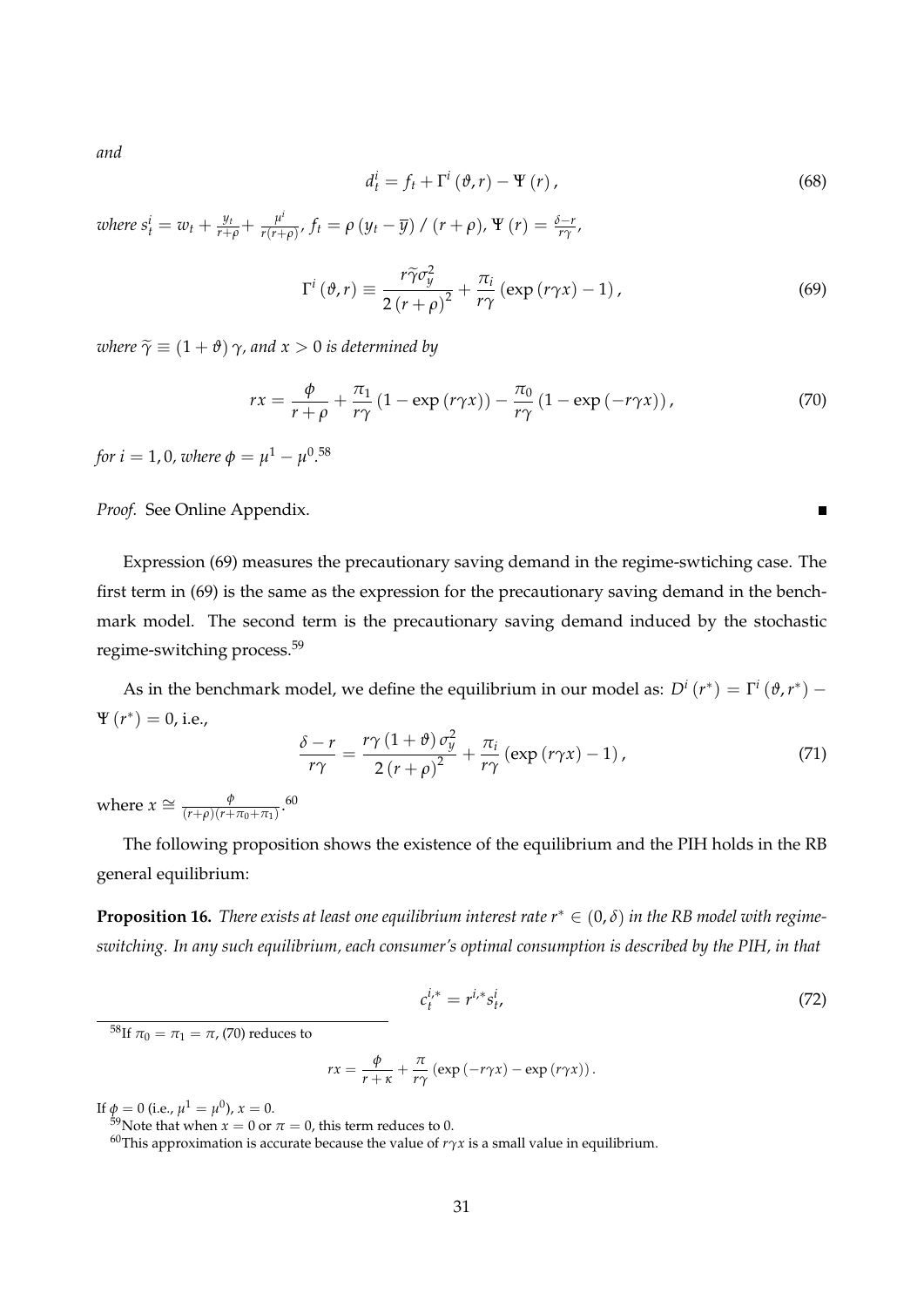*and*

$$d_t^i = f_t + \Gamma^i(\vartheta, r) - \Psi(r), \tag{68}$$

*where* $s_t^i = w_t + \frac{y_t}{r+\rho} + \frac{\mu^i}{r(r+\rho)}$, $f_t = \rho(y_t - \overline{y}) / (r+\rho)$, $\Psi(r) = \frac{\delta - r}{r\gamma}$,

$$\Gamma^i(\vartheta, r) \equiv \frac{r\widetilde{\gamma}\sigma_y^2}{2(r+\rho)^2} + \frac{\pi_i}{r\gamma}(\exp(r\gamma x) - 1), \tag{69}$$

*where* $\widetilde{\gamma} \equiv (1+\vartheta)\gamma$, *and* $x > 0$ *is determined by*

$$rx = \frac{\phi}{r+\rho} + \frac{\pi_1}{r\gamma}(1 - \exp(r\gamma x)) - \frac{\pi_0}{r\gamma}(1 - \exp(-r\gamma x)), \tag{70}$$

*for* $i = 1, 0$*, where* $\phi = \mu^1 - \mu^0$.[58]

*Proof.* See Online Appendix. ∎

Expression (69) measures the precautionary saving demand in the regime-swtiching case. The first term in (69) is the same as the expression for the precautionary saving demand in the benchmark model. The second term is the precautionary saving demand induced by the stochastic regime-switching process.[59]

As in the benchmark model, we define the equilibrium in our model as: $D^i(r^*) = \Gamma^i(\vartheta, r^*) - \Psi(r^*) = 0$, i.e.,

$$\frac{\delta - r}{r\gamma} = \frac{r\gamma(1+\vartheta)\sigma_y^2}{2(r+\rho)^2} + \frac{\pi_i}{r\gamma}(\exp(r\gamma x) - 1), \tag{71}$$

where $x \cong \frac{\phi}{(r+\rho)(r+\pi_0+\pi_1)}$.[60]

The following proposition shows the existence of the equilibrium and the PIH holds in the RB general equilibrium:

**Proposition 16.** *There exists at least one equilibrium interest rate* $r^* \in (0, \delta)$ *in the RB model with regime-switching. In any such equilibrium, each consumer's optimal consumption is described by the PIH, in that*

$$c_t^{i,*} = r^{i,*}s_t^i, \tag{72}$$

---

[58] If $\pi_0 = \pi_1 = \pi$, (70) reduces to

$$rx = \frac{\phi}{r+\kappa} + \frac{\pi}{r\gamma}(\exp(-r\gamma x) - \exp(r\gamma x)).$$

If $\phi = 0$ (i.e., $\mu^1 = \mu^0$), $x = 0$.

[59] Note that when $x = 0$ or $\pi = 0$, this term reduces to 0.

[60] This approximation is accurate because the value of $r\gamma x$ is a small value in equilibrium.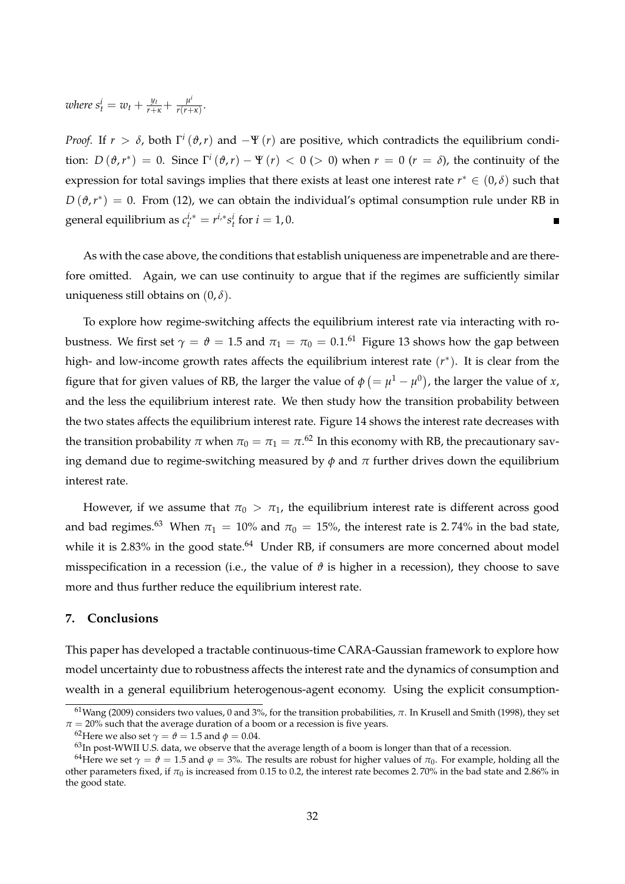*where* $s_t^i = w_t + \frac{y_t}{r+\kappa} + \frac{\mu^i}{r(r+\kappa)}$.

*Proof.* If $r > \delta$, both $\Gamma^i(\vartheta, r)$ and $-\Psi(r)$ are positive, which contradicts the equilibrium condition: $D(\vartheta, r^*) = 0$. Since $\Gamma^i(\vartheta, r) - \Psi(r) < 0$ ($> 0$) when $r = 0$ ($r = \delta$), the continuity of the expression for total savings implies that there exists at least one interest rate $r^* \in (0, \delta)$ such that $D(\vartheta, r^*) = 0$. From (12), we can obtain the individual's optimal consumption rule under RB in general equilibrium as $c_t^{i,*} = r^{i,*} s_t^i$ for $i = 1, 0$. ∎

As with the case above, the conditions that establish uniqueness are impenetrable and are therefore omitted. Again, we can use continuity to argue that if the regimes are sufficiently similar uniqueness still obtains on $(0, \delta)$.

To explore how regime-switching affects the equilibrium interest rate via interacting with robustness. We first set $\gamma = \vartheta = 1.5$ and $\pi_1 = \pi_0 = 0.1$.[61] Figure 13 shows how the gap between high- and low-income growth rates affects the equilibrium interest rate ($r^*$). It is clear from the figure that for given values of RB, the larger the value of $\phi\left(= \mu^1 - \mu^0\right)$, the larger the value of $x$, and the less the equilibrium interest rate. We then study how the transition probability between the two states affects the equilibrium interest rate. Figure 14 shows the interest rate decreases with the transition probability $\pi$ when $\pi_0 = \pi_1 = \pi$.[62] In this economy with RB, the precautionary saving demand due to regime-switching measured by $\phi$ and $\pi$ further drives down the equilibrium interest rate.

However, if we assume that $\pi_0 > \pi_1$, the equilibrium interest rate is different across good and bad regimes.[63] When $\pi_1 = 10\%$ and $\pi_0 = 15\%$, the interest rate is 2.74% in the bad state, while it is 2.83% in the good state.[64] Under RB, if consumers are more concerned about model misspecification in a recession (i.e., the value of $\vartheta$ is higher in a recession), they choose to save more and thus further reduce the equilibrium interest rate.

## 7. Conclusions

This paper has developed a tractable continuous-time CARA-Gaussian framework to explore how model uncertainty due to robustness affects the interest rate and the dynamics of consumption and wealth in a general equilibrium heterogenous-agent economy. Using the explicit consumption-

---

[61] Wang (2009) considers two values, 0 and 3%, for the transition probabilities, $\pi$. In Krusell and Smith (1998), they set $\pi = 20\%$ such that the average duration of a boom or a recession is five years.

[62] Here we also set $\gamma = \vartheta = 1.5$ and $\phi = 0.04$.

[63] In post-WWII U.S. data, we observe that the average length of a boom is longer than that of a recession.

[64] Here we set $\gamma = \vartheta = 1.5$ and $\varphi = 3\%$. The results are robust for higher values of $\pi_0$. For example, holding all the other parameters fixed, if $\pi_0$ is increased from 0.15 to 0.2, the interest rate becomes 2.70% in the bad state and 2.86% in the good state.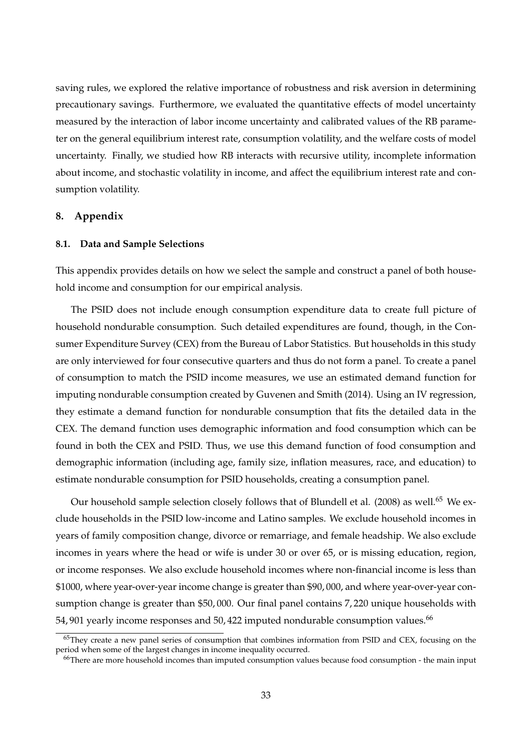saving rules, we explored the relative importance of robustness and risk aversion in determining precautionary savings. Furthermore, we evaluated the quantitative effects of model uncertainty measured by the interaction of labor income uncertainty and calibrated values of the RB parameter on the general equilibrium interest rate, consumption volatility, and the welfare costs of model uncertainty. Finally, we studied how RB interacts with recursive utility, incomplete information about income, and stochastic volatility in income, and affect the equilibrium interest rate and consumption volatility.

## 8. Appendix

### 8.1. Data and Sample Selections

This appendix provides details on how we select the sample and construct a panel of both household income and consumption for our empirical analysis.

The PSID does not include enough consumption expenditure data to create full picture of household nondurable consumption. Such detailed expenditures are found, though, in the Consumer Expenditure Survey (CEX) from the Bureau of Labor Statistics. But households in this study are only interviewed for four consecutive quarters and thus do not form a panel. To create a panel of consumption to match the PSID income measures, we use an estimated demand function for imputing nondurable consumption created by Guvenen and Smith (2014). Using an IV regression, they estimate a demand function for nondurable consumption that fits the detailed data in the CEX. The demand function uses demographic information and food consumption which can be found in both the CEX and PSID. Thus, we use this demand function of food consumption and demographic information (including age, family size, inflation measures, race, and education) to estimate nondurable consumption for PSID households, creating a consumption panel.

Our household sample selection closely follows that of Blundell et al. (2008) as well.[65] We exclude households in the PSID low-income and Latino samples. We exclude household incomes in years of family composition change, divorce or remarriage, and female headship. We also exclude incomes in years where the head or wife is under 30 or over 65, or is missing education, region, or income responses. We also exclude household incomes where non-financial income is less than \$1000, where year-over-year income change is greater than \$90,000, and where year-over-year consumption change is greater than \$50,000. Our final panel contains 7,220 unique households with 54,901 yearly income responses and 50,422 imputed nondurable consumption values.[66]

[65] They create a new panel series of consumption that combines information from PSID and CEX, focusing on the period when some of the largest changes in income inequality occurred.

[66] There are more household incomes than imputed consumption values because food consumption - the main input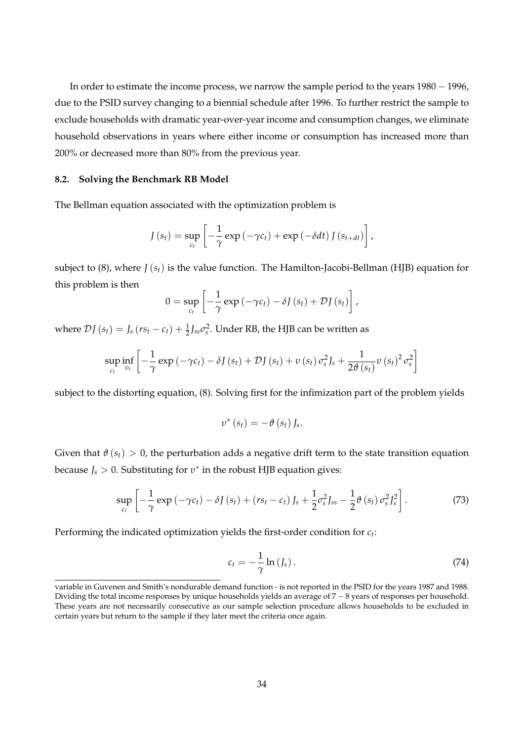In order to estimate the income process, we narrow the sample period to the years $1980-1996$, due to the PSID survey changing to a biennial schedule after 1996. To further restrict the sample to exclude households with dramatic year-over-year income and consumption changes, we eliminate household observations in years where either income or consumption has increased more than 200% or decreased more than 80% from the previous year.

### 8.2. Solving the Benchmark RB Model

The Bellman equation associated with the optimization problem is

$$J(s_t) = \sup_{c_t} \left[ -\frac{1}{\gamma} \exp(-\gamma c_t) + \exp(-\delta dt) J(s_{t+dt}) \right],$$

subject to (8), where $J(s_t)$ is the value function. The Hamilton-Jacobi-Bellman (HJB) equation for this problem is then

$$0 = \sup_{c_t} \left[ -\frac{1}{\gamma} \exp(-\gamma c_t) - \delta J(s_t) + \mathcal{D}J(s_t) \right],$$

where $\mathcal{D}J(s_t) = J_s(rs_t - c_t) + \frac{1}{2} J_{ss} \sigma_s^2$. Under RB, the HJB can be written as

$$\sup_{c_t} \inf_{v_t} \left[ -\frac{1}{\gamma} \exp(-\gamma c_t) - \delta J(s_t) + \mathcal{D}J(s_t) + v(s_t) \sigma_s^2 J_s + \frac{1}{2\vartheta(s_t)} v(s_t)^2 \sigma_s^2 \right]$$

subject to the distorting equation, (8). Solving first for the infimization part of the problem yields

$$v^*(s_t) = -\vartheta(s_t) J_s.$$

Given that $\vartheta(s_t) > 0$, the perturbation adds a negative drift term to the state transition equation because $J_s > 0$. Substituting for $v^*$ in the robust HJB equation gives:

$$\sup_{c_t} \left[ -\frac{1}{\gamma} \exp(-\gamma c_t) - \delta J(s_t) + (rs_t - c_t) J_s + \frac{1}{2} \sigma_s^2 J_{ss} - \frac{1}{2} \vartheta(s_t) \sigma_s^2 J_s^2 \right]. \tag{73}$$

Performing the indicated optimization yields the first-order condition for $c_t$:

$$c_t = -\frac{1}{\gamma} \ln(J_s). \tag{74}$$

variable in Guvenen and Smith's nondurable demand function - is not reported in the PSID for the years 1987 and 1988. Dividing the total income responses by unique households yields an average of $7-8$ years of responses per household. These years are not necessarily consecutive as our sample selection procedure allows households to be excluded in certain years but return to the sample if they later meet the criteria once again.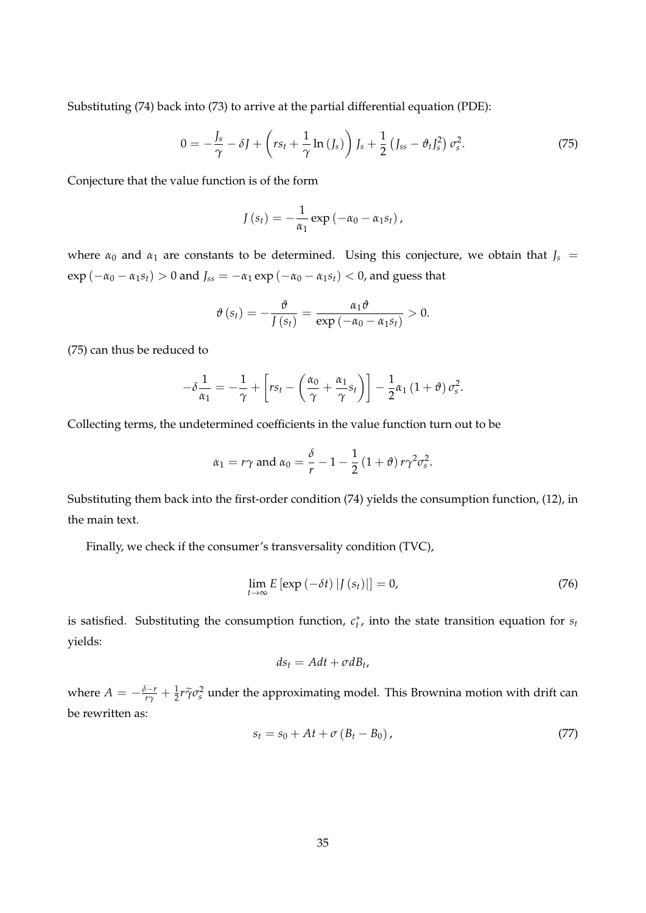Substituting (74) back into (73) to arrive at the partial differential equation (PDE):

$$0 = -\frac{J_s}{\gamma} - \delta J + \left( rs_t + \frac{1}{\gamma} \ln (J_s) \right) J_s + \frac{1}{2} \left( J_{ss} - \vartheta_t J_s^2 \right) \sigma_s^2. \tag{75}$$

Conjecture that the value function is of the form

$$J(s_t) = -\frac{1}{\alpha_1} \exp(-\alpha_0 - \alpha_1 s_t),$$

where $\alpha_0$ and $\alpha_1$ are constants to be determined. Using this conjecture, we obtain that $J_s = \exp(-\alpha_0 - \alpha_1 s_t) > 0$ and $J_{ss} = -\alpha_1 \exp(-\alpha_0 - \alpha_1 s_t) < 0$, and guess that

$$\vartheta(s_t) = -\frac{\vartheta}{J(s_t)} = \frac{\alpha_1 \vartheta}{\exp(-\alpha_0 - \alpha_1 s_t)} > 0.$$

(75) can thus be reduced to

$$-\delta \frac{1}{\alpha_1} = -\frac{1}{\gamma} + \left[ rs_t - \left( \frac{\alpha_0}{\gamma} + \frac{\alpha_1}{\gamma} s_t \right) \right] - \frac{1}{2} \alpha_1 (1 + \vartheta) \sigma_s^2.$$

Collecting terms, the undetermined coefficients in the value function turn out to be

$$\alpha_1 = r\gamma \text{ and } \alpha_0 = \frac{\delta}{r} - 1 - \frac{1}{2} (1 + \vartheta) r \gamma^2 \sigma_s^2.$$

Substituting them back into the first-order condition (74) yields the consumption function, (12), in the main text.

Finally, we check if the consumer's transversality condition (TVC),

$$\lim_{t \to \infty} E \left[ \exp(-\delta t) \left| J(s_t) \right| \right] = 0, \tag{76}$$

is satisfied. Substituting the consumption function, $c_t^*$, into the state transition equation for $s_t$ yields:

$$ds_t = A dt + \sigma dB_t,$$

where $A = -\frac{\delta - r}{r\gamma} + \frac{1}{2} r \widetilde{\gamma} \sigma_s^2$ under the approximating model. This Brownina motion with drift can be rewritten as:

$$s_t = s_0 + At + \sigma (B_t - B_0), \tag{77}$$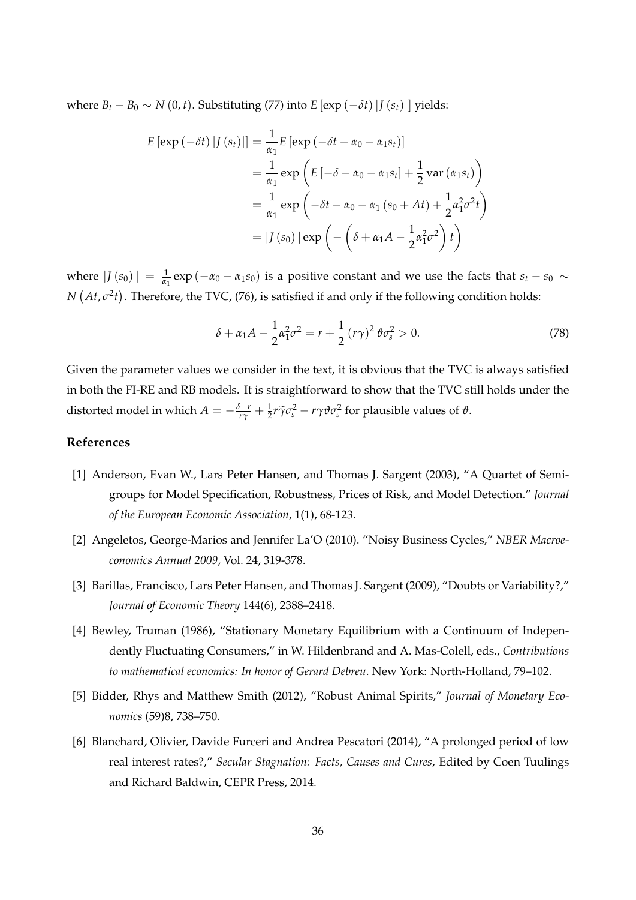where $B_t - B_0 \sim N(0, t)$. Substituting (77) into $E[\exp(-\delta t)|J(s_t)|]$ yields:

$$
\begin{aligned}
E[\exp(-\delta t)|J(s_t)|] &= \frac{1}{\alpha_1} E[\exp(-\delta t - \alpha_0 - \alpha_1 s_t)] \\
&= \frac{1}{\alpha_1} \exp\left(E[-\delta - \alpha_0 - \alpha_1 s_t] + \frac{1}{2}\operatorname{var}(\alpha_1 s_t)\right) \\
&= \frac{1}{\alpha_1} \exp\left(-\delta t - \alpha_0 - \alpha_1(s_0 + At) + \frac{1}{2}\alpha_1^2 \sigma^2 t\right) \\
&= |J(s_0)| \exp\left(-\left(\delta + \alpha_1 A - \frac{1}{2}\alpha_1^2 \sigma^2\right) t\right)
\end{aligned}
$$

where $|J(s_0)| = \frac{1}{\alpha_1}\exp(-\alpha_0 - \alpha_1 s_0)$ is a positive constant and we use the facts that $s_t - s_0 \sim N(At, \sigma^2 t)$. Therefore, the TVC, (76), is satisfied if and only if the following condition holds:

$$
\delta + \alpha_1 A - \frac{1}{2}\alpha_1^2 \sigma^2 = r + \frac{1}{2}(r\gamma)^2 \vartheta \sigma_s^2 > 0. \tag{78}
$$

Given the parameter values we consider in the text, it is obvious that the TVC is always satisfied in both the FI-RE and RB models. It is straightforward to show that the TVC still holds under the distorted model in which $A = -\frac{\delta - r}{r\gamma} + \frac{1}{2} r\widetilde{\gamma}\sigma_s^2 - r\gamma\vartheta\sigma_s^2$ for plausible values of $\vartheta$.

## References

[1] Anderson, Evan W., Lars Peter Hansen, and Thomas J. Sargent (2003), "A Quartet of Semigroups for Model Specification, Robustness, Prices of Risk, and Model Detection." *Journal of the European Economic Association*, 1(1), 68-123.

[2] Angeletos, George-Marios and Jennifer La'O (2010). "Noisy Business Cycles," *NBER Macroeconomics Annual 2009*, Vol. 24, 319-378.

[3] Barillas, Francisco, Lars Peter Hansen, and Thomas J. Sargent (2009), "Doubts or Variability?," *Journal of Economic Theory* 144(6), 2388–2418.

[4] Bewley, Truman (1986), "Stationary Monetary Equilibrium with a Continuum of Independently Fluctuating Consumers," in W. Hildenbrand and A. Mas-Colell, eds., *Contributions to mathematical economics: In honor of Gerard Debreu*. New York: North-Holland, 79–102.

[5] Bidder, Rhys and Matthew Smith (2012), "Robust Animal Spirits," *Journal of Monetary Economics* (59)8, 738–750.

[6] Blanchard, Olivier, Davide Furceri and Andrea Pescatori (2014), "A prolonged period of low real interest rates?," *Secular Stagnation: Facts, Causes and Cures*, Edited by Coen Tuulings and Richard Baldwin, CEPR Press, 2014.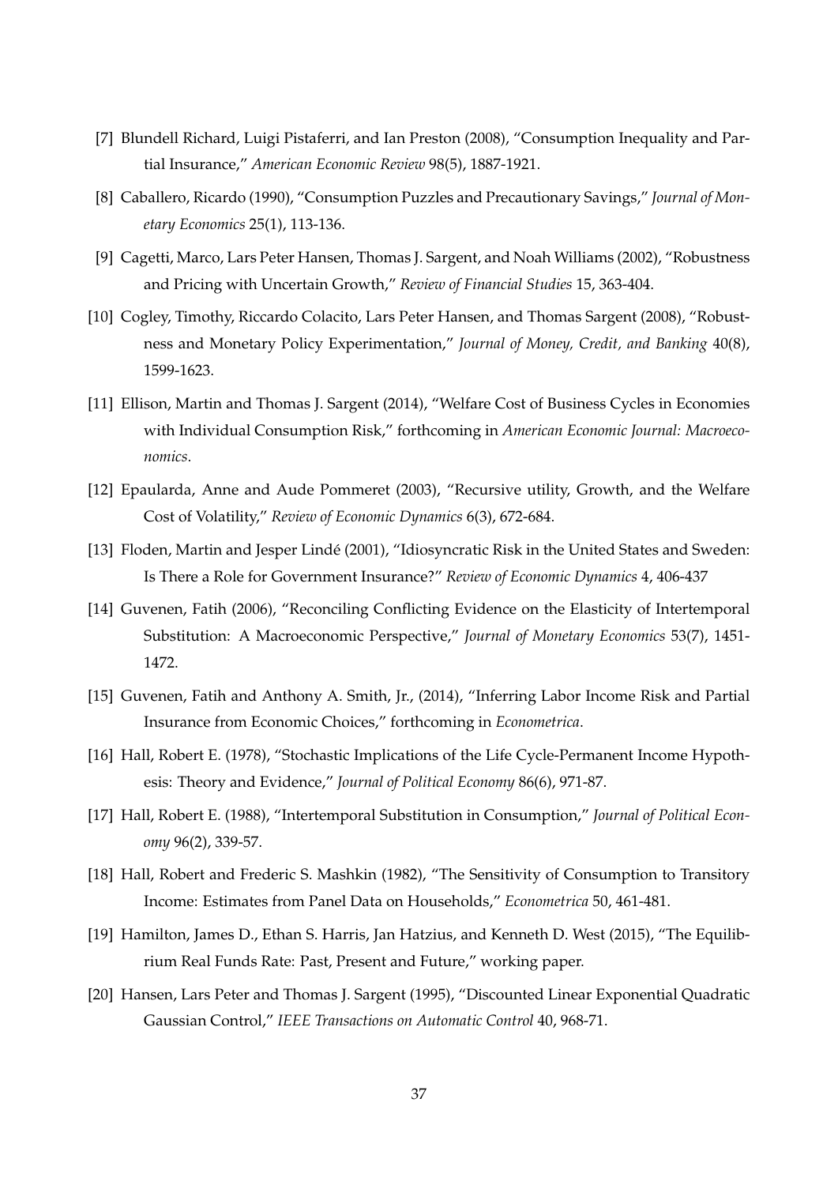[7] Blundell Richard, Luigi Pistaferri, and Ian Preston (2008), "Consumption Inequality and Partial Insurance," *American Economic Review* 98(5), 1887-1921.

[8] Caballero, Ricardo (1990), "Consumption Puzzles and Precautionary Savings," *Journal of Monetary Economics* 25(1), 113-136.

[9] Cagetti, Marco, Lars Peter Hansen, Thomas J. Sargent, and Noah Williams (2002), "Robustness and Pricing with Uncertain Growth," *Review of Financial Studies* 15, 363-404.

[10] Cogley, Timothy, Riccardo Colacito, Lars Peter Hansen, and Thomas Sargent (2008), "Robustness and Monetary Policy Experimentation," *Journal of Money, Credit, and Banking* 40(8), 1599-1623.

[11] Ellison, Martin and Thomas J. Sargent (2014), "Welfare Cost of Business Cycles in Economies with Individual Consumption Risk," forthcoming in *American Economic Journal: Macroeconomics*.

[12] Epaularda, Anne and Aude Pommeret (2003), "Recursive utility, Growth, and the Welfare Cost of Volatility," *Review of Economic Dynamics* 6(3), 672-684.

[13] Floden, Martin and Jesper Lindé (2001), "Idiosyncratic Risk in the United States and Sweden: Is There a Role for Government Insurance?" *Review of Economic Dynamics* 4, 406-437

[14] Guvenen, Fatih (2006), "Reconciling Conflicting Evidence on the Elasticity of Intertemporal Substitution: A Macroeconomic Perspective," *Journal of Monetary Economics* 53(7), 1451-1472.

[15] Guvenen, Fatih and Anthony A. Smith, Jr., (2014), "Inferring Labor Income Risk and Partial Insurance from Economic Choices," forthcoming in *Econometrica*.

[16] Hall, Robert E. (1978), "Stochastic Implications of the Life Cycle-Permanent Income Hypothesis: Theory and Evidence," *Journal of Political Economy* 86(6), 971-87.

[17] Hall, Robert E. (1988), "Intertemporal Substitution in Consumption," *Journal of Political Economy* 96(2), 339-57.

[18] Hall, Robert and Frederic S. Mashkin (1982), "The Sensitivity of Consumption to Transitory Income: Estimates from Panel Data on Households," *Econometrica* 50, 461-481.

[19] Hamilton, James D., Ethan S. Harris, Jan Hatzius, and Kenneth D. West (2015), "The Equilibrium Real Funds Rate: Past, Present and Future," working paper.

[20] Hansen, Lars Peter and Thomas J. Sargent (1995), "Discounted Linear Exponential Quadratic Gaussian Control," *IEEE Transactions on Automatic Control* 40, 968-71.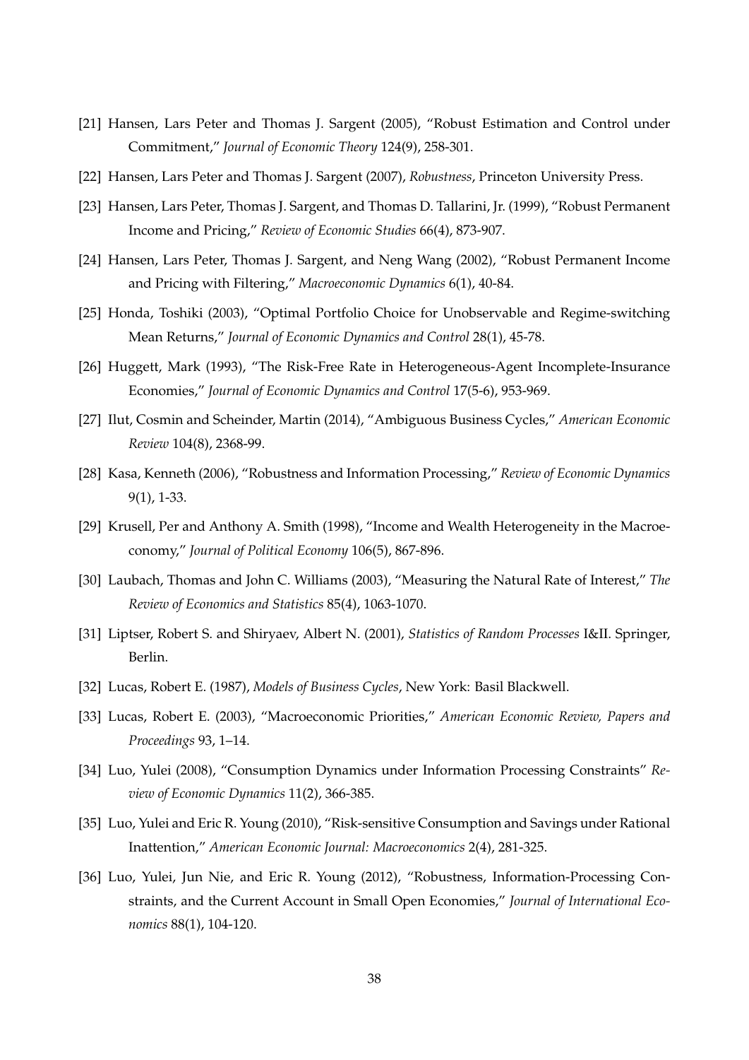[21] Hansen, Lars Peter and Thomas J. Sargent (2005), "Robust Estimation and Control under Commitment," *Journal of Economic Theory* 124(9), 258-301.

[22] Hansen, Lars Peter and Thomas J. Sargent (2007), *Robustness*, Princeton University Press.

[23] Hansen, Lars Peter, Thomas J. Sargent, and Thomas D. Tallarini, Jr. (1999), "Robust Permanent Income and Pricing," *Review of Economic Studies* 66(4), 873-907.

[24] Hansen, Lars Peter, Thomas J. Sargent, and Neng Wang (2002), "Robust Permanent Income and Pricing with Filtering," *Macroeconomic Dynamics* 6(1), 40-84.

[25] Honda, Toshiki (2003), "Optimal Portfolio Choice for Unobservable and Regime-switching Mean Returns," *Journal of Economic Dynamics and Control* 28(1), 45-78.

[26] Huggett, Mark (1993), "The Risk-Free Rate in Heterogeneous-Agent Incomplete-Insurance Economies," *Journal of Economic Dynamics and Control* 17(5-6), 953-969.

[27] Ilut, Cosmin and Scheinder, Martin (2014), "Ambiguous Business Cycles," *American Economic Review* 104(8), 2368-99.

[28] Kasa, Kenneth (2006), "Robustness and Information Processing," *Review of Economic Dynamics* 9(1), 1-33.

[29] Krusell, Per and Anthony A. Smith (1998), "Income and Wealth Heterogeneity in the Macroeconomy," *Journal of Political Economy* 106(5), 867-896.

[30] Laubach, Thomas and John C. Williams (2003), "Measuring the Natural Rate of Interest," *The Review of Economics and Statistics* 85(4), 1063-1070.

[31] Liptser, Robert S. and Shiryaev, Albert N. (2001), *Statistics of Random Processes* I&II. Springer, Berlin.

[32] Lucas, Robert E. (1987), *Models of Business Cycles*, New York: Basil Blackwell.

[33] Lucas, Robert E. (2003), "Macroeconomic Priorities," *American Economic Review, Papers and Proceedings* 93, 1–14.

[34] Luo, Yulei (2008), "Consumption Dynamics under Information Processing Constraints" *Review of Economic Dynamics* 11(2), 366-385.

[35] Luo, Yulei and Eric R. Young (2010), "Risk-sensitive Consumption and Savings under Rational Inattention," *American Economic Journal: Macroeconomics* 2(4), 281-325.

[36] Luo, Yulei, Jun Nie, and Eric R. Young (2012), "Robustness, Information-Processing Constraints, and the Current Account in Small Open Economies," *Journal of International Economics* 88(1), 104-120.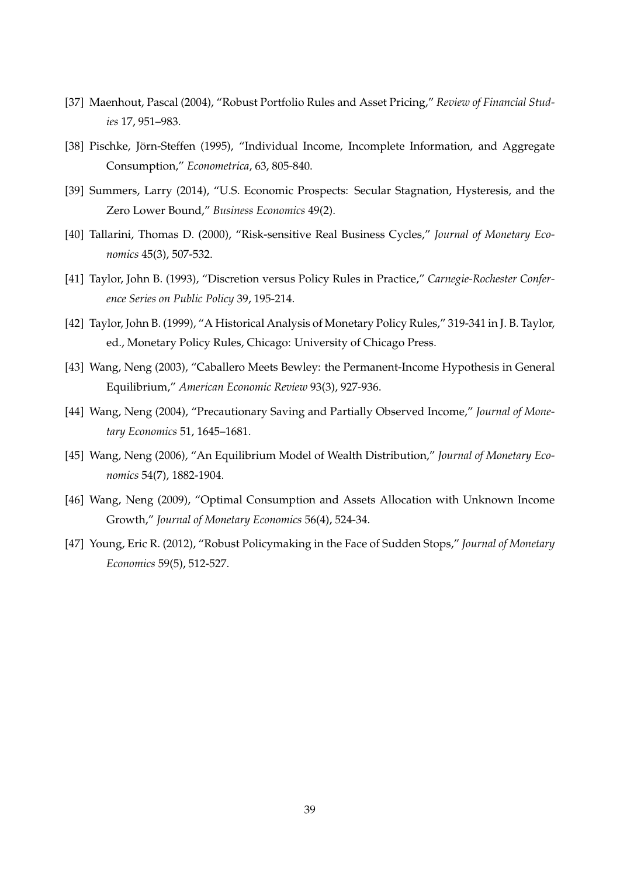[37] Maenhout, Pascal (2004), "Robust Portfolio Rules and Asset Pricing," *Review of Financial Studies* 17, 951–983.

[38] Pischke, Jörn-Steffen (1995), "Individual Income, Incomplete Information, and Aggregate Consumption," *Econometrica*, 63, 805-840.

[39] Summers, Larry (2014), "U.S. Economic Prospects: Secular Stagnation, Hysteresis, and the Zero Lower Bound," *Business Economics* 49(2).

[40] Tallarini, Thomas D. (2000), "Risk-sensitive Real Business Cycles," *Journal of Monetary Economics* 45(3), 507-532.

[41] Taylor, John B. (1993), "Discretion versus Policy Rules in Practice," *Carnegie-Rochester Conference Series on Public Policy* 39, 195-214.

[42] Taylor, John B. (1999), "A Historical Analysis of Monetary Policy Rules," 319-341 in J. B. Taylor, ed., Monetary Policy Rules, Chicago: University of Chicago Press.

[43] Wang, Neng (2003), "Caballero Meets Bewley: the Permanent-Income Hypothesis in General Equilibrium," *American Economic Review* 93(3), 927-936.

[44] Wang, Neng (2004), "Precautionary Saving and Partially Observed Income," *Journal of Monetary Economics* 51, 1645–1681.

[45] Wang, Neng (2006), "An Equilibrium Model of Wealth Distribution," *Journal of Monetary Economics* 54(7), 1882-1904.

[46] Wang, Neng (2009), "Optimal Consumption and Assets Allocation with Unknown Income Growth," *Journal of Monetary Economics* 56(4), 524-34.

[47] Young, Eric R. (2012), "Robust Policymaking in the Face of Sudden Stops," *Journal of Monetary Economics* 59(5), 512-527.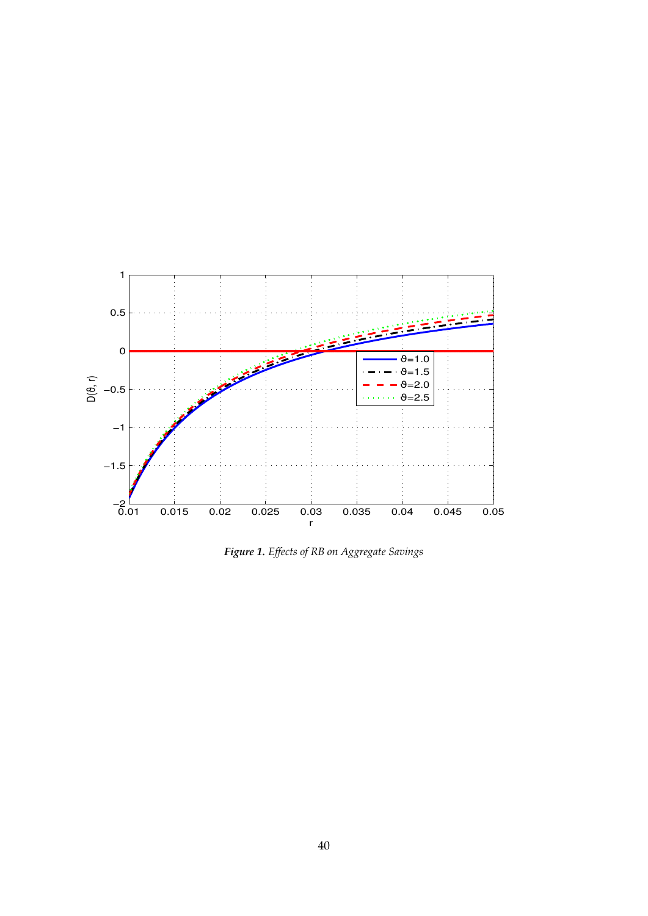***Figure 1.*** *Effects of RB on Aggregate Savings*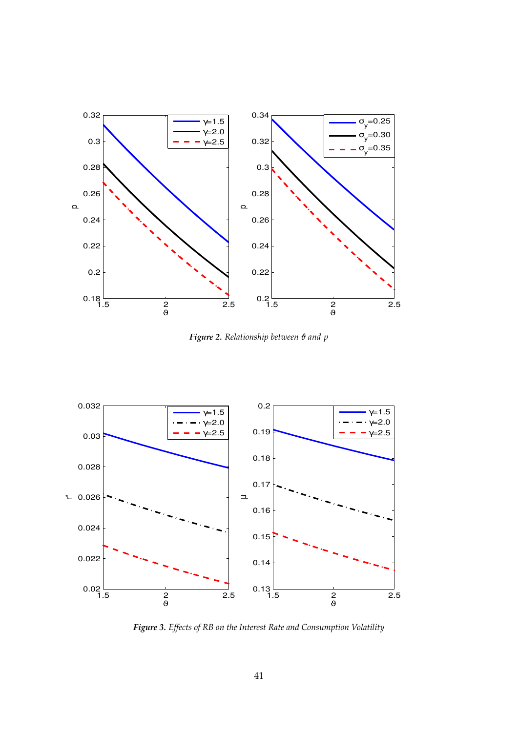*Figure 2. Relationship between $\vartheta$ and $p$*

*Figure 3. Effects of RB on the Interest Rate and Consumption Volatility*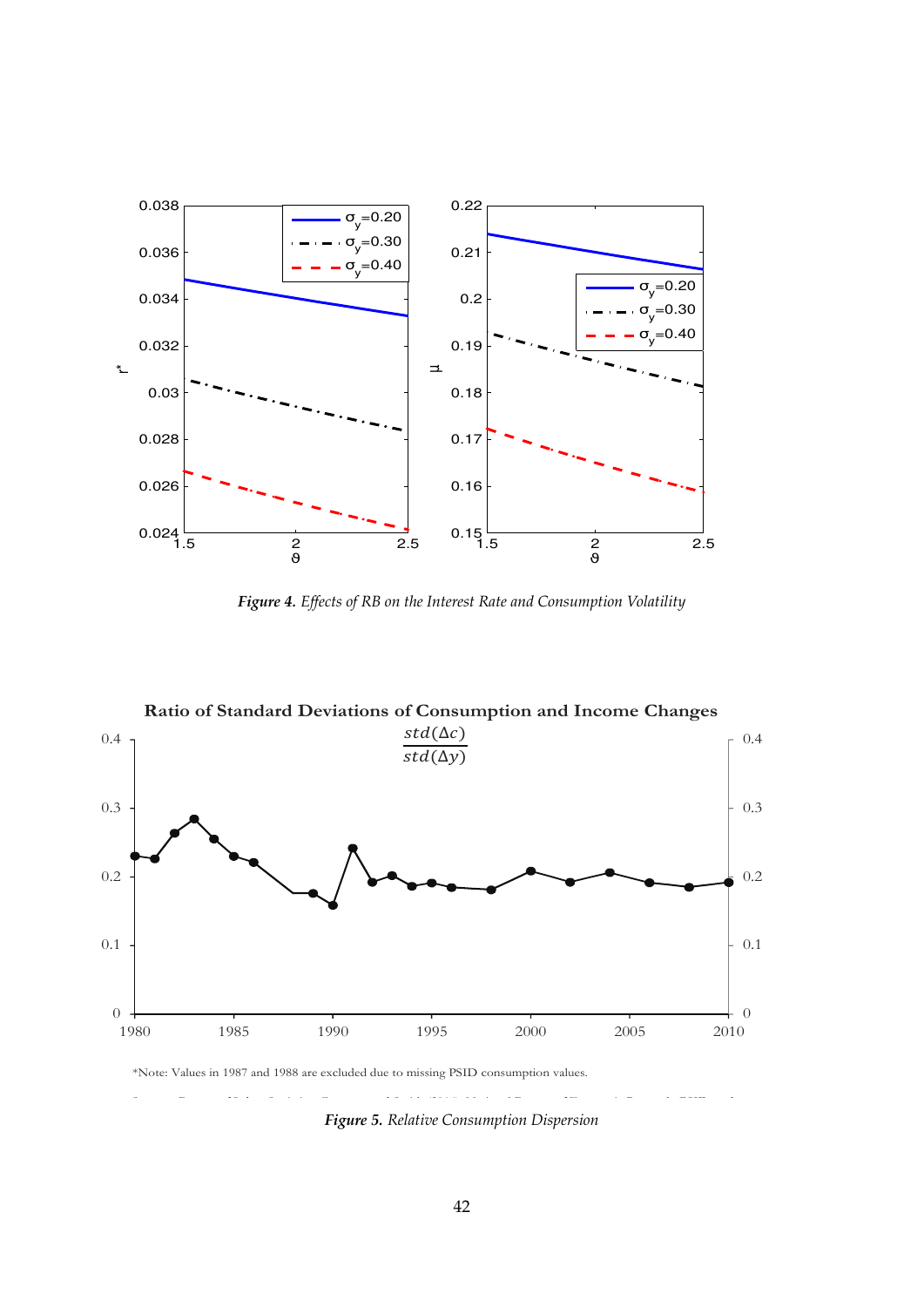*Figure 4. Effects of RB on the Interest Rate and Consumption Volatility*

*Note: Values in 1987 and 1988 are excluded due to missing PSID consumption values.

*Figure 5. Relative Consumption Dispersion*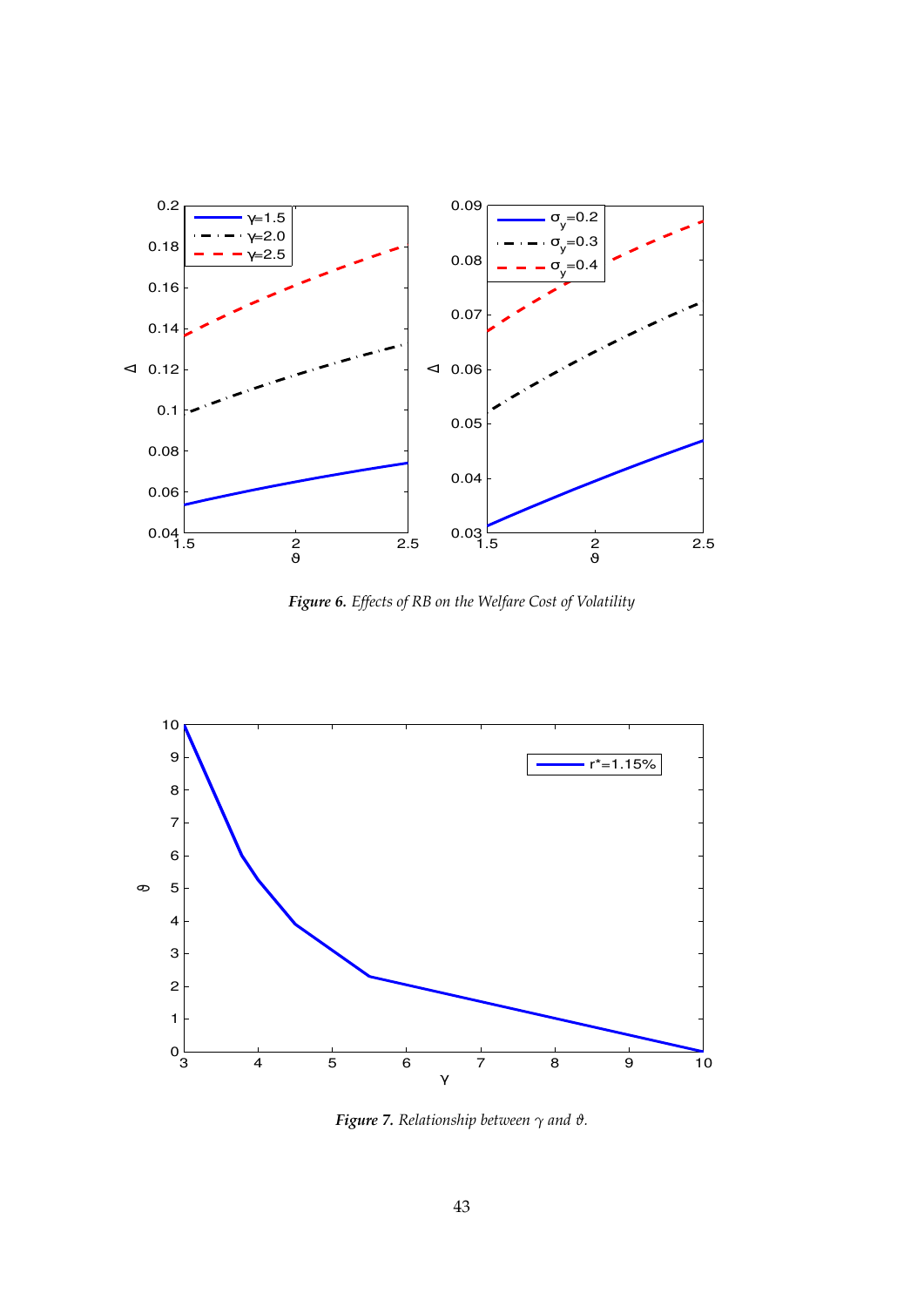***Figure 6.*** *Effects of RB on the Welfare Cost of Volatility*

***Figure 7.*** *Relationship between $\gamma$ and $\vartheta$.*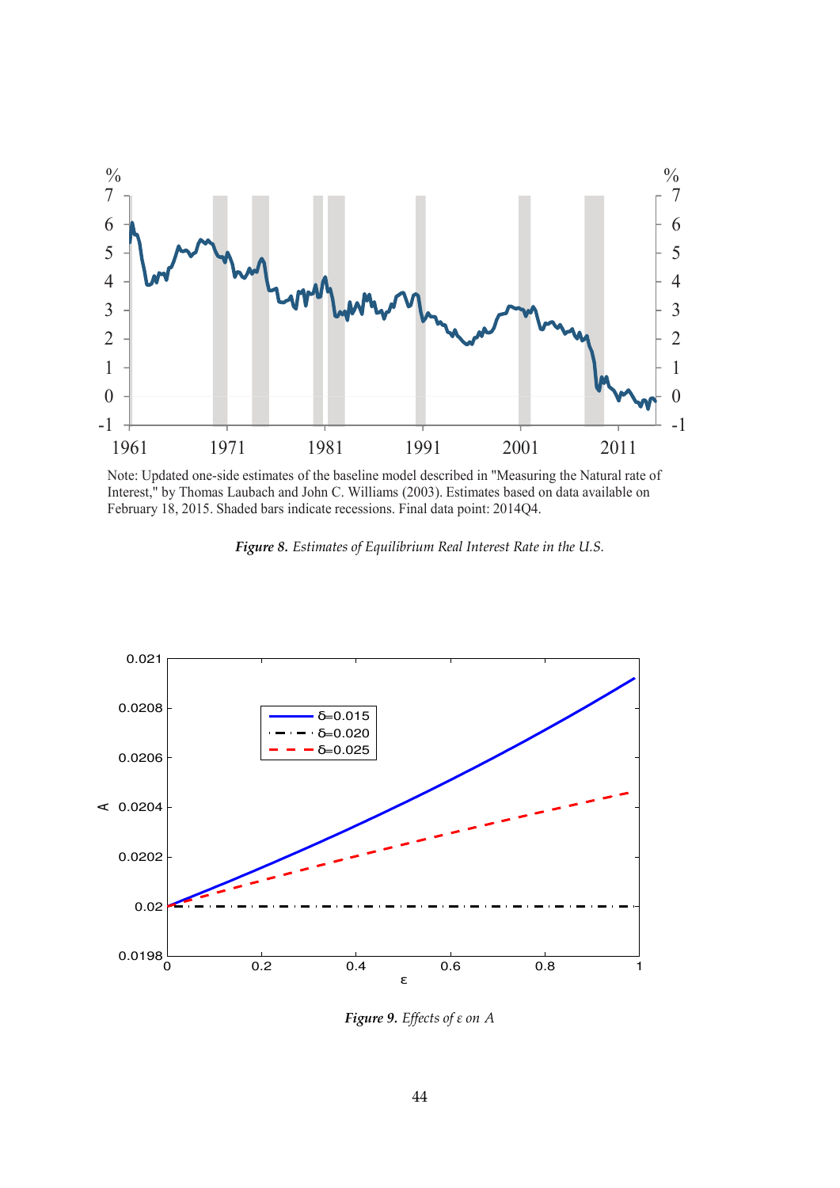Note: Updated one-side estimates of the baseline model described in "Measuring the Natural rate of Interest," by Thomas Laubach and John C. Williams (2003). Estimates based on data available on February 18, 2015. Shaded bars indicate recessions. Final data point: 2014Q4.

***Figure 8.*** *Estimates of Equilibrium Real Interest Rate in the U.S.*

***Figure 9.*** *Effects of $\varepsilon$ on $A$*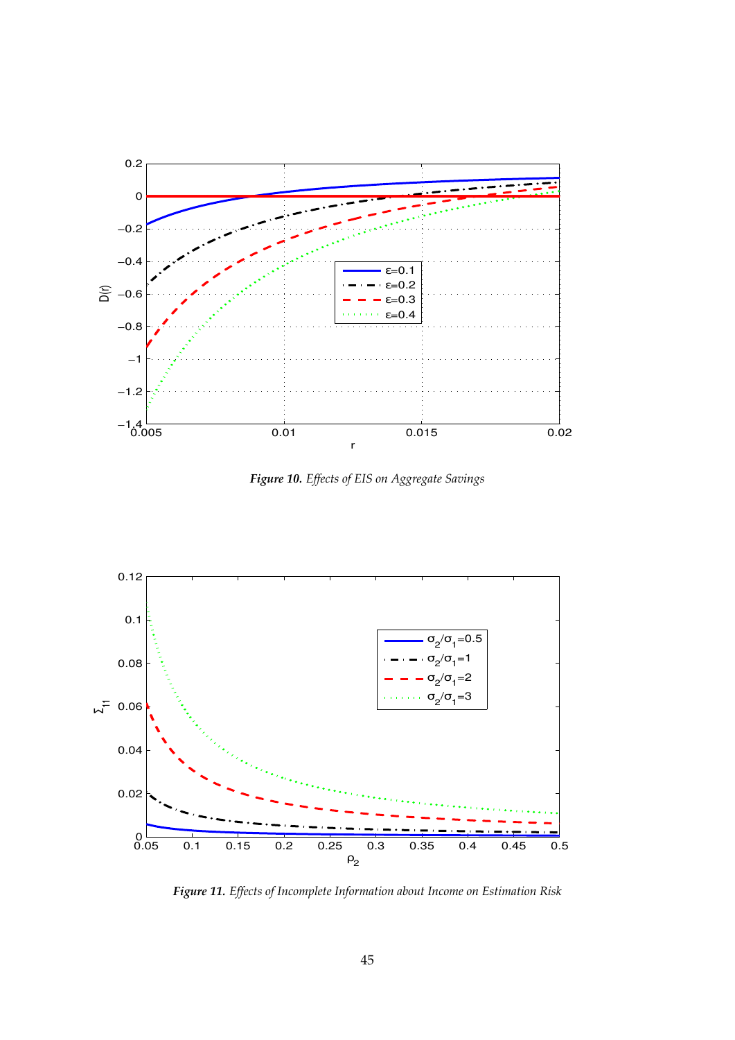***Figure 10.*** *Effects of EIS on Aggregate Savings*

***Figure 11.*** *Effects of Incomplete Information about Income on Estimation Risk*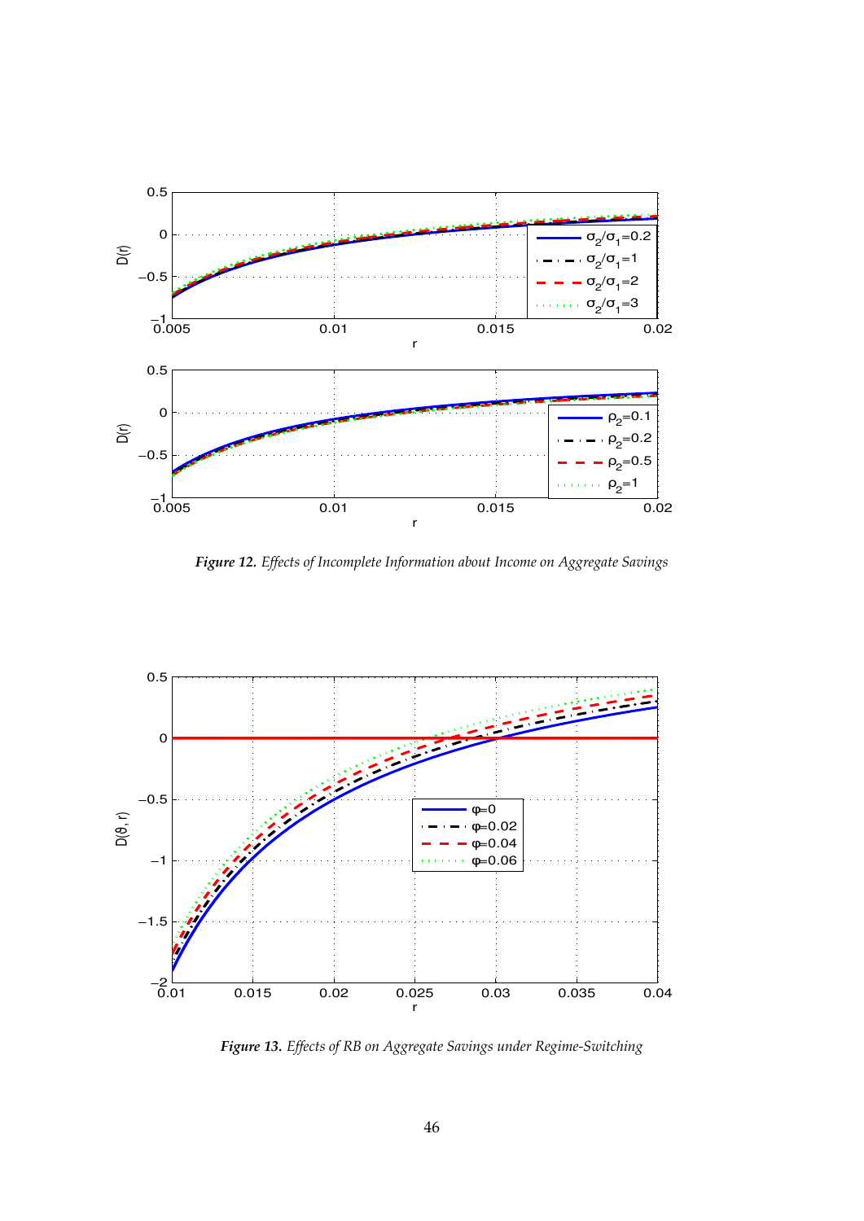***Figure 12.*** *Effects of Incomplete Information about Income on Aggregate Savings*

***Figure 13.*** *Effects of RB on Aggregate Savings under Regime-Switching*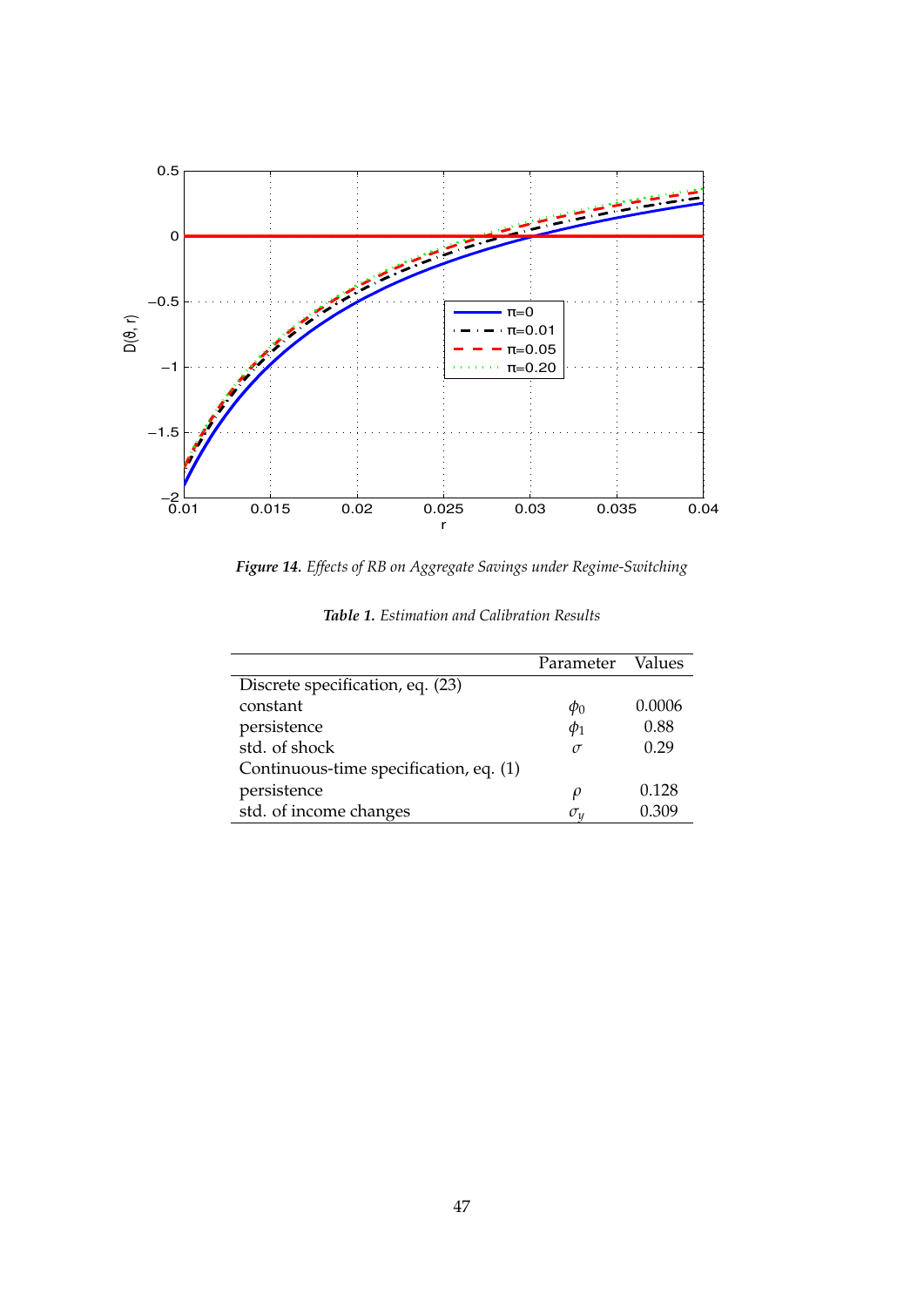0.5
0
−0.5
−1
−1.5
−2
0.01
0.015
0.02
0.025
0.03
0.035
0.04
r
D(ϑ, r)
π=0
π=0.01
π=0.05
π=0.20

***Figure 14.*** *Effects of RB on Aggregate Savings under Regime-Switching*

***Table 1.*** *Estimation and Calibration Results*

| | Parameter | Values |
|---|---|---|
| Discrete specification, eq. (23) | | |
| constant | $\phi_0$ | 0.0006 |
| persistence | $\phi_1$ | 0.88 |
| std. of shock | $\sigma$ | 0.29 |
| Continuous-time specification, eq. (1) | | |
| persistence | $\rho$ | 0.128 |
| std. of income changes | $\sigma_y$ | 0.309 |